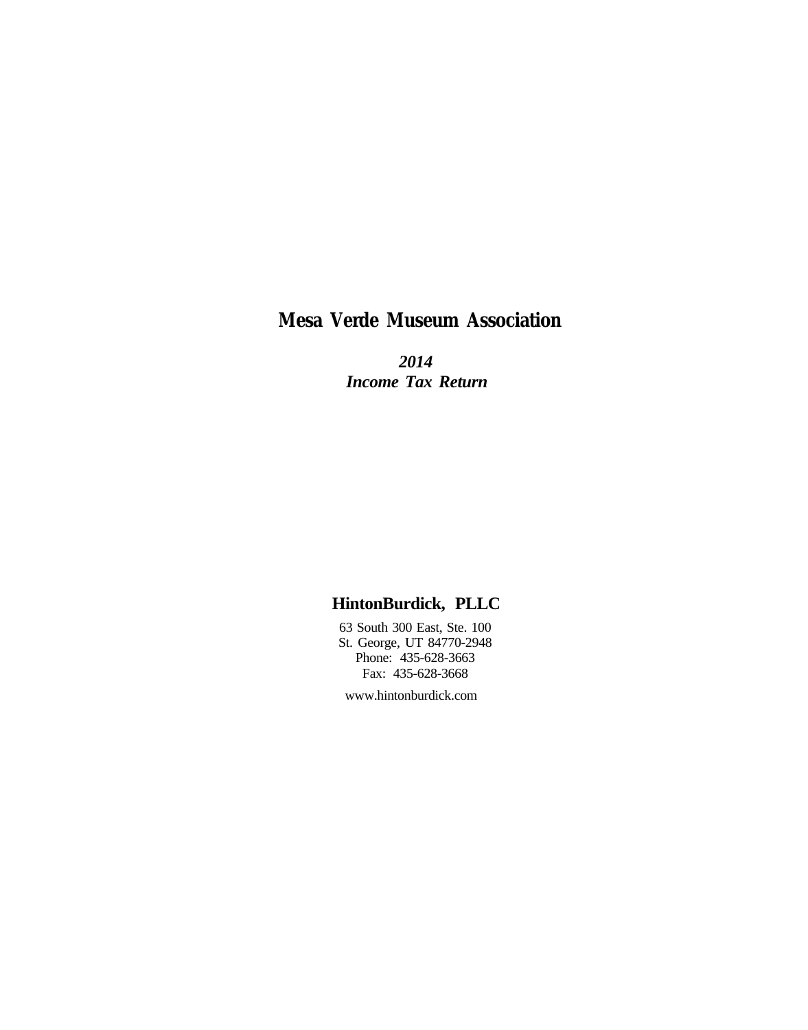# Mesa Verde Museum Association

***2014***
***Income Tax Return***

**HintonBurdick, PLLC**

63 South 300 East, Ste. 100
St. George, UT 84770-2948
Phone: 435-628-3663
Fax: 435-628-3668

www.hintonburdick.com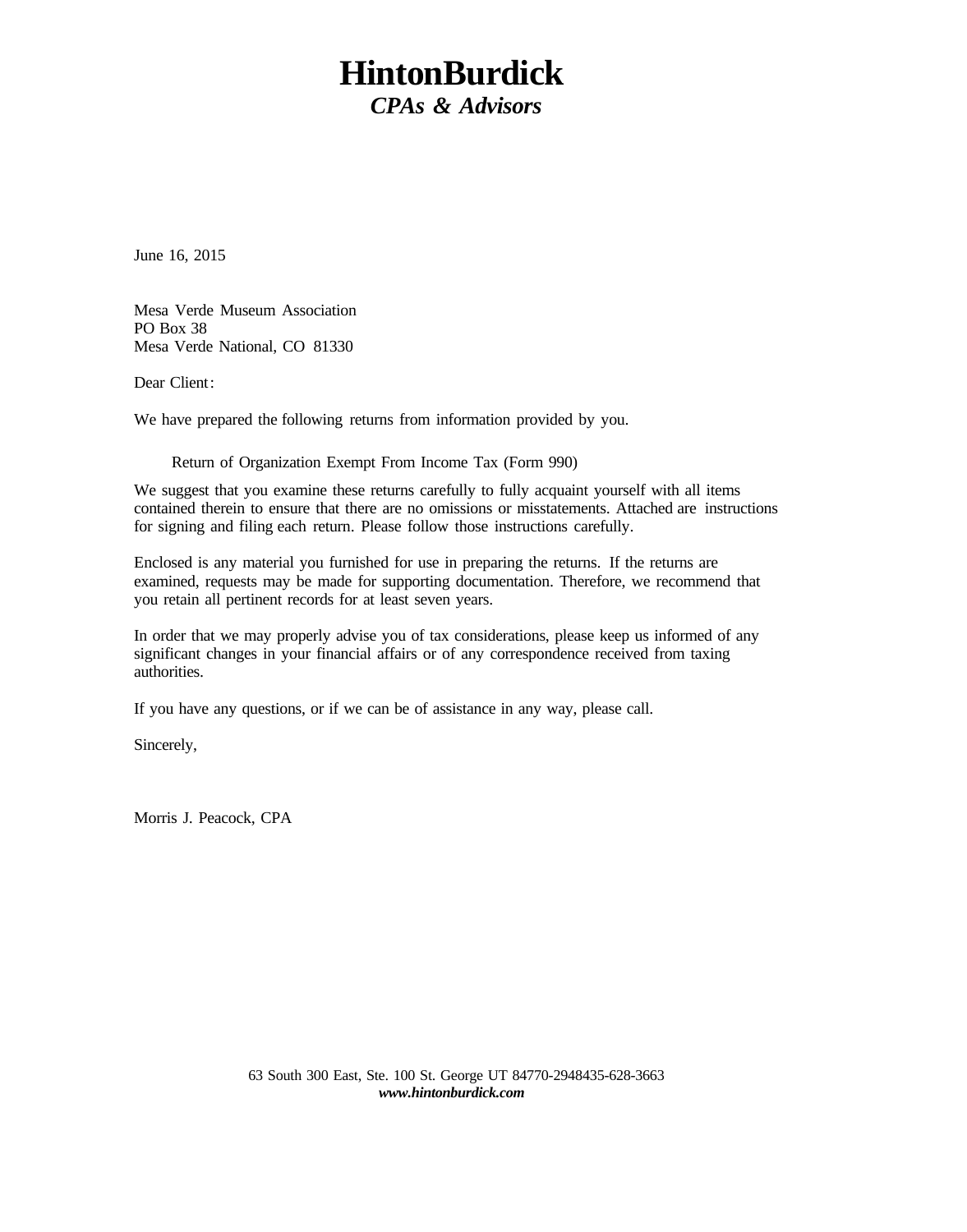# HintonBurdick
## *CPAs & Advisors*

June 16, 2015

Mesa Verde Museum Association  
PO Box 38  
Mesa Verde National, CO 81330

Dear Client:

We have prepared the following returns from information provided by you.

Return of Organization Exempt From Income Tax (Form 990)

We suggest that you examine these returns carefully to fully acquaint yourself with all items contained therein to ensure that there are no omissions or misstatements. Attached are instructions for signing and filing each return. Please follow those instructions carefully.

Enclosed is any material you furnished for use in preparing the returns. If the returns are examined, requests may be made for supporting documentation. Therefore, we recommend that you retain all pertinent records for at least seven years.

In order that we may properly advise you of tax considerations, please keep us informed of any significant changes in your financial affairs or of any correspondence received from taxing authorities.

If you have any questions, or if we can be of assistance in any way, please call.

Sincerely,

Morris J. Peacock, CPA

63 South 300 East, Ste. 100 St. George UT 84770-2948435-628-3663  
***www.hintonburdick.com***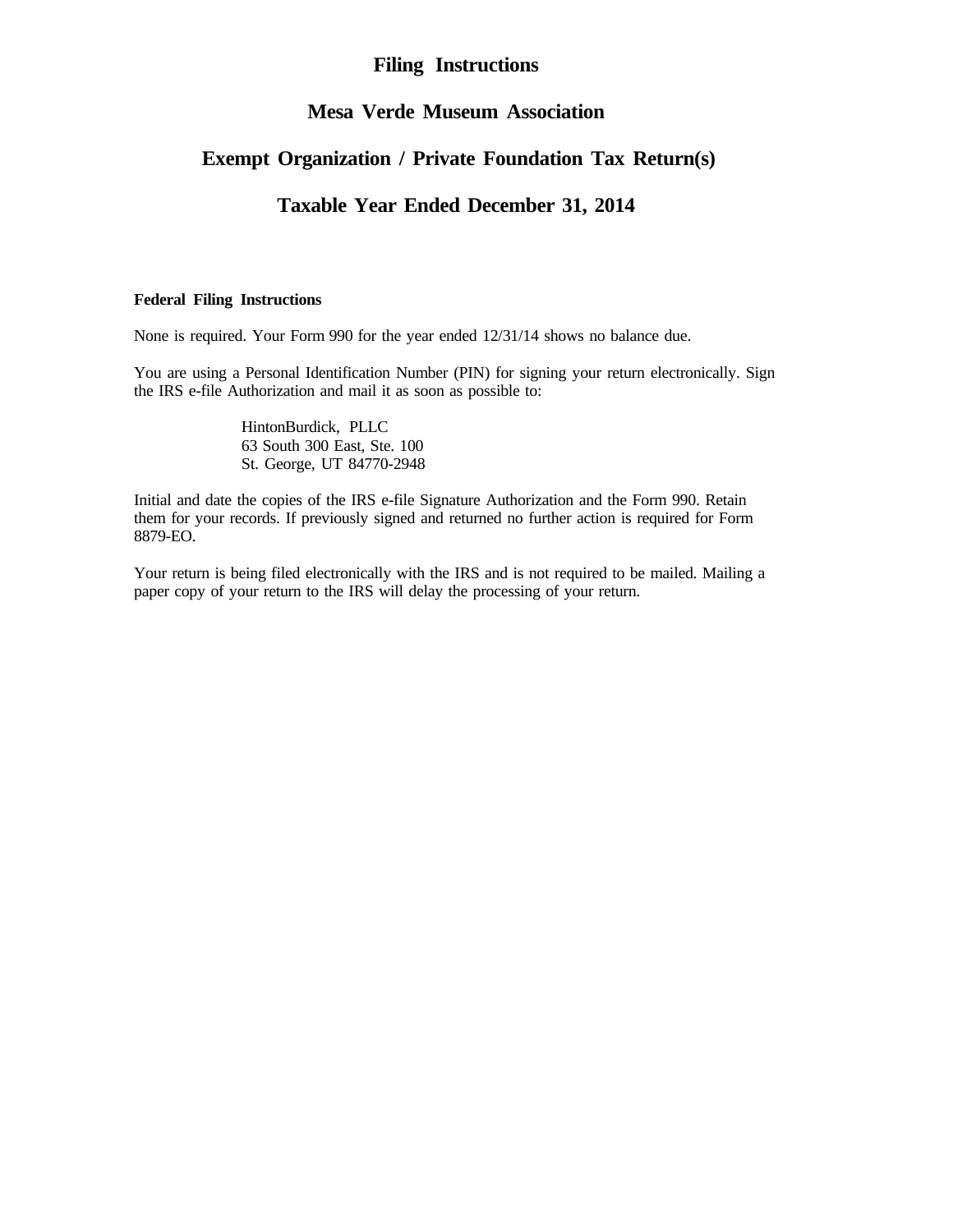# Filing Instructions

## Mesa Verde Museum Association

## Exempt Organization / Private Foundation Tax Return(s)

## Taxable Year Ended December 31, 2014

### Federal Filing Instructions

None is required. Your Form 990 for the year ended 12/31/14 shows no balance due.

You are using a Personal Identification Number (PIN) for signing your return electronically. Sign the IRS e-file Authorization and mail it as soon as possible to:

HintonBurdick, PLLC
63 South 300 East, Ste. 100
St. George, UT 84770-2948

Initial and date the copies of the IRS e-file Signature Authorization and the Form 990. Retain them for your records. If previously signed and returned no further action is required for Form 8879-EO.

Your return is being filed electronically with the IRS and is not required to be mailed. Mailing a paper copy of your return to the IRS will delay the processing of your return.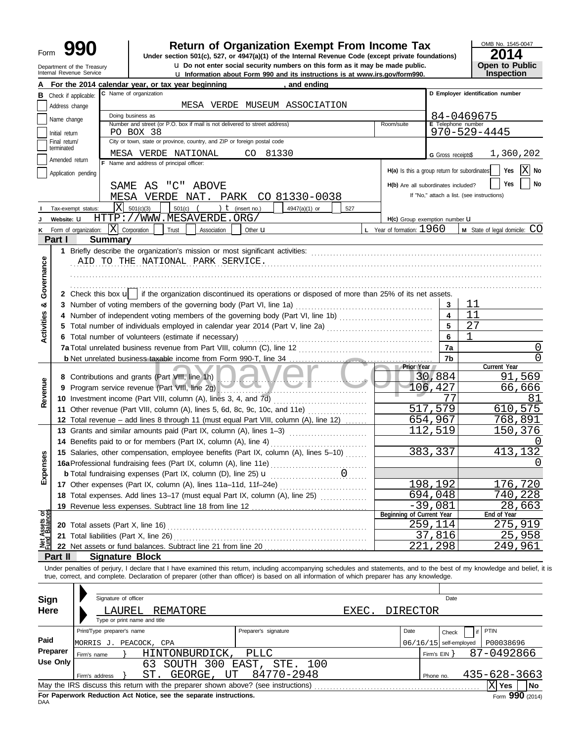Form **990**

Department of the Treasury
Internal Revenue Service

# Return of Organization Exempt From Income Tax

**Under section 501(c), 527, or 4947(a)(1) of the Internal Revenue Code (except private foundations)**

u Do not enter social security numbers on this form as it may be made public.

u Information about Form 990 and its instructions is at www.irs.gov/form990.

OMB No. 1545-0047

**2014**

**Open to Public Inspection**

**A** For the 2014 calendar year, or tax year beginning , and ending

**B** Check if applicable:
- Address change
- Name change
- Initial return
- Final return/terminated
- Amended return
- Application pending

**C** Name of organization: MESA VERDE MUSEUM ASSOCIATION

Doing business as

Number and street (or P.O. box if mail is not delivered to street address): PO BOX 38 — Room/suite

City or town, state or province, country, and ZIP or foreign postal code: MESA VERDE NATIONAL CO 81330

**D** Employer identification number: 84-0469675

**E** Telephone number: 970-529-4445

**G** Gross receipts$ 1,360,202

**F** Name and address of principal officer:
SAME AS "C" ABOVE
MESA VERDE NAT. PARK CO 81330-0038

**H(a)** Is this a group return for subordinates? Yes [ ] No [X]

**H(b)** Are all subordinates included? Yes [ ] No [ ]
If "No," attach a list. (see instructions)

**I** Tax-exempt status: [X] 501(c)(3) [ ] 501(c) ( ) t (insert no.) [ ] 4947(a)(1) or [ ] 527

**J** Website: u HTTP://WWW.MESAVERDE.ORG/

**H(c)** Group exemption number u

**K** Form of organization: [X] Corporation [ ] Trust [ ] Association [ ] Other u

**L** Year of formation: 1960

**M** State of legal domicile: CO

## Part I Summary

**Activities & Governance**

1 Briefly describe the organization's mission or most significant activities:
AID TO THE NATIONAL PARK SERVICE.

2 Check this box u [ ] if the organization discontinued its operations or disposed of more than 25% of its net assets.

| | | | |
|---|---|---|---|
| 3 | Number of voting members of the governing body (Part VI, line 1a) | 3 | 11 |
| 4 | Number of independent voting members of the governing body (Part VI, line 1b) | 4 | 11 |
| 5 | Total number of individuals employed in calendar year 2014 (Part V, line 2a) | 5 | 27 |
| 6 | Total number of volunteers (estimate if necessary) | 6 | 1 |
| 7a | Total unrelated business revenue from Part VIII, column (C), line 12 | 7a | 0 |
| b | Net unrelated business taxable income from Form 990-T, line 34 | 7b | 0 |

| | | | Prior Year | Current Year |
|---|---|---|---|---|
| **Revenue** | 8 | Contributions and grants (Part VIII, line 1h) | 30,884 | 91,569 |
| | 9 | Program service revenue (Part VIII, line 2g) | 106,427 | 66,666 |
| | 10 | Investment income (Part VIII, column (A), lines 3, 4, and 7d) | 77 | 81 |
| | 11 | Other revenue (Part VIII, column (A), lines 5, 6d, 8c, 9c, 10c, and 11e) | 517,579 | 610,575 |
| | 12 | Total revenue – add lines 8 through 11 (must equal Part VIII, column (A), line 12) | 654,967 | 768,891 |
| **Expenses** | 13 | Grants and similar amounts paid (Part IX, column (A), lines 1–3) | 112,519 | 150,376 |
| | 14 | Benefits paid to or for members (Part IX, column (A), line 4) | | 0 |
| | 15 | Salaries, other compensation, employee benefits (Part IX, column (A), lines 5–10) | 383,337 | 413,132 |
| | 16a | Professional fundraising fees (Part IX, column (A), line 11e) | | 0 |
| | b | Total fundraising expenses (Part IX, column (D), line 25) u 0 | | |
| | 17 | Other expenses (Part IX, column (A), lines 11a–11d, 11f–24e) | 198,192 | 176,720 |
| | 18 | Total expenses. Add lines 13–17 (must equal Part IX, column (A), line 25) | 694,048 | 740,228 |
| | 19 | Revenue less expenses. Subtract line 18 from line 12 | -39,081 | 28,663 |

| | | | Beginning of Current Year | End of Year |
|---|---|---|---|---|
| **Net Assets or Fund Balances** | 20 | Total assets (Part X, line 16) | 259,114 | 275,919 |
| | 21 | Total liabilities (Part X, line 26) | 37,816 | 25,958 |
| | 22 | Net assets or fund balances. Subtract line 21 from line 20 | 221,298 | 249,961 |

## Part II Signature Block

Under penalties of perjury, I declare that I have examined this return, including accompanying schedules and statements, and to the best of my knowledge and belief, it is true, correct, and complete. Declaration of preparer (other than officer) is based on all information of which preparer has any knowledge.

**Sign Here**

Signature of officer — Date

LAUREL REMATORE EXEC. DIRECTOR
Type or print name and title

**Paid Preparer Use Only**

| Print/Type preparer's name | Preparer's signature | Date | Check [ ] if self-employed | PTIN |
|---|---|---|---|---|
| MORRIS J. PEACOCK, CPA | | 06/16/15 | | P00038696 |

Firm's name } HINTONBURDICK, PLLC — Firm's EIN } 87-0492866

Firm's address } 63 SOUTH 300 EAST, STE. 100, ST. GEORGE, UT 84770-2948 — Phone no. 435-628-3663

May the IRS discuss this return with the preparer shown above? (see instructions) [X] Yes [ ] No

**For Paperwork Reduction Act Notice, see the separate instructions.**

DAA

Form **990** (2014)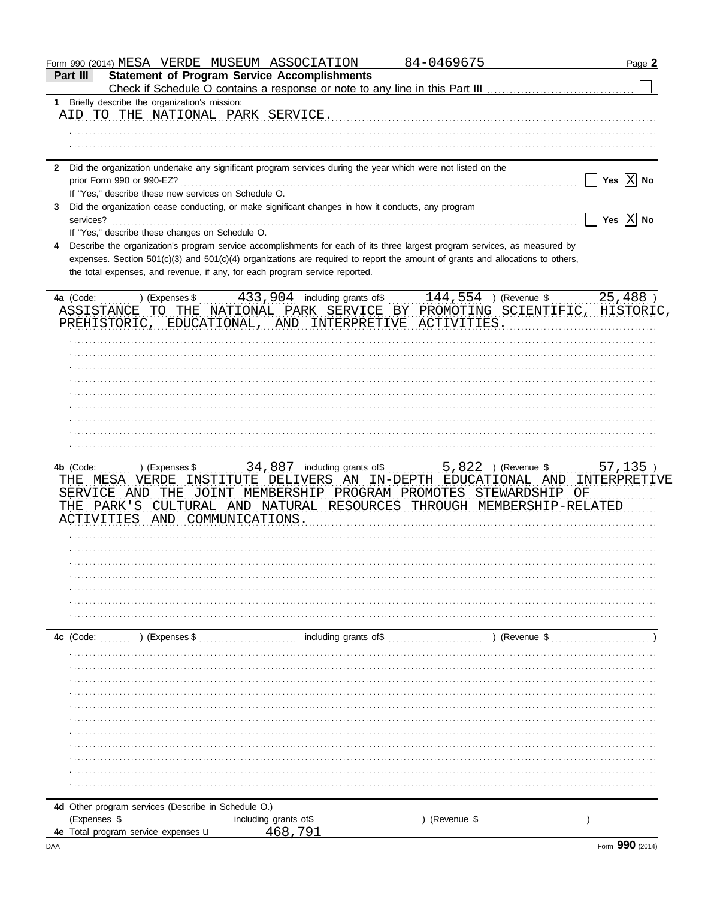Form 990 (2014) MESA VERDE MUSEUM ASSOCIATION 84-0469675 Page **2**

## Part III Statement of Program Service Accomplishments

Check if Schedule O contains a response or note to any line in this Part III ☐

**1** Briefly describe the organization's mission:

AID TO THE NATIONAL PARK SERVICE.

**2** Did the organization undertake any significant program services during the year which were not listed on the prior Form 990 or 990-EZ? ☐ Yes ☒ No

If "Yes," describe these new services on Schedule O.

**3** Did the organization cease conducting, or make significant changes in how it conducts, any program services? ☐ Yes ☒ No

If "Yes," describe these changes on Schedule O.

**4** Describe the organization's program service accomplishments for each of its three largest program services, as measured by expenses. Section 501(c)(3) and 501(c)(4) organizations are required to report the amount of grants and allocations to others, the total expenses, and revenue, if any, for each program service reported.

**4a** (Code: ) (Expenses $ 433,904 including grants of$ 144,554 ) (Revenue $ 25,488 )

ASSISTANCE TO THE NATIONAL PARK SERVICE BY PROMOTING SCIENTIFIC, HISTORIC, PREHISTORIC, EDUCATIONAL, AND INTERPRETIVE ACTIVITIES.

**4b** (Code: ) (Expenses $ 34,887 including grants of$ 5,822 ) (Revenue $ 57,135 )

THE MESA VERDE INSTITUTE DELIVERS AN IN-DEPTH EDUCATIONAL AND INTERPRETIVE SERVICE AND THE JOINT MEMBERSHIP PROGRAM PROMOTES STEWARDSHIP OF THE PARK'S CULTURAL AND NATURAL RESOURCES THROUGH MEMBERSHIP-RELATED ACTIVITIES AND COMMUNICATIONS.

**4c** (Code: ) (Expenses $ including grants of$ ) (Revenue $ )

**4d** Other program services (Describe in Schedule O.)

(Expenses $ including grants of$ ) (Revenue $ )

**4e** Total program service expenses ▶ 468,791

Form **990** (2014)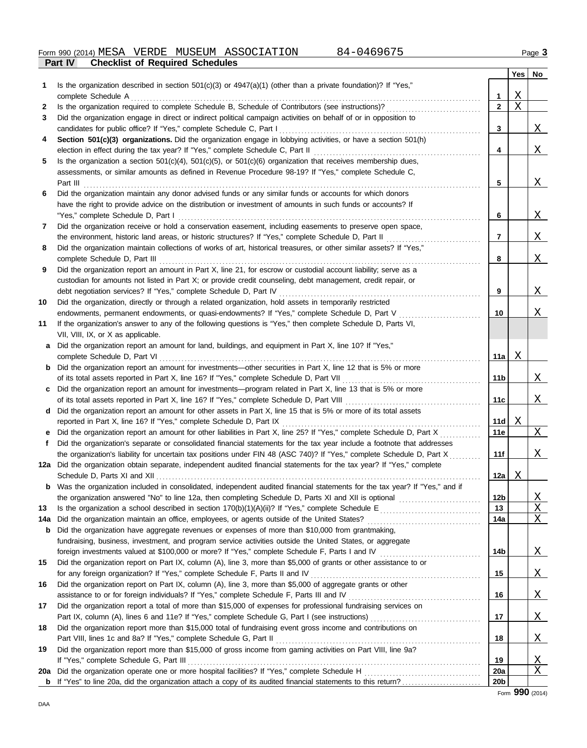Form 990 (2014) MESA VERDE MUSEUM ASSOCIATION 84-0469675 Page **3**

**Part IV Checklist of Required Schedules**

| | | | Yes | No |
|---|---|---|---|---|
| **1** | Is the organization described in section 501(c)(3) or 4947(a)(1) (other than a private foundation)? If "Yes," complete Schedule A | **1** | X | |
| **2** | Is the organization required to complete Schedule B, Schedule of Contributors (see instructions)? | **2** | X | |
| **3** | Did the organization engage in direct or indirect political campaign activities on behalf of or in opposition to candidates for public office? If "Yes," complete Schedule C, Part I | **3** | | X |
| **4** | **Section 501(c)(3) organizations.** Did the organization engage in lobbying activities, or have a section 501(h) election in effect during the tax year? If "Yes," complete Schedule C, Part II | **4** | | X |
| **5** | Is the organization a section 501(c)(4), 501(c)(5), or 501(c)(6) organization that receives membership dues, assessments, or similar amounts as defined in Revenue Procedure 98-19? If "Yes," complete Schedule C, Part III | **5** | | X |
| **6** | Did the organization maintain any donor advised funds or any similar funds or accounts for which donors have the right to provide advice on the distribution or investment of amounts in such funds or accounts? If "Yes," complete Schedule D, Part I | **6** | | X |
| **7** | Did the organization receive or hold a conservation easement, including easements to preserve open space, the environment, historic land areas, or historic structures? If "Yes," complete Schedule D, Part II | **7** | | X |
| **8** | Did the organization maintain collections of works of art, historical treasures, or other similar assets? If "Yes," complete Schedule D, Part III | **8** | | X |
| **9** | Did the organization report an amount in Part X, line 21, for escrow or custodial account liability; serve as a custodian for amounts not listed in Part X; or provide credit counseling, debt management, credit repair, or debt negotiation services? If "Yes," complete Schedule D, Part IV | **9** | | X |
| **10** | Did the organization, directly or through a related organization, hold assets in temporarily restricted endowments, permanent endowments, or quasi-endowments? If "Yes," complete Schedule D, Part V | **10** | | X |
| **11** | If the organization's answer to any of the following questions is "Yes," then complete Schedule D, Parts VI, VII, VIII, IX, or X as applicable. | | | |
| **a** | Did the organization report an amount for land, buildings, and equipment in Part X, line 10? If "Yes," complete Schedule D, Part VI | **11a** | X | |
| **b** | Did the organization report an amount for investments—other securities in Part X, line 12 that is 5% or more of its total assets reported in Part X, line 16? If "Yes," complete Schedule D, Part VII | **11b** | | X |
| **c** | Did the organization report an amount for investments—program related in Part X, line 13 that is 5% or more of its total assets reported in Part X, line 16? If "Yes," complete Schedule D, Part VIII | **11c** | | X |
| **d** | Did the organization report an amount for other assets in Part X, line 15 that is 5% or more of its total assets reported in Part X, line 16? If "Yes," complete Schedule D, Part IX | **11d** | X | |
| **e** | Did the organization report an amount for other liabilities in Part X, line 25? If "Yes," complete Schedule D, Part X | **11e** | | X |
| **f** | Did the organization's separate or consolidated financial statements for the tax year include a footnote that addresses the organization's liability for uncertain tax positions under FIN 48 (ASC 740)? If "Yes," complete Schedule D, Part X | **11f** | | X |
| **12a** | Did the organization obtain separate, independent audited financial statements for the tax year? If "Yes," complete Schedule D, Parts XI and XII | **12a** | X | |
| **b** | Was the organization included in consolidated, independent audited financial statements for the tax year? If "Yes," and if the organization answered "No" to line 12a, then completing Schedule D, Parts XI and XII is optional | **12b** | | X |
| **13** | Is the organization a school described in section 170(b)(1)(A)(ii)? If "Yes," complete Schedule E | **13** | | X |
| **14a** | Did the organization maintain an office, employees, or agents outside of the United States? | **14a** | | X |
| **b** | Did the organization have aggregate revenues or expenses of more than $10,000 from grantmaking, fundraising, business, investment, and program service activities outside the United States, or aggregate foreign investments valued at $100,000 or more? If "Yes," complete Schedule F, Parts I and IV | **14b** | | X |
| **15** | Did the organization report on Part IX, column (A), line 3, more than $5,000 of grants or other assistance to or for any foreign organization? If "Yes," complete Schedule F, Parts II and IV | **15** | | X |
| **16** | Did the organization report on Part IX, column (A), line 3, more than $5,000 of aggregate grants or other assistance to or for foreign individuals? If "Yes," complete Schedule F, Parts III and IV | **16** | | X |
| **17** | Did the organization report a total of more than $15,000 of expenses for professional fundraising services on Part IX, column (A), lines 6 and 11e? If "Yes," complete Schedule G, Part I (see instructions) | **17** | | X |
| **18** | Did the organization report more than $15,000 total of fundraising event gross income and contributions on Part VIII, lines 1c and 8a? If "Yes," complete Schedule G, Part II | **18** | | X |
| **19** | Did the organization report more than $15,000 of gross income from gaming activities on Part VIII, line 9a? If "Yes," complete Schedule G, Part III | **19** | | X |
| **20a** | Did the organization operate one or more hospital facilities? If "Yes," complete Schedule H | **20a** | | X |
| **b** | If "Yes" to line 20a, did the organization attach a copy of its audited financial statements to this return? | **20b** | | |

Form **990** (2014)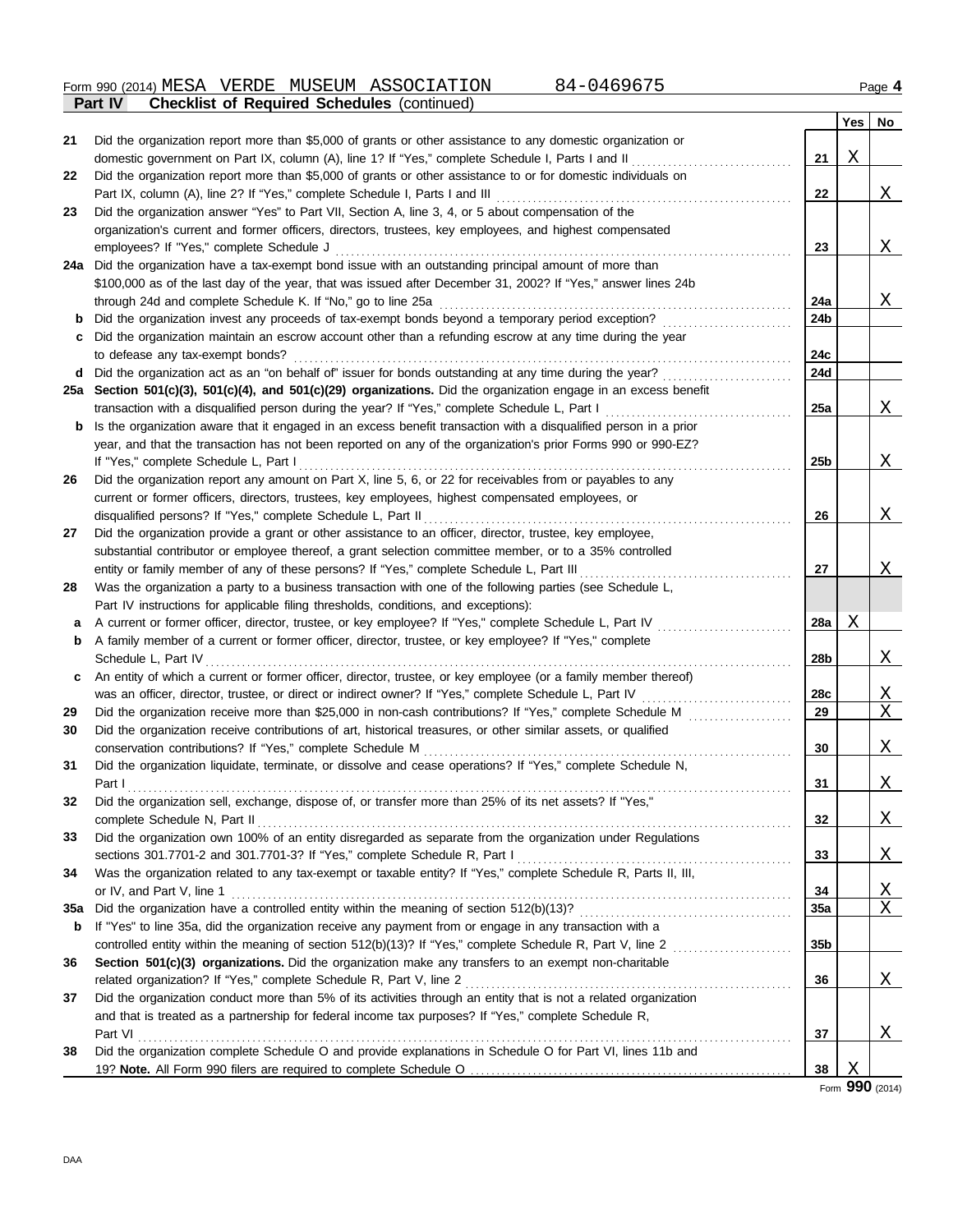Form 990 (2014) MESA VERDE MUSEUM ASSOCIATION 84-0469675 Page 4

**Part IV Checklist of Required Schedules** (continued)

| | | | Yes | No |
|---|---|---|---|---|
| 21 | Did the organization report more than $5,000 of grants or other assistance to any domestic organization or domestic government on Part IX, column (A), line 1? If "Yes," complete Schedule I, Parts I and II | 21 | X | |
| 22 | Did the organization report more than $5,000 of grants or other assistance to or for domestic individuals on Part IX, column (A), line 2? If "Yes," complete Schedule I, Parts I and III | 22 | | X |
| 23 | Did the organization answer "Yes" to Part VII, Section A, line 3, 4, or 5 about compensation of the organization's current and former officers, directors, trustees, key employees, and highest compensated employees? If "Yes," complete Schedule J | 23 | | X |
| 24a | Did the organization have a tax-exempt bond issue with an outstanding principal amount of more than $100,000 as of the last day of the year, that was issued after December 31, 2002? If "Yes," answer lines 24b through 24d and complete Schedule K. If "No," go to line 25a | 24a | | X |
| b | Did the organization invest any proceeds of tax-exempt bonds beyond a temporary period exception? | 24b | | |
| c | Did the organization maintain an escrow account other than a refunding escrow at any time during the year to defease any tax-exempt bonds? | 24c | | |
| d | Did the organization act as an "on behalf of" issuer for bonds outstanding at any time during the year? | 24d | | |
| 25a | **Section 501(c)(3), 501(c)(4), and 501(c)(29) organizations.** Did the organization engage in an excess benefit transaction with a disqualified person during the year? If "Yes," complete Schedule L, Part I | 25a | | X |
| b | Is the organization aware that it engaged in an excess benefit transaction with a disqualified person in a prior year, and that the transaction has not been reported on any of the organization's prior Forms 990 or 990-EZ? If "Yes," complete Schedule L, Part I | 25b | | X |
| 26 | Did the organization report any amount on Part X, line 5, 6, or 22 for receivables from or payables to any current or former officers, directors, trustees, key employees, highest compensated employees, or disqualified persons? If "Yes," complete Schedule L, Part II | 26 | | X |
| 27 | Did the organization provide a grant or other assistance to an officer, director, trustee, key employee, substantial contributor or employee thereof, a grant selection committee member, or to a 35% controlled entity or family member of any of these persons? If "Yes," complete Schedule L, Part III | 27 | | X |
| 28 | Was the organization a party to a business transaction with one of the following parties (see Schedule L, Part IV instructions for applicable filing thresholds, conditions, and exceptions): | | | |
| a | A current or former officer, director, trustee, or key employee? If "Yes," complete Schedule L, Part IV | 28a | X | |
| b | A family member of a current or former officer, director, trustee, or key employee? If "Yes," complete Schedule L, Part IV | 28b | | X |
| c | An entity of which a current or former officer, director, trustee, or key employee (or a family member thereof) was an officer, director, trustee, or direct or indirect owner? If "Yes," complete Schedule L, Part IV | 28c | | X |
| 29 | Did the organization receive more than $25,000 in non-cash contributions? If "Yes," complete Schedule M | 29 | | X |
| 30 | Did the organization receive contributions of art, historical treasures, or other similar assets, or qualified conservation contributions? If "Yes," complete Schedule M | 30 | | X |
| 31 | Did the organization liquidate, terminate, or dissolve and cease operations? If "Yes," complete Schedule N, Part I | 31 | | X |
| 32 | Did the organization sell, exchange, dispose of, or transfer more than 25% of its net assets? If "Yes," complete Schedule N, Part II | 32 | | X |
| 33 | Did the organization own 100% of an entity disregarded as separate from the organization under Regulations sections 301.7701-2 and 301.7701-3? If "Yes," complete Schedule R, Part I | 33 | | X |
| 34 | Was the organization related to any tax-exempt or taxable entity? If "Yes," complete Schedule R, Parts II, III, or IV, and Part V, line 1 | 34 | | X |
| 35a | Did the organization have a controlled entity within the meaning of section 512(b)(13)? | 35a | | X |
| b | If "Yes" to line 35a, did the organization receive any payment from or engage in any transaction with a controlled entity within the meaning of section 512(b)(13)? If "Yes," complete Schedule R, Part V, line 2 | 35b | | |
| 36 | **Section 501(c)(3) organizations.** Did the organization make any transfers to an exempt non-charitable related organization? If "Yes," complete Schedule R, Part V, line 2 | 36 | | X |
| 37 | Did the organization conduct more than 5% of its activities through an entity that is not a related organization and that is treated as a partnership for federal income tax purposes? If "Yes," complete Schedule R, Part VI | 37 | | X |
| 38 | Did the organization complete Schedule O and provide explanations in Schedule O for Part VI, lines 11b and 19? **Note.** All Form 990 filers are required to complete Schedule O | 38 | X | |

Form **990** (2014)

DAA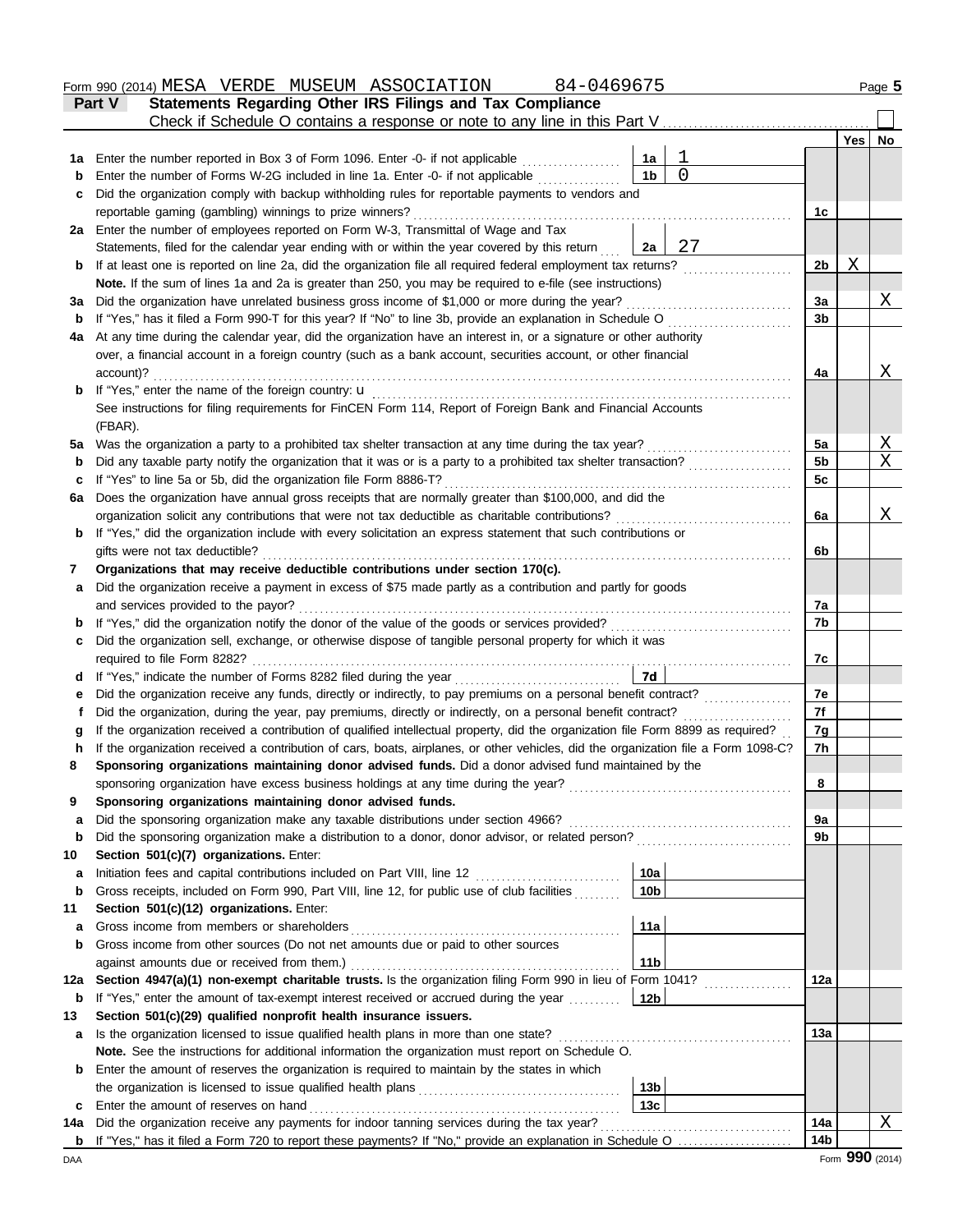Form 990 (2014) MESA VERDE MUSEUM ASSOCIATION 84-0469675 Page 5

## Part V Statements Regarding Other IRS Filings and Tax Compliance

Check if Schedule O contains a response or note to any line in this Part V ☐

| | | | | | Yes | No |
|---|---|---|---|---|---|---|
| 1a | Enter the number reported in Box 3 of Form 1096. Enter -0- if not applicable | 1a | 1 | | | |
| b | Enter the number of Forms W-2G included in line 1a. Enter -0- if not applicable | 1b | 0 | | | |
| c | Did the organization comply with backup withholding rules for reportable payments to vendors and reportable gaming (gambling) winnings to prize winners? | | | 1c | | |
| 2a | Enter the number of employees reported on Form W-3, Transmittal of Wage and Tax Statements, filed for the calendar year ending with or within the year covered by this return | 2a | 27 | | | |
| b | If at least one is reported on line 2a, did the organization file all required federal employment tax returns? | | | 2b | X | |
| | **Note.** If the sum of lines 1a and 2a is greater than 250, you may be required to e-file (see instructions) | | | | | |
| 3a | Did the organization have unrelated business gross income of $1,000 or more during the year? | | | 3a | | X |
| b | If "Yes," has it filed a Form 990-T for this year? If "No" to line 3b, provide an explanation in Schedule O | | | 3b | | |
| 4a | At any time during the calendar year, did the organization have an interest in, or a signature or other authority over, a financial account in a foreign country (such as a bank account, securities account, or other financial account)? | | | 4a | | X |
| b | If "Yes," enter the name of the foreign country: u<br>See instructions for filing requirements for FinCEN Form 114, Report of Foreign Bank and Financial Accounts (FBAR). | | | | | |
| 5a | Was the organization a party to a prohibited tax shelter transaction at any time during the tax year? | | | 5a | | X |
| b | Did any taxable party notify the organization that it was or is a party to a prohibited tax shelter transaction? | | | 5b | | X |
| c | If "Yes" to line 5a or 5b, did the organization file Form 8886-T? | | | 5c | | |
| 6a | Does the organization have annual gross receipts that are normally greater than $100,000, and did the organization solicit any contributions that were not tax deductible as charitable contributions? | | | 6a | | X |
| b | If "Yes," did the organization include with every solicitation an express statement that such contributions or gifts were not tax deductible? | | | 6b | | |
| 7 | **Organizations that may receive deductible contributions under section 170(c).** | | | | | |
| a | Did the organization receive a payment in excess of $75 made partly as a contribution and partly for goods and services provided to the payor? | | | 7a | | |
| b | If "Yes," did the organization notify the donor of the value of the goods or services provided? | | | 7b | | |
| c | Did the organization sell, exchange, or otherwise dispose of tangible personal property for which it was required to file Form 8282? | | | 7c | | |
| d | If "Yes," indicate the number of Forms 8282 filed during the year | 7d | | | | |
| e | Did the organization receive any funds, directly or indirectly, to pay premiums on a personal benefit contract? | | | 7e | | |
| f | Did the organization, during the year, pay premiums, directly or indirectly, on a personal benefit contract? | | | 7f | | |
| g | If the organization received a contribution of qualified intellectual property, did the organization file Form 8899 as required? | | | 7g | | |
| h | If the organization received a contribution of cars, boats, airplanes, or other vehicles, did the organization file a Form 1098-C? | | | 7h | | |
| 8 | **Sponsoring organizations maintaining donor advised funds.** Did a donor advised fund maintained by the sponsoring organization have excess business holdings at any time during the year? | | | 8 | | |
| 9 | **Sponsoring organizations maintaining donor advised funds.** | | | | | |
| a | Did the sponsoring organization make any taxable distributions under section 4966? | | | 9a | | |
| b | Did the sponsoring organization make a distribution to a donor, donor advisor, or related person? | | | 9b | | |
| 10 | **Section 501(c)(7) organizations.** Enter: | | | | | |
| a | Initiation fees and capital contributions included on Part VIII, line 12 | 10a | | | | |
| b | Gross receipts, included on Form 990, Part VIII, line 12, for public use of club facilities | 10b | | | | |
| 11 | **Section 501(c)(12) organizations.** Enter: | | | | | |
| a | Gross income from members or shareholders | 11a | | | | |
| b | Gross income from other sources (Do not net amounts due or paid to other sources against amounts due or received from them.) | 11b | | | | |
| 12a | **Section 4947(a)(1) non-exempt charitable trusts.** Is the organization filing Form 990 in lieu of Form 1041? | | | 12a | | |
| b | If "Yes," enter the amount of tax-exempt interest received or accrued during the year | 12b | | | | |
| 13 | **Section 501(c)(29) qualified nonprofit health insurance issuers.** | | | | | |
| a | Is the organization licensed to issue qualified health plans in more than one state? | | | 13a | | |
| | **Note.** See the instructions for additional information the organization must report on Schedule O. | | | | | |
| b | Enter the amount of reserves the organization is required to maintain by the states in which the organization is licensed to issue qualified health plans | 13b | | | | |
| c | Enter the amount of reserves on hand | 13c | | | | |
| 14a | Did the organization receive any payments for indoor tanning services during the tax year? | | | 14a | | X |
| b | If "Yes," has it filed a Form 720 to report these payments? If "No," provide an explanation in Schedule O | | | 14b | | |

Form **990** (2014)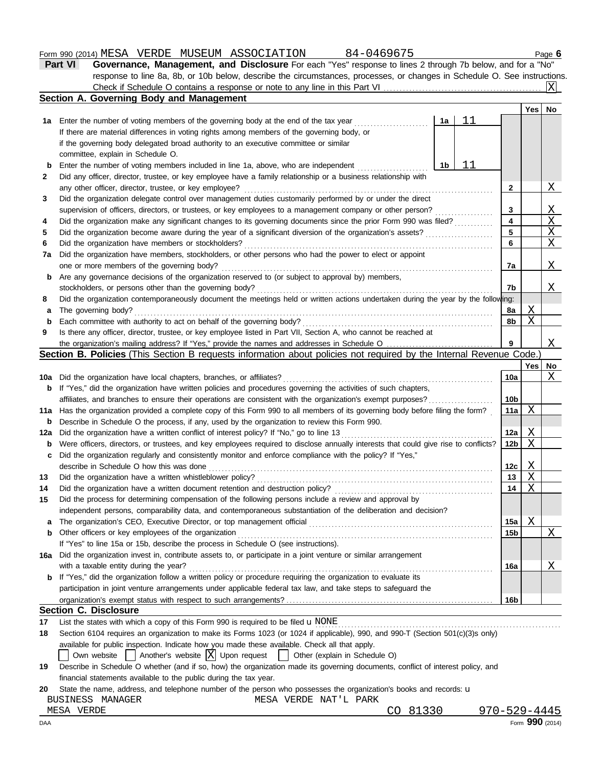Form 990 (2014) MESA VERDE MUSEUM ASSOCIATION 84-0469675 Page 6

**Part VI Governance, Management, and Disclosure** For each "Yes" response to lines 2 through 7b below, and for a "No" response to line 8a, 8b, or 10b below, describe the circumstances, processes, or changes in Schedule O. See instructions.

Check if Schedule O contains a response or note to any line in this Part VI ........ [X]

## Section A. Governing Body and Management

| | | | | Yes | No |
|---|---|---|---|---|---|
| **1a** | Enter the number of voting members of the governing body at the end of the tax year ........ If there are material differences in voting rights among members of the governing body, or if the governing body delegated broad authority to an executive committee or similar committee, explain in Schedule O. | 1a: 11 | | | |
| **b** | Enter the number of voting members included in line 1a, above, who are independent ........ | 1b: 11 | | | |
| **2** | Did any officer, director, trustee, or key employee have a family relationship or a business relationship with any other officer, director, trustee, or key employee? | | 2 | | X |
| **3** | Did the organization delegate control over management duties customarily performed by or under the direct supervision of officers, directors, or trustees, or key employees to a management company or other person? | | 3 | | X |
| **4** | Did the organization make any significant changes to its governing documents since the prior Form 990 was filed? | | 4 | | X |
| **5** | Did the organization become aware during the year of a significant diversion of the organization's assets? | | 5 | | X |
| **6** | Did the organization have members or stockholders? | | 6 | | X |
| **7a** | Did the organization have members, stockholders, or other persons who had the power to elect or appoint one or more members of the governing body? | | 7a | | X |
| **b** | Are any governance decisions of the organization reserved to (or subject to approval by) members, stockholders, or persons other than the governing body? | | 7b | | X |
| **8** | Did the organization contemporaneously document the meetings held or written actions undertaken during the year by the following: | | | | |
| **a** | The governing body? | | 8a | X | |
| **b** | Each committee with authority to act on behalf of the governing body? | | 8b | X | |
| **9** | Is there any officer, director, trustee, or key employee listed in Part VII, Section A, who cannot be reached at the organization's mailing address? If "Yes," provide the names and addresses in Schedule O | | 9 | | X |

## Section B. Policies (This Section B requests information about policies not required by the Internal Revenue Code.)

| | | | Yes | No |
|---|---|---|---|---|
| **10a** | Did the organization have local chapters, branches, or affiliates? | 10a | | X |
| **b** | If "Yes," did the organization have written policies and procedures governing the activities of such chapters, affiliates, and branches to ensure their operations are consistent with the organization's exempt purposes? | 10b | | |
| **11a** | Has the organization provided a complete copy of this Form 990 to all members of its governing body before filing the form? | 11a | X | |
| **b** | Describe in Schedule O the process, if any, used by the organization to review this Form 990. | | | |
| **12a** | Did the organization have a written conflict of interest policy? If "No," go to line 13 | 12a | X | |
| **b** | Were officers, directors, or trustees, and key employees required to disclose annually interests that could give rise to conflicts? | 12b | X | |
| **c** | Did the organization regularly and consistently monitor and enforce compliance with the policy? If "Yes," describe in Schedule O how this was done | 12c | X | |
| **13** | Did the organization have a written whistleblower policy? | 13 | X | |
| **14** | Did the organization have a written document retention and destruction policy? | 14 | X | |
| **15** | Did the process for determining compensation of the following persons include a review and approval by independent persons, comparability data, and contemporaneous substantiation of the deliberation and decision? | | | |
| **a** | The organization's CEO, Executive Director, or top management official | 15a | X | |
| **b** | Other officers or key employees of the organization | 15b | | X |
| | If "Yes" to line 15a or 15b, describe the process in Schedule O (see instructions). | | | |
| **16a** | Did the organization invest in, contribute assets to, or participate in a joint venture or similar arrangement with a taxable entity during the year? | 16a | | X |
| **b** | If "Yes," did the organization follow a written policy or procedure requiring the organization to evaluate its participation in joint venture arrangements under applicable federal tax law, and take steps to safeguard the organization's exempt status with respect to such arrangements? | 16b | | |

## Section C. Disclosure

**17** List the states with which a copy of this Form 990 is required to be filed u NONE

**18** Section 6104 requires an organization to make its Forms 1023 (or 1024 if applicable), 990, and 990-T (Section 501(c)(3)s only) available for public inspection. Indicate how you made these available. Check all that apply.

[ ] Own website [ ] Another's website [X] Upon request [ ] Other (explain in Schedule O)

**19** Describe in Schedule O whether (and if so, how) the organization made its governing documents, conflict of interest policy, and financial statements available to the public during the tax year.

**20** State the name, address, and telephone number of the person who possesses the organization's books and records: u

BUSINESS MANAGER MESA VERDE NAT'L PARK
MESA VERDE CO 81330 970-529-4445

DAA Form **990** (2014)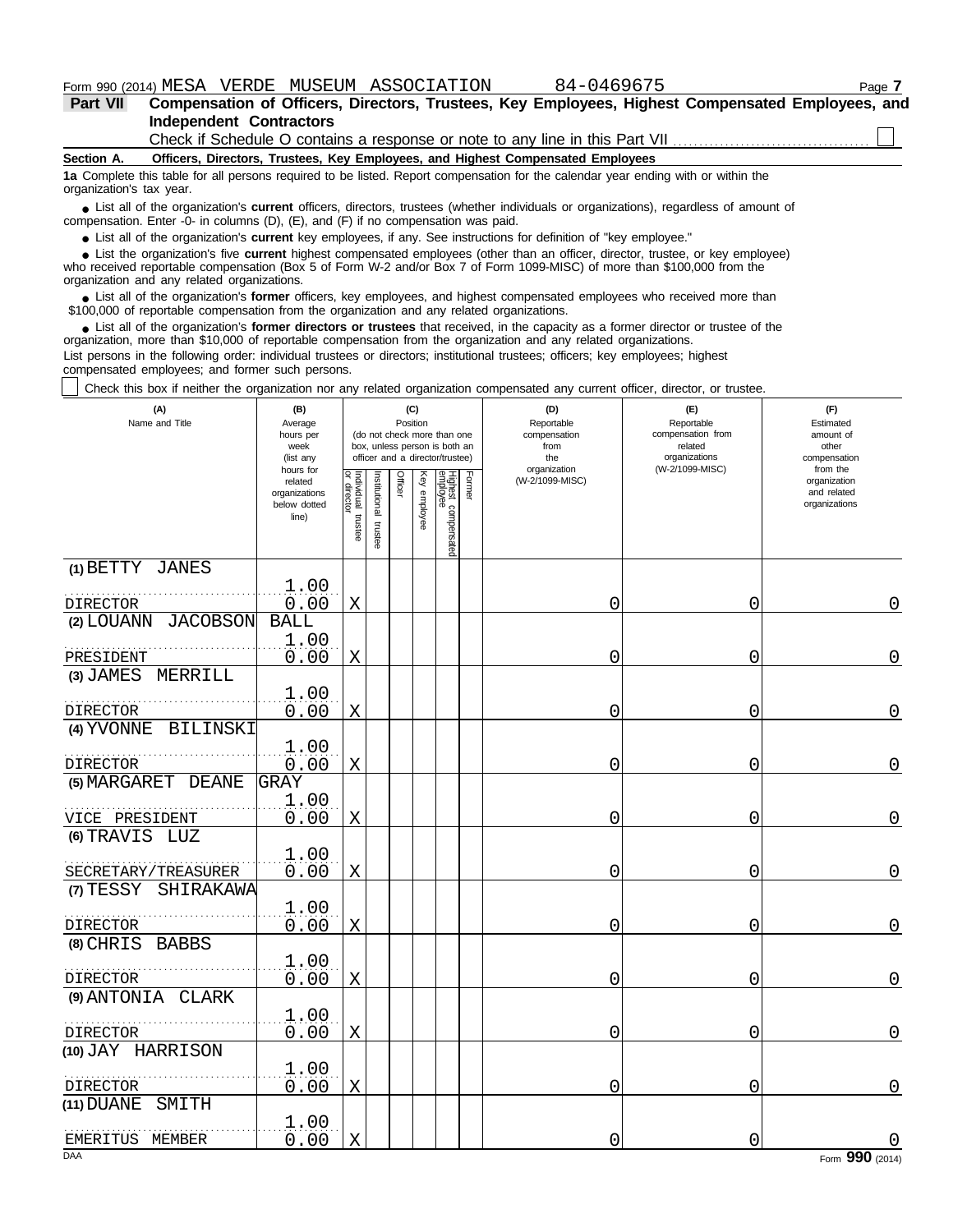Form 990 (2014) MESA VERDE MUSEUM ASSOCIATION 84-0469675 Page 7

**Part VII Compensation of Officers, Directors, Trustees, Key Employees, Highest Compensated Employees, and Independent Contractors**

Check if Schedule O contains a response or note to any line in this Part VII ☐

**Section A. Officers, Directors, Trustees, Key Employees, and Highest Compensated Employees**

**1a** Complete this table for all persons required to be listed. Report compensation for the calendar year ending with or within the organization's tax year.

- List all of the organization's **current** officers, directors, trustees (whether individuals or organizations), regardless of amount of compensation. Enter -0- in columns (D), (E), and (F) if no compensation was paid.
- List all of the organization's **current** key employees, if any. See instructions for definition of "key employee."
- List the organization's five **current** highest compensated employees (other than an officer, director, trustee, or key employee) who received reportable compensation (Box 5 of Form W-2 and/or Box 7 of Form 1099-MISC) of more than $100,000 from the organization and any related organizations.
- List all of the organization's **former** officers, key employees, and highest compensated employees who received more than $100,000 of reportable compensation from the organization and any related organizations.
- List all of the organization's **former directors or trustees** that received, in the capacity as a former director or trustee of the organization, more than $10,000 of reportable compensation from the organization and any related organizations.

List persons in the following order: individual trustees or directors; institutional trustees; officers; key employees; highest compensated employees; and former such persons.

☐ Check this box if neither the organization nor any related organization compensated any current officer, director, or trustee.

| (A) Name and Title | (B) Average hours per week (list any hours for related organizations below dotted line) | (C) Position: Individual trustee or director | Institutional trustee | Officer | Key employee | Highest compensated employee | Former | (D) Reportable compensation from the organization (W-2/1099-MISC) | (E) Reportable compensation from related organizations (W-2/1099-MISC) | (F) Estimated amount of other compensation from the organization and related organizations |
|---|---|---|---|---|---|---|---|---|---|---|
| (1) BETTY JANES<br>DIRECTOR | 1.00<br>0.00 | X | | | | | | 0 | 0 | 0 |
| (2) LOUANN JACOBSON BALL<br>PRESIDENT | 1.00<br>0.00 | X | | | | | | 0 | 0 | 0 |
| (3) JAMES MERRILL<br>DIRECTOR | 1.00<br>0.00 | X | | | | | | 0 | 0 | 0 |
| (4) YVONNE BILINSKI<br>DIRECTOR | 1.00<br>0.00 | X | | | | | | 0 | 0 | 0 |
| (5) MARGARET DEANE GRAY<br>VICE PRESIDENT | 1.00<br>0.00 | X | | | | | | 0 | 0 | 0 |
| (6) TRAVIS LUZ<br>SECRETARY/TREASURER | 1.00<br>0.00 | X | | | | | | 0 | 0 | 0 |
| (7) TESSY SHIRAKAWA<br>DIRECTOR | 1.00<br>0.00 | X | | | | | | 0 | 0 | 0 |
| (8) CHRIS BABBS<br>DIRECTOR | 1.00<br>0.00 | X | | | | | | 0 | 0 | 0 |
| (9) ANTONIA CLARK<br>DIRECTOR | 1.00<br>0.00 | X | | | | | | 0 | 0 | 0 |
| (10) JAY HARRISON<br>DIRECTOR | 1.00<br>0.00 | X | | | | | | 0 | 0 | 0 |
| (11) DUANE SMITH<br>EMERITUS MEMBER | 1.00<br>0.00 | X | | | | | | 0 | 0 | 0 |

DAA Form 990 (2014)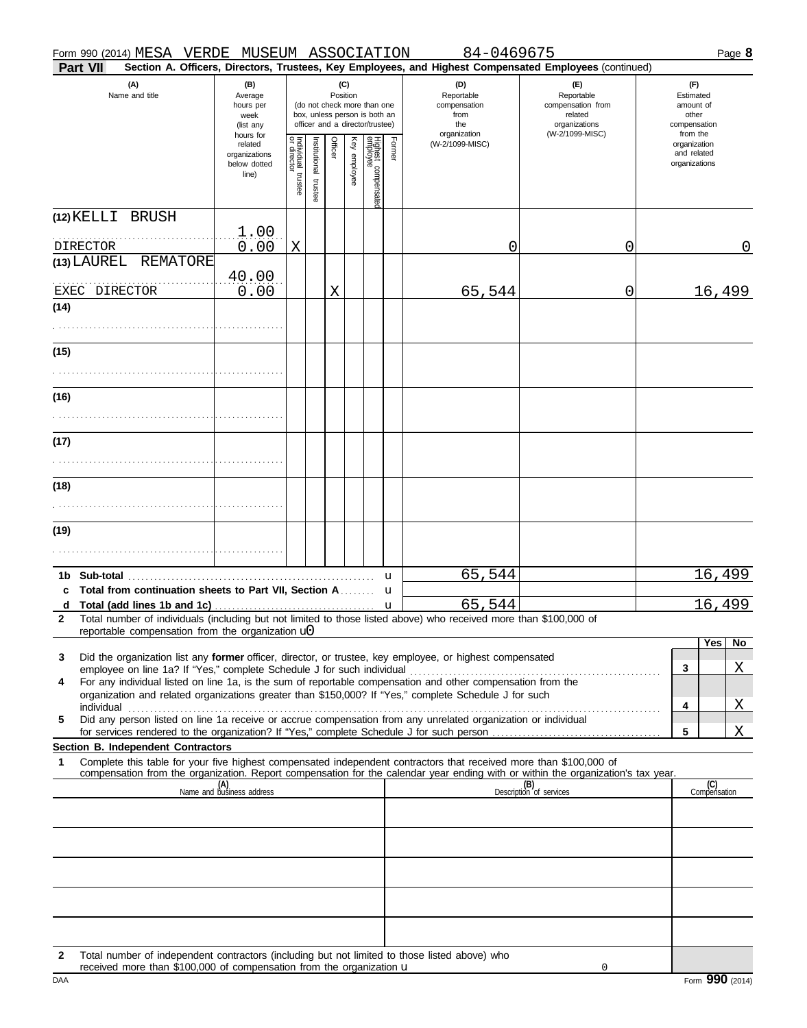Form 990 (2014) MESA VERDE MUSEUM ASSOCIATION 84-0469675 Page **8**

**Part VII** **Section A. Officers, Directors, Trustees, Key Employees, and Highest Compensated Employees** (continued)

| (A) Name and title | (B) Average hours per week (list any hours for related organizations below dotted line) | (C) Position: Individual trustee or director | Institutional trustee | Officer | Key employee | Highest compensated employee | Former | (D) Reportable compensation from the organization (W-2/1099-MISC) | (E) Reportable compensation from related organizations (W-2/1099-MISC) | (F) Estimated amount of other compensation from the organization and related organizations |
|---|---|---|---|---|---|---|---|---|---|---|
| (12) KELLI BRUSH<br>DIRECTOR | 1.00<br>0.00 | X | | | | | | 0 | 0 | 0 |
| (13) LAUREL REMATORE<br>EXEC DIRECTOR | 40.00<br>0.00 | | | X | | | | 65,544 | 0 | 16,499 |
| (14) | | | | | | | | | | |
| (15) | | | | | | | | | | |
| (16) | | | | | | | | | | |
| (17) | | | | | | | | | | |
| (18) | | | | | | | | | | |
| (19) | | | | | | | | | | |

| | | (D) | (E) | (F) |
|---|---|---|---|---|
| **1b** | **Sub-total** | 65,544 | | 16,499 |
| **c** | **Total from continuation sheets to Part VII, Section A** | | | |
| **d** | **Total (add lines 1b and 1c)** | 65,544 | | 16,499 |

**2** Total number of individuals (including but not limited to those listed above) who received more than $100,000 of reportable compensation from the organization u 0

| | | | Yes | No |
|---|---|---|---|---|
| **3** | Did the organization list any **former** officer, director, or trustee, key employee, or highest compensated employee on line 1a? If "Yes," complete Schedule J for such individual | **3** | | X |
| **4** | For any individual listed on line 1a, is the sum of reportable compensation and other compensation from the organization and related organizations greater than $150,000? If "Yes," complete Schedule J for such individual | **4** | | X |
| **5** | Did any person listed on line 1a receive or accrue compensation from any unrelated organization or individual for services rendered to the organization? If "Yes," complete Schedule J for such person | **5** | | X |

**Section B. Independent Contractors**

**1** Complete this table for your five highest compensated independent contractors that received more than $100,000 of compensation from the organization. Report compensation for the calendar year ending with or within the organization's tax year.

| (A) Name and business address | (B) Description of services | (C) Compensation |
|---|---|---|
| | | |
| | | |
| | | |
| | | |
| | | |

**2** Total number of independent contractors (including but not limited to those listed above) who received more than $100,000 of compensation from the organization u 0

DAA Form **990** (2014)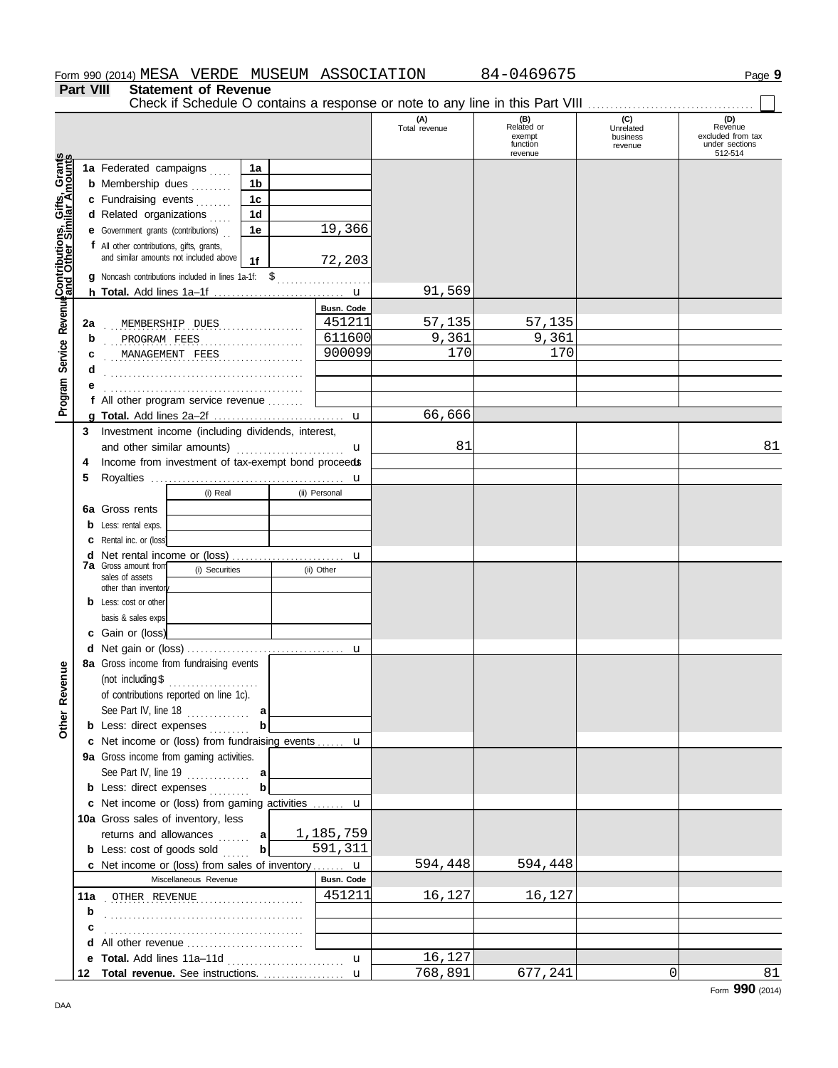Form 990 (2014) MESA VERDE MUSEUM ASSOCIATION 84-0469675 Page **9**

## Part VIII Statement of Revenue

Check if Schedule O contains a response or note to any line in this Part VIII ☐

| | | | (A) Total revenue | (B) Related or exempt function revenue | (C) Unrelated business revenue | (D) Revenue excluded from tax under sections 512-514 |
|---|---|---|---|---|---|---|
| **Contributions, Gifts, Grants and Other Similar Amounts** | **1a** Federated campaigns | 1a | | | | |
| | **b** Membership dues | 1b | | | | |
| | **c** Fundraising events | 1c | | | | |
| | **d** Related organizations | 1d | | | | |
| | **e** Government grants (contributions) | 1e 19,366 | | | | |
| | **f** All other contributions, gifts, grants, and similar amounts not included above | 1f 72,203 | | | | |
| | **g** Noncash contributions included in lines 1a-1f: $ | | | | | |
| | **h Total.** Add lines 1a–1f | | 91,569 | | | |
| **Program Service Revenue** | | Busn. Code | | | | |
| | **2a** MEMBERSHIP DUES | 451211 | 57,135 | 57,135 | | |
| | **b** PROGRAM FEES | 611600 | 9,361 | 9,361 | | |
| | **c** MANAGEMENT FEES | 900099 | 170 | 170 | | |
| | **d** | | | | | |
| | **e** | | | | | |
| | **f** All other program service revenue | | | | | |
| | **g Total.** Add lines 2a–2f | | 66,666 | | | |
| **Other Revenue** | **3** Investment income (including dividends, interest, and other similar amounts) | | 81 | | | 81 |
| | **4** Income from investment of tax-exempt bond proceeds | | | | | |
| | **5** Royalties | | | | | |
| | | (i) Real / (ii) Personal | | | | |
| | **6a** Gross rents | | | | | |
| | **b** Less: rental exps. | | | | | |
| | **c** Rental inc. or (loss) | | | | | |
| | **d** Net rental income or (loss) | | | | | |
| | **7a** Gross amount from sales of assets other than inventory | (i) Securities / (ii) Other | | | | |
| | **b** Less: cost or other basis & sales exps. | | | | | |
| | **c** Gain or (loss) | | | | | |
| | **d** Net gain or (loss) | | | | | |
| | **8a** Gross income from fundraising events (not including $ of contributions reported on line 1c). See Part IV, line 18 | a | | | | |
| | **b** Less: direct expenses | b | | | | |
| | **c** Net income or (loss) from fundraising events | | | | | |
| | **9a** Gross income from gaming activities. See Part IV, line 19 | a | | | | |
| | **b** Less: direct expenses | b | | | | |
| | **c** Net income or (loss) from gaming activities | | | | | |
| | **10a** Gross sales of inventory, less returns and allowances | a 1,185,759 | | | | |
| | **b** Less: cost of goods sold | b 591,311 | | | | |
| | **c** Net income or (loss) from sales of inventory | | 594,448 | 594,448 | | |
| | Miscellaneous Revenue | Busn. Code | | | | |
| | **11a** OTHER REVENUE | 451211 | 16,127 | 16,127 | | |
| | **b** | | | | | |
| | **c** | | | | | |
| | **d** All other revenue | | | | | |
| | **e Total.** Add lines 11a–11d | | 16,127 | | | |
| | **12 Total revenue.** See instructions. | | 768,891 | 677,241 | 0 | 81 |

Form **990** (2014)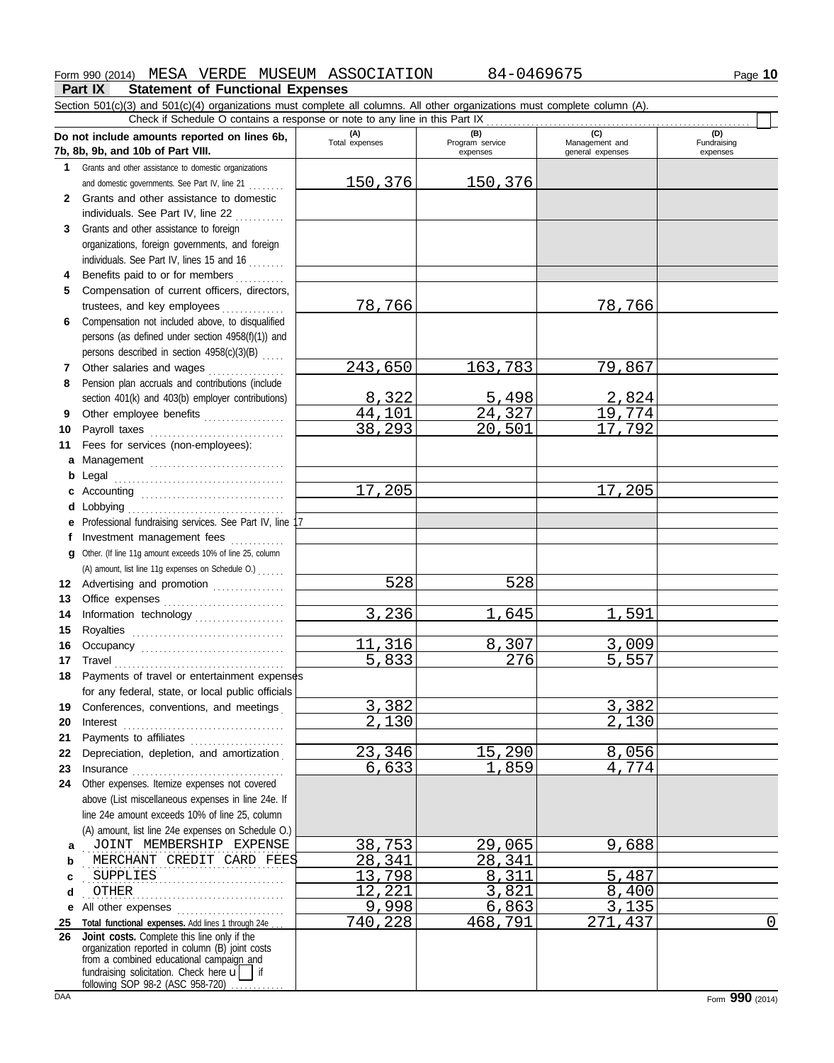Form 990 (2014) MESA VERDE MUSEUM ASSOCIATION 84-0469675 Page **10**

**Part IX Statement of Functional Expenses**

Section 501(c)(3) and 501(c)(4) organizations must complete all columns. All other organizations must complete column (A).

Check if Schedule O contains a response or note to any line in this Part IX . . . . . . . . . . . . . . . . . . . . . . . . . . . . . . . . . . . . . . . . . . . ☐

| Do not include amounts reported on lines 6b, 7b, 8b, 9b, and 10b of Part VIII. | (A) Total expenses | (B) Program service expenses | (C) Management and general expenses | (D) Fundraising expenses |
|---|---|---|---|---|
| **1** Grants and other assistance to domestic organizations and domestic governments. See Part IV, line 21 | 150,376 | 150,376 | | |
| **2** Grants and other assistance to domestic individuals. See Part IV, line 22 | | | | |
| **3** Grants and other assistance to foreign organizations, foreign governments, and foreign individuals. See Part IV, lines 15 and 16 | | | | |
| **4** Benefits paid to or for members | | | | |
| **5** Compensation of current officers, directors, trustees, and key employees | 78,766 | | 78,766 | |
| **6** Compensation not included above, to disqualified persons (as defined under section 4958(f)(1)) and persons described in section 4958(c)(3)(B) | | | | |
| **7** Other salaries and wages | 243,650 | 163,783 | 79,867 | |
| **8** Pension plan accruals and contributions (include section 401(k) and 403(b) employer contributions) | 8,322 | 5,498 | 2,824 | |
| **9** Other employee benefits | 44,101 | 24,327 | 19,774 | |
| **10** Payroll taxes | 38,293 | 20,501 | 17,792 | |
| **11** Fees for services (non-employees): | | | | |
| **a** Management | | | | |
| **b** Legal | | | | |
| **c** Accounting | 17,205 | | 17,205 | |
| **d** Lobbying | | | | |
| **e** Professional fundraising services. See Part IV, line 17 | | | | |
| **f** Investment management fees | | | | |
| **g** Other. (If line 11g amount exceeds 10% of line 25, column (A) amount, list line 11g expenses on Schedule O.) | | | | |
| **12** Advertising and promotion | 528 | 528 | | |
| **13** Office expenses | | | | |
| **14** Information technology | 3,236 | 1,645 | 1,591 | |
| **15** Royalties | | | | |
| **16** Occupancy | 11,316 | 8,307 | 3,009 | |
| **17** Travel | 5,833 | 276 | 5,557 | |
| **18** Payments of travel or entertainment expenses for any federal, state, or local public officials | | | | |
| **19** Conferences, conventions, and meetings | 3,382 | | 3,382 | |
| **20** Interest | 2,130 | | 2,130 | |
| **21** Payments to affiliates | | | | |
| **22** Depreciation, depletion, and amortization | 23,346 | 15,290 | 8,056 | |
| **23** Insurance | 6,633 | 1,859 | 4,774 | |
| **24** Other expenses. Itemize expenses not covered above (List miscellaneous expenses in line 24e. If line 24e amount exceeds 10% of line 25, column (A) amount, list line 24e expenses on Schedule O.) | | | | |
| **a** JOINT MEMBERSHIP EXPENSE | 38,753 | 29,065 | 9,688 | |
| **b** MERCHANT CREDIT CARD FEES | 28,341 | 28,341 | | |
| **c** SUPPLIES | 13,798 | 8,311 | 5,487 | |
| **d** OTHER | 12,221 | 3,821 | 8,400 | |
| **e** All other expenses | 9,998 | 6,863 | 3,135 | |
| **25 Total functional expenses.** Add lines 1 through 24e | 740,228 | 468,791 | 271,437 | 0 |
| **26 Joint costs.** Complete this line only if the organization reported in column (B) joint costs from a combined educational campaign and fundraising solicitation. Check here ☐ if following SOP 98-2 (ASC 958-720) | | | | |

DAA Form **990** (2014)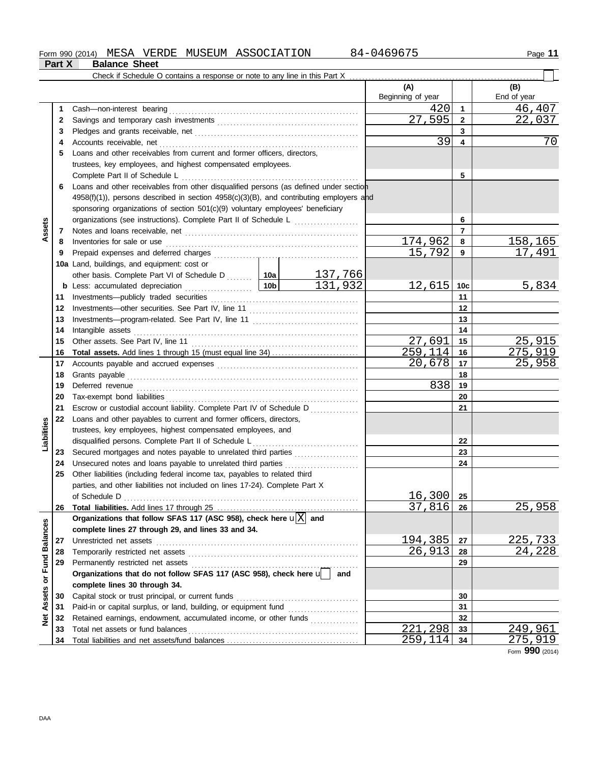Form 990 (2014) MESA VERDE MUSEUM ASSOCIATION 84-0469675 Page **11**

## Part X Balance Sheet

Check if Schedule O contains a response or note to any line in this Part X ☐

| | | | | (A) Beginning of year | | (B) End of year |
|---|---|---|---|---|---|---|
| **Assets** | 1 | Cash—non-interest bearing | | 420 | 1 | 46,407 |
| | 2 | Savings and temporary cash investments | | 27,595 | 2 | 22,037 |
| | 3 | Pledges and grants receivable, net | | | 3 | |
| | 4 | Accounts receivable, net | | 39 | 4 | 70 |
| | 5 | Loans and other receivables from current and former officers, directors, trustees, key employees, and highest compensated employees. Complete Part II of Schedule L | | | 5 | |
| | 6 | Loans and other receivables from other disqualified persons (as defined under section 4958(f)(1)), persons described in section 4958(c)(3)(B), and contributing employers and sponsoring organizations of section 501(c)(9) voluntary employees' beneficiary organizations (see instructions). Complete Part II of Schedule L | | | 6 | |
| | 7 | Notes and loans receivable, net | | | 7 | |
| | 8 | Inventories for sale or use | | 174,962 | 8 | 158,165 |
| | 9 | Prepaid expenses and deferred charges | | 15,792 | 9 | 17,491 |
| | 10a | Land, buildings, and equipment: cost or other basis. Complete Part VI of Schedule D | 10a 137,766 | | | |
| | b | Less: accumulated depreciation | 10b 131,932 | 12,615 | 10c | 5,834 |
| | 11 | Investments—publicly traded securities | | | 11 | |
| | 12 | Investments—other securities. See Part IV, line 11 | | | 12 | |
| | 13 | Investments—program-related. See Part IV, line 11 | | | 13 | |
| | 14 | Intangible assets | | | 14 | |
| | 15 | Other assets. See Part IV, line 11 | | 27,691 | 15 | 25,915 |
| | 16 | **Total assets.** Add lines 1 through 15 (must equal line 34) | | 259,114 | 16 | 275,919 |
| **Liabilities** | 17 | Accounts payable and accrued expenses | | 20,678 | 17 | 25,958 |
| | 18 | Grants payable | | | 18 | |
| | 19 | Deferred revenue | | 838 | 19 | |
| | 20 | Tax-exempt bond liabilities | | | 20 | |
| | 21 | Escrow or custodial account liability. Complete Part IV of Schedule D | | | 21 | |
| | 22 | Loans and other payables to current and former officers, directors, trustees, key employees, highest compensated employees, and disqualified persons. Complete Part II of Schedule L | | | 22 | |
| | 23 | Secured mortgages and notes payable to unrelated third parties | | | 23 | |
| | 24 | Unsecured notes and loans payable to unrelated third parties | | | 24 | |
| | 25 | Other liabilities (including federal income tax, payables to related third parties, and other liabilities not included on lines 17-24). Complete Part X of Schedule D | | 16,300 | 25 | |
| | 26 | **Total liabilities.** Add lines 17 through 25 | | 37,816 | 26 | 25,958 |
| **Net Assets or Fund Balances** | | **Organizations that follow SFAS 117 (ASC 958), check here** ☒ **and complete lines 27 through 29, and lines 33 and 34.** | | | | |
| | 27 | Unrestricted net assets | | 194,385 | 27 | 225,733 |
| | 28 | Temporarily restricted net assets | | 26,913 | 28 | 24,228 |
| | 29 | Permanently restricted net assets | | | 29 | |
| | | **Organizations that do not follow SFAS 117 (ASC 958), check here** ☐ **and complete lines 30 through 34.** | | | | |
| | 30 | Capital stock or trust principal, or current funds | | | 30 | |
| | 31 | Paid-in or capital surplus, or land, building, or equipment fund | | | 31 | |
| | 32 | Retained earnings, endowment, accumulated income, or other funds | | | 32 | |
| | 33 | Total net assets or fund balances | | 221,298 | 33 | 249,961 |
| | 34 | Total liabilities and net assets/fund balances | | 259,114 | 34 | 275,919 |

Form **990** (2014)

DAA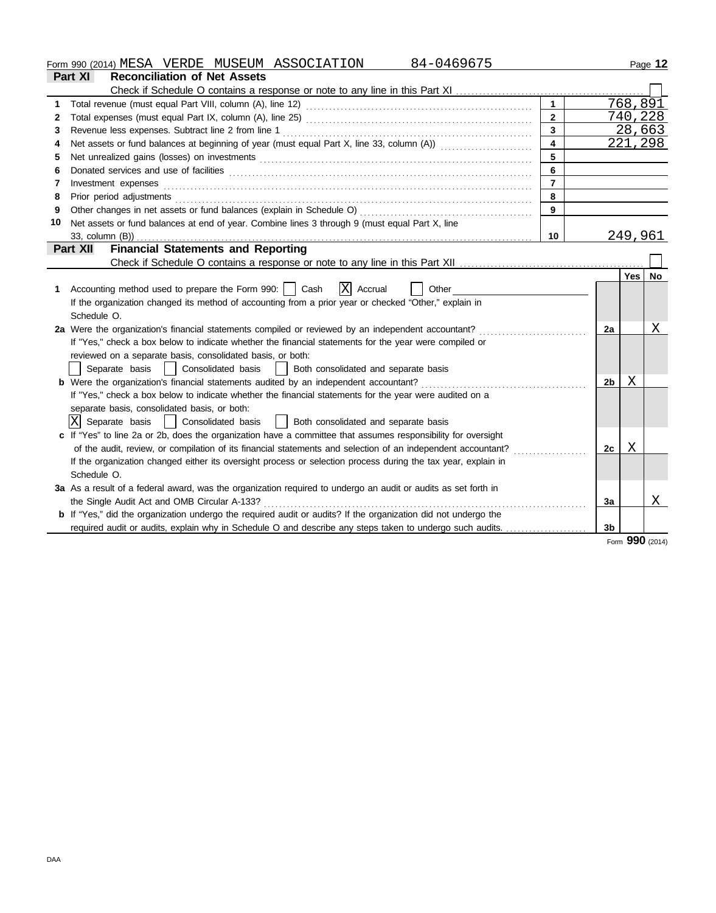Form 990 (2014) MESA VERDE MUSEUM ASSOCIATION 84-0469675

## Part XI Reconciliation of Net Assets

Check if Schedule O contains a response or note to any line in this Part XI ☐

| | | | |
|---|---|---|---|
| 1 | Total revenue (must equal Part VIII, column (A), line 12) | 1 | 768,891 |
| 2 | Total expenses (must equal Part IX, column (A), line 25) | 2 | 740,228 |
| 3 | Revenue less expenses. Subtract line 2 from line 1 | 3 | 28,663 |
| 4 | Net assets or fund balances at beginning of year (must equal Part X, line 33, column (A)) | 4 | 221,298 |
| 5 | Net unrealized gains (losses) on investments | 5 | |
| 6 | Donated services and use of facilities | 6 | |
| 7 | Investment expenses | 7 | |
| 8 | Prior period adjustments | 8 | |
| 9 | Other changes in net assets or fund balances (explain in Schedule O) | 9 | |
| 10 | Net assets or fund balances at end of year. Combine lines 3 through 9 (must equal Part X, line 33, column (B)) | 10 | 249,961 |

## Part XII Financial Statements and Reporting

Check if Schedule O contains a response or note to any line in this Part XII ☐

| | | | Yes | No |
|---|---|---|---|---|
| 1 | Accounting method used to prepare the Form 990: ☐ Cash ☒ Accrual ☐ Other<br>If the organization changed its method of accounting from a prior year or checked "Other," explain in Schedule O. | | | |
| 2a | Were the organization's financial statements compiled or reviewed by an independent accountant? | 2a | | X |
| | If "Yes," check a box below to indicate whether the financial statements for the year were compiled or reviewed on a separate basis, consolidated basis, or both:<br>☐ Separate basis ☐ Consolidated basis ☐ Both consolidated and separate basis | | | |
| b | Were the organization's financial statements audited by an independent accountant? | 2b | X | |
| | If "Yes," check a box below to indicate whether the financial statements for the year were audited on a separate basis, consolidated basis, or both:<br>☒ Separate basis ☐ Consolidated basis ☐ Both consolidated and separate basis | | | |
| c | If "Yes" to line 2a or 2b, does the organization have a committee that assumes responsibility for oversight of the audit, review, or compilation of its financial statements and selection of an independent accountant? | 2c | X | |
| | If the organization changed either its oversight process or selection process during the tax year, explain in Schedule O. | | | |
| 3a | As a result of a federal award, was the organization required to undergo an audit or audits as set forth in the Single Audit Act and OMB Circular A-133? | 3a | | X |
| b | If "Yes," did the organization undergo the required audit or audits? If the organization did not undergo the required audit or audits, explain why in Schedule O and describe any steps taken to undergo such audits. | 3b | | |

Form **990** (2014)

DAA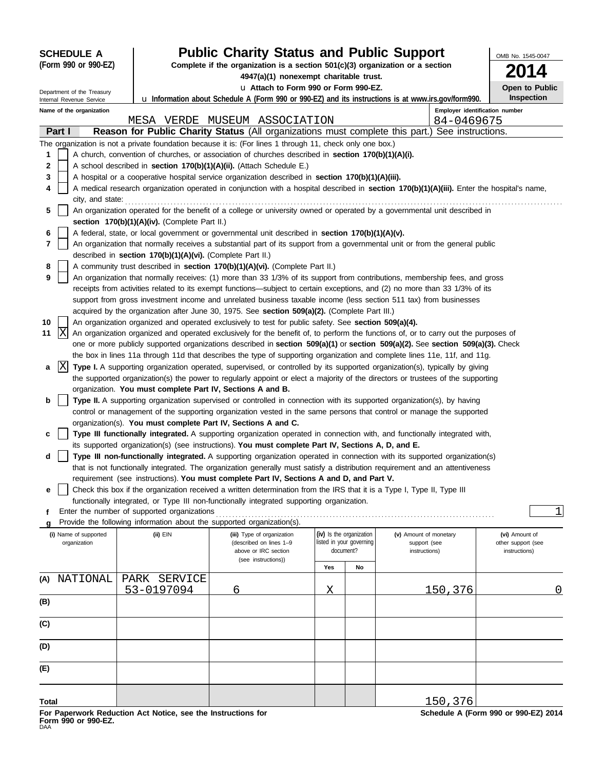**SCHEDULE A (Form 990 or 990-EZ)**

Department of the Treasury
Internal Revenue Service

# Public Charity Status and Public Support

**Complete if the organization is a section 501(c)(3) organization or a section 4947(a)(1) nonexempt charitable trust.**

u **Attach to Form 990 or Form 990-EZ.**

u **Information about Schedule A (Form 990 or 990-EZ) and its instructions is at www.irs.gov/form990.**

OMB No. 1545-0047

**2014**

**Open to Public Inspection**

**Name of the organization:** MESA VERDE MUSEUM ASSOCIATION

**Employer identification number:** 84-0469675

## Part I — Reason for Public Charity Status (All organizations must complete this part.) See instructions.

The organization is not a private foundation because it is: (For lines 1 through 11, check only one box.)

1. [ ] A church, convention of churches, or association of churches described in **section 170(b)(1)(A)(i).**
2. [ ] A school described in **section 170(b)(1)(A)(ii).** (Attach Schedule E.)
3. [ ] A hospital or a cooperative hospital service organization described in **section 170(b)(1)(A)(iii).**
4. [ ] A medical research organization operated in conjunction with a hospital described in **section 170(b)(1)(A)(iii).** Enter the hospital's name, city, and state:
5. [ ] An organization operated for the benefit of a college or university owned or operated by a governmental unit described in **section 170(b)(1)(A)(iv).** (Complete Part II.)
6. [ ] A federal, state, or local government or governmental unit described in **section 170(b)(1)(A)(v).**
7. [ ] An organization that normally receives a substantial part of its support from a governmental unit or from the general public described in **section 170(b)(1)(A)(vi).** (Complete Part II.)
8. [ ] A community trust described in **section 170(b)(1)(A)(vi).** (Complete Part II.)
9. [ ] An organization that normally receives: (1) more than 33 1/3% of its support from contributions, membership fees, and gross receipts from activities related to its exempt functions—subject to certain exceptions, and (2) no more than 33 1/3% of its support from gross investment income and unrelated business taxable income (less section 511 tax) from businesses acquired by the organization after June 30, 1975. See **section 509(a)(2).** (Complete Part III.)
10. [ ] An organization organized and operated exclusively to test for public safety. See **section 509(a)(4).**
11. [X] An organization organized and operated exclusively for the benefit of, to perform the functions of, or to carry out the purposes of one or more publicly supported organizations described in **section 509(a)(1)** or **section 509(a)(2).** See **section 509(a)(3).** Check the box in lines 11a through 11d that describes the type of supporting organization and complete lines 11e, 11f, and 11g.
   - **a** [X] **Type I.** A supporting organization operated, supervised, or controlled by its supported organization(s), typically by giving the supported organization(s) the power to regularly appoint or elect a majority of the directors or trustees of the supporting organization. **You must complete Part IV, Sections A and B.**
   - **b** [ ] **Type II.** A supporting organization supervised or controlled in connection with its supported organization(s), by having control or management of the supporting organization vested in the same persons that control or manage the supported organization(s). **You must complete Part IV, Sections A and C.**
   - **c** [ ] **Type III functionally integrated.** A supporting organization operated in connection with, and functionally integrated with, its supported organization(s) (see instructions). **You must complete Part IV, Sections A, D, and E.**
   - **d** [ ] **Type III non-functionally integrated.** A supporting organization operated in connection with its supported organization(s) that is not functionally integrated. The organization generally must satisfy a distribution requirement and an attentiveness requirement (see instructions). **You must complete Part IV, Sections A and D, and Part V.**
   - **e** [ ] Check this box if the organization received a written determination from the IRS that it is a Type I, Type II, Type III functionally integrated, or Type III non-functionally integrated supporting organization.
   - **f** Enter the number of supported organizations: 1
   - **g** Provide the following information about the supported organization(s).

| (i) Name of supported organization | (ii) EIN | (iii) Type of organization (described on lines 1–9 above or IRC section (see instructions)) | (iv) Is the organization listed in your governing document? Yes | No | (v) Amount of monetary support (see instructions) | (vi) Amount of other support (see instructions) |
|---|---|---|---|---|---|---|
| (A) NATIONAL PARK SERVICE | 53-0197094 | 6 | X | | 150,376 | 0 |
| (B) | | | | | | |
| (C) | | | | | | |
| (D) | | | | | | |
| (E) | | | | | | |
| **Total** | | | | | 150,376 | |

**For Paperwork Reduction Act Notice, see the Instructions for Form 990 or 990-EZ.**

**Schedule A (Form 990 or 990-EZ) 2014**

DAA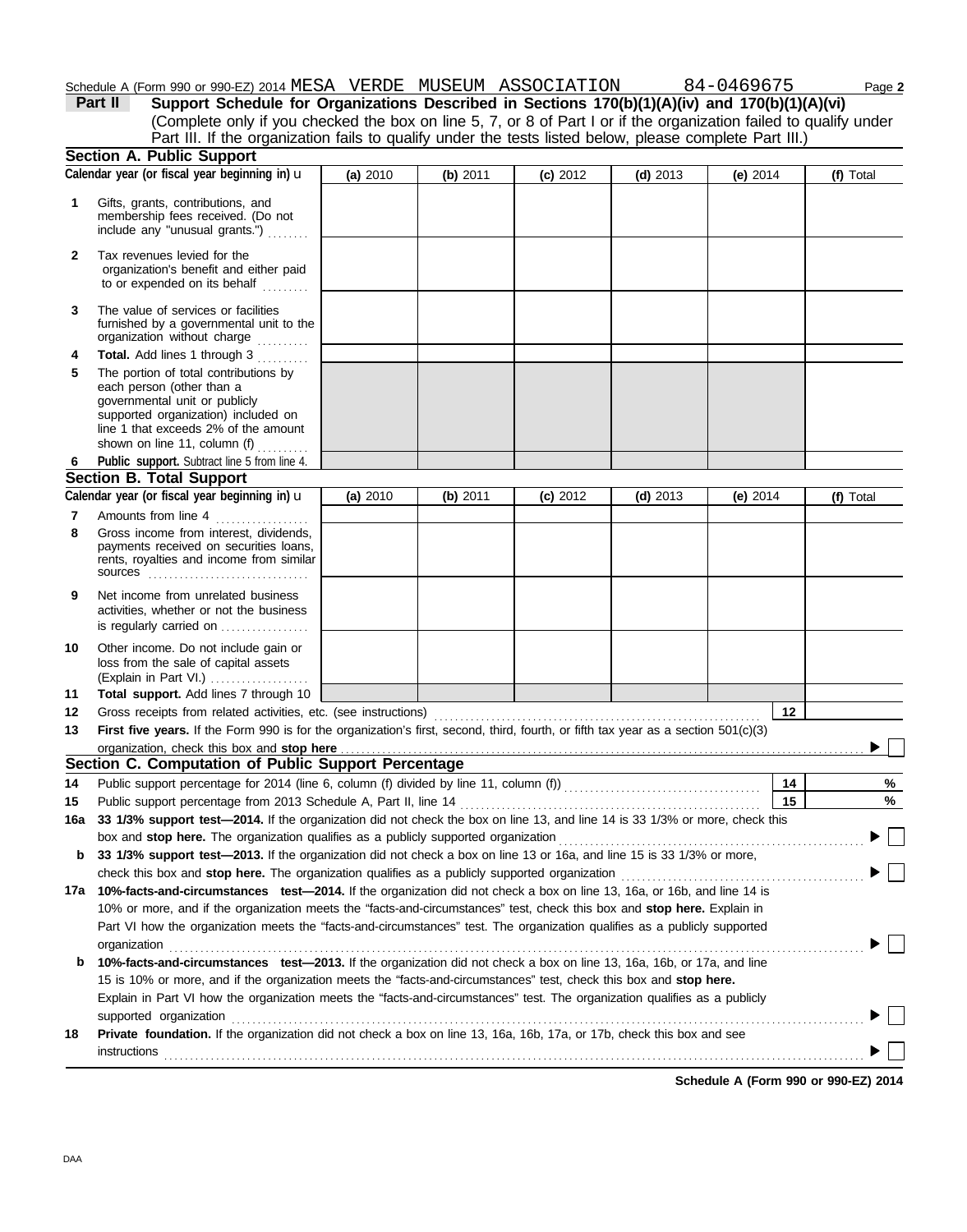Schedule A (Form 990 or 990-EZ) 2014 MESA VERDE MUSEUM ASSOCIATION 84-0469675

**Part II** **Support Schedule for Organizations Described in Sections 170(b)(1)(A)(iv) and 170(b)(1)(A)(vi)**
(Complete only if you checked the box on line 5, 7, or 8 of Part I or if the organization failed to qualify under Part III. If the organization fails to qualify under the tests listed below, please complete Part III.)

**Section A. Public Support**

| Calendar year (or fiscal year beginning in) u | (a) 2010 | (b) 2011 | (c) 2012 | (d) 2013 | (e) 2014 | (f) Total |
|---|---|---|---|---|---|---|
| **1** Gifts, grants, contributions, and membership fees received. (Do not include any "unusual grants.") | | | | | | |
| **2** Tax revenues levied for the organization's benefit and either paid to or expended on its behalf | | | | | | |
| **3** The value of services or facilities furnished by a governmental unit to the organization without charge | | | | | | |
| **4** **Total.** Add lines 1 through 3 | | | | | | |
| **5** The portion of total contributions by each person (other than a governmental unit or publicly supported organization) included on line 1 that exceeds 2% of the amount shown on line 11, column (f) | | | | | | |
| **6** **Public support.** Subtract line 5 from line 4. | | | | | | |

**Section B. Total Support**

| Calendar year (or fiscal year beginning in) u | (a) 2010 | (b) 2011 | (c) 2012 | (d) 2013 | (e) 2014 | (f) Total |
|---|---|---|---|---|---|---|
| **7** Amounts from line 4 | | | | | | |
| **8** Gross income from interest, dividends, payments received on securities loans, rents, royalties and income from similar sources | | | | | | |
| **9** Net income from unrelated business activities, whether or not the business is regularly carried on | | | | | | |
| **10** Other income. Do not include gain or loss from the sale of capital assets (Explain in Part VI.) | | | | | | |
| **11** **Total support.** Add lines 7 through 10 | | | | | | |

**12** Gross receipts from related activities, etc. (see instructions) **12**

**13** **First five years.** If the Form 990 is for the organization's first, second, third, fourth, or fifth tax year as a section 501(c)(3) organization, check this box and **stop here** ▶ ☐

**Section C. Computation of Public Support Percentage**

**14** Public support percentage for 2014 (line 6, column (f) divided by line 11, column (f)) **14** %

**15** Public support percentage from 2013 Schedule A, Part II, line 14 **15** %

**16a** **33 1/3% support test—2014.** If the organization did not check the box on line 13, and line 14 is 33 1/3% or more, check this box and **stop here.** The organization qualifies as a publicly supported organization ▶ ☐

**b** **33 1/3% support test—2013.** If the organization did not check a box on line 13 or 16a, and line 15 is 33 1/3% or more, check this box and **stop here.** The organization qualifies as a publicly supported organization ▶ ☐

**17a** **10%-facts-and-circumstances test—2014.** If the organization did not check a box on line 13, 16a, or 16b, and line 14 is 10% or more, and if the organization meets the "facts-and-circumstances" test, check this box and **stop here.** Explain in Part VI how the organization meets the "facts-and-circumstances" test. The organization qualifies as a publicly supported organization ▶ ☐

**b** **10%-facts-and-circumstances test—2013.** If the organization did not check a box on line 13, 16a, 16b, or 17a, and line 15 is 10% or more, and if the organization meets the "facts-and-circumstances" test, check this box and **stop here.** Explain in Part VI how the organization meets the "facts-and-circumstances" test. The organization qualifies as a publicly supported organization ▶ ☐

**18** **Private foundation.** If the organization did not check a box on line 13, 16a, 16b, 17a, or 17b, check this box and see instructions ▶ ☐

**Schedule A (Form 990 or 990-EZ) 2014**

DAA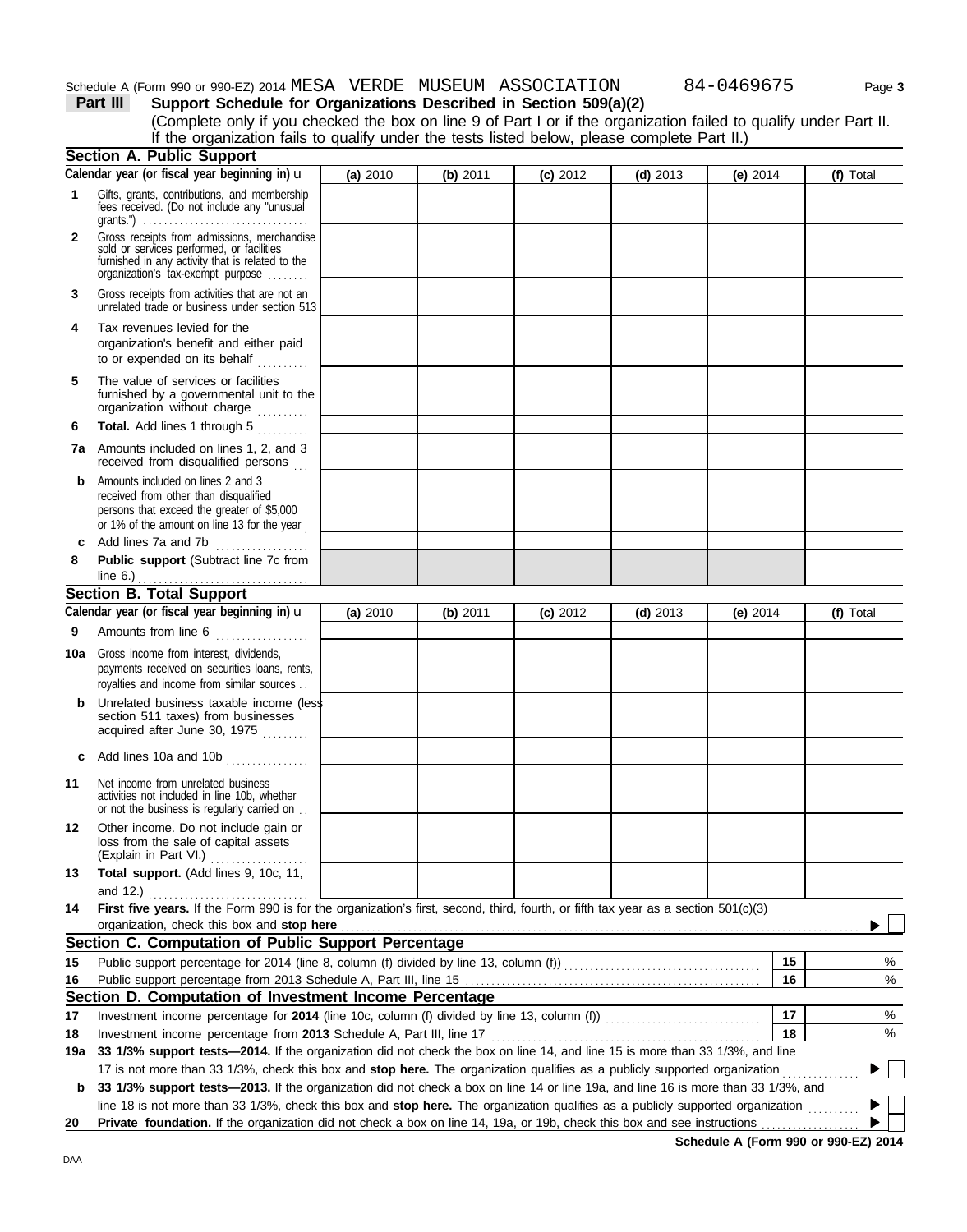Schedule A (Form 990 or 990-EZ) 2014 MESA VERDE MUSEUM ASSOCIATION 84-0469675 Page **3**

**Part III** **Support Schedule for Organizations Described in Section 509(a)(2)**

(Complete only if you checked the box on line 9 of Part I or if the organization failed to qualify under Part II. If the organization fails to qualify under the tests listed below, please complete Part II.)

### Section A. Public Support

| | Calendar year (or fiscal year beginning in) u | (a) 2010 | (b) 2011 | (c) 2012 | (d) 2013 | (e) 2014 | (f) Total |
|---|---|---|---|---|---|---|---|
| 1 | Gifts, grants, contributions, and membership fees received. (Do not include any "unusual grants.") | | | | | | |
| 2 | Gross receipts from admissions, merchandise sold or services performed, or facilities furnished in any activity that is related to the organization's tax-exempt purpose | | | | | | |
| 3 | Gross receipts from activities that are not an unrelated trade or business under section 513 | | | | | | |
| 4 | Tax revenues levied for the organization's benefit and either paid to or expended on its behalf | | | | | | |
| 5 | The value of services or facilities furnished by a governmental unit to the organization without charge | | | | | | |
| 6 | **Total.** Add lines 1 through 5 | | | | | | |
| 7a | Amounts included on lines 1, 2, and 3 received from disqualified persons | | | | | | |
| b | Amounts included on lines 2 and 3 received from other than disqualified persons that exceed the greater of $5,000 or 1% of the amount on line 13 for the year | | | | | | |
| c | Add lines 7a and 7b | | | | | | |
| 8 | **Public support** (Subtract line 7c from line 6.) | | | | | | |

### Section B. Total Support

| | Calendar year (or fiscal year beginning in) u | (a) 2010 | (b) 2011 | (c) 2012 | (d) 2013 | (e) 2014 | (f) Total |
|---|---|---|---|---|---|---|---|
| 9 | Amounts from line 6 | | | | | | |
| 10a | Gross income from interest, dividends, payments received on securities loans, rents, royalties and income from similar sources | | | | | | |
| b | Unrelated business taxable income (less section 511 taxes) from businesses acquired after June 30, 1975 | | | | | | |
| c | Add lines 10a and 10b | | | | | | |
| 11 | Net income from unrelated business activities not included in line 10b, whether or not the business is regularly carried on | | | | | | |
| 12 | Other income. Do not include gain or loss from the sale of capital assets (Explain in Part VI.) | | | | | | |
| 13 | **Total support.** (Add lines 9, 10c, 11, and 12.) | | | | | | |

**14** **First five years.** If the Form 990 is for the organization's first, second, third, fourth, or fifth tax year as a section 501(c)(3) organization, check this box and **stop here** ▶ ☐

### Section C. Computation of Public Support Percentage

| | | | |
|---|---|---|---|
| 15 | Public support percentage for 2014 (line 8, column (f) divided by line 13, column (f)) | 15 | % |
| 16 | Public support percentage from 2013 Schedule A, Part III, line 15 | 16 | % |

### Section D. Computation of Investment Income Percentage

| | | | |
|---|---|---|---|
| 17 | Investment income percentage for **2014** (line 10c, column (f) divided by line 13, column (f)) | 17 | % |
| 18 | Investment income percentage from **2013** Schedule A, Part III, line 17 | 18 | % |

**19a** **33 1/3% support tests—2014.** If the organization did not check the box on line 14, and line 15 is more than 33 1/3%, and line 17 is not more than 33 1/3%, check this box and **stop here.** The organization qualifies as a publicly supported organization ▶ ☐

**b** **33 1/3% support tests—2013.** If the organization did not check a box on line 14 or line 19a, and line 16 is more than 33 1/3%, and line 18 is not more than 33 1/3%, check this box and **stop here.** The organization qualifies as a publicly supported organization ▶ ☐

**20** **Private foundation.** If the organization did not check a box on line 14, 19a, or 19b, check this box and see instructions ▶ ☐

**Schedule A (Form 990 or 990-EZ) 2014**

DAA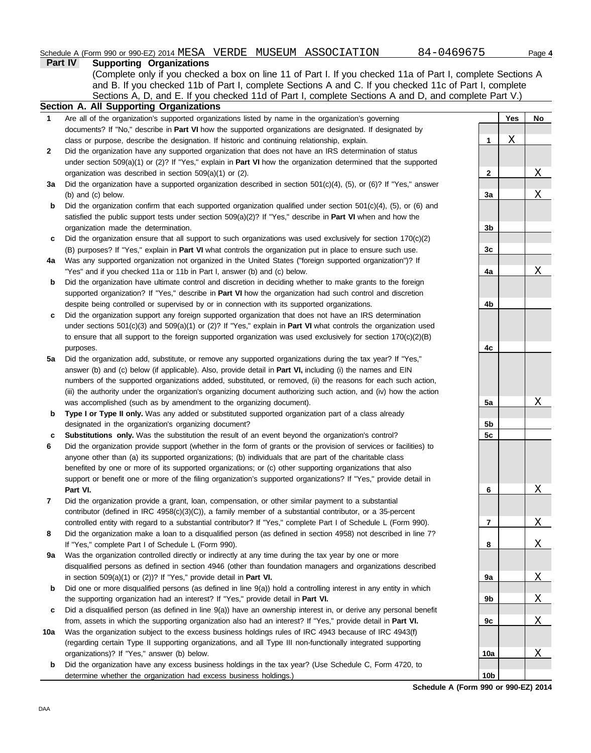Schedule A (Form 990 or 990-EZ) 2014 MESA VERDE MUSEUM ASSOCIATION 84-0469675

## Part IV Supporting Organizations

(Complete only if you checked a box on line 11 of Part I. If you checked 11a of Part I, complete Sections A and B. If you checked 11b of Part I, complete Sections A and C. If you checked 11c of Part I, complete Sections A, D, and E. If you checked 11d of Part I, complete Sections A and D, and complete Part V.)

### Section A. All Supporting Organizations

| | | | Yes | No |
|---|---|---|---|---|
| **1** | Are all of the organization's supported organizations listed by name in the organization's governing documents? If "No," describe in **Part VI** how the supported organizations are designated. If designated by class or purpose, describe the designation. If historic and continuing relationship, explain. | **1** | X | |
| **2** | Did the organization have any supported organization that does not have an IRS determination of status under section 509(a)(1) or (2)? If "Yes," explain in **Part VI** how the organization determined that the supported organization was described in section 509(a)(1) or (2). | **2** | | X |
| **3a** | Did the organization have a supported organization described in section 501(c)(4), (5), or (6)? If "Yes," answer (b) and (c) below. | **3a** | | X |
| **b** | Did the organization confirm that each supported organization qualified under section 501(c)(4), (5), or (6) and satisfied the public support tests under section 509(a)(2)? If "Yes," describe in **Part VI** when and how the organization made the determination. | **3b** | | |
| **c** | Did the organization ensure that all support to such organizations was used exclusively for section 170(c)(2)(B) purposes? If "Yes," explain in **Part VI** what controls the organization put in place to ensure such use. | **3c** | | |
| **4a** | Was any supported organization not organized in the United States ("foreign supported organization")? If "Yes" and if you checked 11a or 11b in Part I, answer (b) and (c) below. | **4a** | | X |
| **b** | Did the organization have ultimate control and discretion in deciding whether to make grants to the foreign supported organization? If "Yes," describe in **Part VI** how the organization had such control and discretion despite being controlled or supervised by or in connection with its supported organizations. | **4b** | | |
| **c** | Did the organization support any foreign supported organization that does not have an IRS determination under sections 501(c)(3) and 509(a)(1) or (2)? If "Yes," explain in **Part VI** what controls the organization used to ensure that all support to the foreign supported organization was used exclusively for section 170(c)(2)(B) purposes. | **4c** | | |
| **5a** | Did the organization add, substitute, or remove any supported organizations during the tax year? If "Yes," answer (b) and (c) below (if applicable). Also, provide detail in **Part VI,** including (i) the names and EIN numbers of the supported organizations added, substituted, or removed, (ii) the reasons for each such action, (iii) the authority under the organization's organizing document authorizing such action, and (iv) how the action was accomplished (such as by amendment to the organizing document). | **5a** | | X |
| **b** | **Type I or Type II only.** Was any added or substituted supported organization part of a class already designated in the organization's organizing document? | **5b** | | |
| **c** | **Substitutions only.** Was the substitution the result of an event beyond the organization's control? | **5c** | | |
| **6** | Did the organization provide support (whether in the form of grants or the provision of services or facilities) to anyone other than (a) its supported organizations; (b) individuals that are part of the charitable class benefited by one or more of its supported organizations; or (c) other supporting organizations that also support or benefit one or more of the filing organization's supported organizations? If "Yes," provide detail in **Part VI.** | **6** | | X |
| **7** | Did the organization provide a grant, loan, compensation, or other similar payment to a substantial contributor (defined in IRC 4958(c)(3)(C)), a family member of a substantial contributor, or a 35-percent controlled entity with regard to a substantial contributor? If "Yes," complete Part I of Schedule L (Form 990). | **7** | | X |
| **8** | Did the organization make a loan to a disqualified person (as defined in section 4958) not described in line 7? If "Yes," complete Part I of Schedule L (Form 990). | **8** | | X |
| **9a** | Was the organization controlled directly or indirectly at any time during the tax year by one or more disqualified persons as defined in section 4946 (other than foundation managers and organizations described in section 509(a)(1) or (2))? If "Yes," provide detail in **Part VI.** | **9a** | | X |
| **b** | Did one or more disqualified persons (as defined in line 9(a)) hold a controlling interest in any entity in which the supporting organization had an interest? If "Yes," provide detail in **Part VI.** | **9b** | | X |
| **c** | Did a disqualified person (as defined in line 9(a)) have an ownership interest in, or derive any personal benefit from, assets in which the supporting organization also had an interest? If "Yes," provide detail in **Part VI.** | **9c** | | X |
| **10a** | Was the organization subject to the excess business holdings rules of IRC 4943 because of IRC 4943(f) (regarding certain Type II supporting organizations, and all Type III non-functionally integrated supporting organizations)? If "Yes," answer (b) below. | **10a** | | X |
| **b** | Did the organization have any excess business holdings in the tax year? (Use Schedule C, Form 4720, to determine whether the organization had excess business holdings.) | **10b** | | |

Schedule A (Form 990 or 990-EZ) 2014

DAA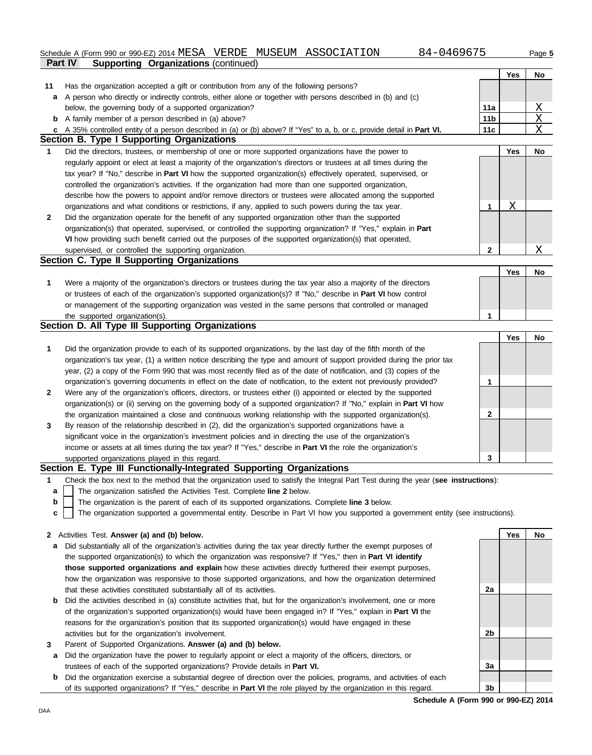Schedule A (Form 990 or 990-EZ) 2014 MESA VERDE MUSEUM ASSOCIATION 84-0469675

**Part IV Supporting Organizations** (continued)

| | | | Yes | No |
|---|---|---|---|---|
| **11** | Has the organization accepted a gift or contribution from any of the following persons? | | | |
| **a** | A person who directly or indirectly controls, either alone or together with persons described in (b) and (c) below, the governing body of a supported organization? | 11a | | X |
| **b** | A family member of a person described in (a) above? | 11b | | X |
| **c** | A 35% controlled entity of a person described in (a) or (b) above? If "Yes" to a, b, or c, provide detail in **Part VI.** | 11c | | X |

## Section B. Type I Supporting Organizations

| | | | Yes | No |
|---|---|---|---|---|
| **1** | Did the directors, trustees, or membership of one or more supported organizations have the power to regularly appoint or elect at least a majority of the organization's directors or trustees at all times during the tax year? If "No," describe in **Part VI** how the supported organization(s) effectively operated, supervised, or controlled the organization's activities. If the organization had more than one supported organization, describe how the powers to appoint and/or remove directors or trustees were allocated among the supported organizations and what conditions or restrictions, if any, applied to such powers during the tax year. | 1 | X | |
| **2** | Did the organization operate for the benefit of any supported organization other than the supported organization(s) that operated, supervised, or controlled the supporting organization? If "Yes," explain in **Part VI** how providing such benefit carried out the purposes of the supported organization(s) that operated, supervised, or controlled the supporting organization. | 2 | | X |

## Section C. Type II Supporting Organizations

| | | | Yes | No |
|---|---|---|---|---|
| **1** | Were a majority of the organization's directors or trustees during the tax year also a majority of the directors or trustees of each of the organization's supported organization(s)? If "No," describe in **Part VI** how control or management of the supporting organization was vested in the same persons that controlled or managed the supported organization(s). | 1 | | |

## Section D. All Type III Supporting Organizations

| | | | Yes | No |
|---|---|---|---|---|
| **1** | Did the organization provide to each of its supported organizations, by the last day of the fifth month of the organization's tax year, (1) a written notice describing the type and amount of support provided during the prior tax year, (2) a copy of the Form 990 that was most recently filed as of the date of notification, and (3) copies of the organization's governing documents in effect on the date of notification, to the extent not previously provided? | 1 | | |
| **2** | Were any of the organization's officers, directors, or trustees either (i) appointed or elected by the supported organization(s) or (ii) serving on the governing body of a supported organization? If "No," explain in **Part VI** how the organization maintained a close and continuous working relationship with the supported organization(s). | 2 | | |
| **3** | By reason of the relationship described in (2), did the organization's supported organizations have a significant voice in the organization's investment policies and in directing the use of the organization's income or assets at all times during the tax year? If "Yes," describe in **Part VI** the role the organization's supported organizations played in this regard. | 3 | | |

## Section E. Type III Functionally-Integrated Supporting Organizations

**1** Check the box next to the method that the organization used to satisfy the Integral Part Test during the year (**see instructions**):

- **a** ☐ The organization satisfied the Activities Test. Complete **line 2** below.
- **b** ☐ The organization is the parent of each of its supported organizations. Complete **line 3** below.
- **c** ☐ The organization supported a governmental entity. Describe in Part VI how you supported a government entity (see instructions).

| | | | Yes | No |
|---|---|---|---|---|
| **2** | Activities Test. **Answer (a) and (b) below.** | | | |
| **a** | Did substantially all of the organization's activities during the tax year directly further the exempt purposes of the supported organization(s) to which the organization was responsive? If "Yes," then in **Part VI identify those supported organizations and explain** how these activities directly furthered their exempt purposes, how the organization was responsive to those supported organizations, and how the organization determined that these activities constituted substantially all of its activities. | 2a | | |
| **b** | Did the activities described in (a) constitute activities that, but for the organization's involvement, one or more of the organization's supported organization(s) would have been engaged in? If "Yes," explain in **Part VI** the reasons for the organization's position that its supported organization(s) would have engaged in these activities but for the organization's involvement. | 2b | | |
| **3** | Parent of Supported Organizations. **Answer (a) and (b) below.** | | | |
| **a** | Did the organization have the power to regularly appoint or elect a majority of the officers, directors, or trustees of each of the supported organizations? Provide details in **Part VI.** | 3a | | |
| **b** | Did the organization exercise a substantial degree of direction over the policies, programs, and activities of each of its supported organizations? If "Yes," describe in **Part VI** the role played by the organization in this regard. | 3b | | |

**Schedule A (Form 990 or 990-EZ) 2014**

DAA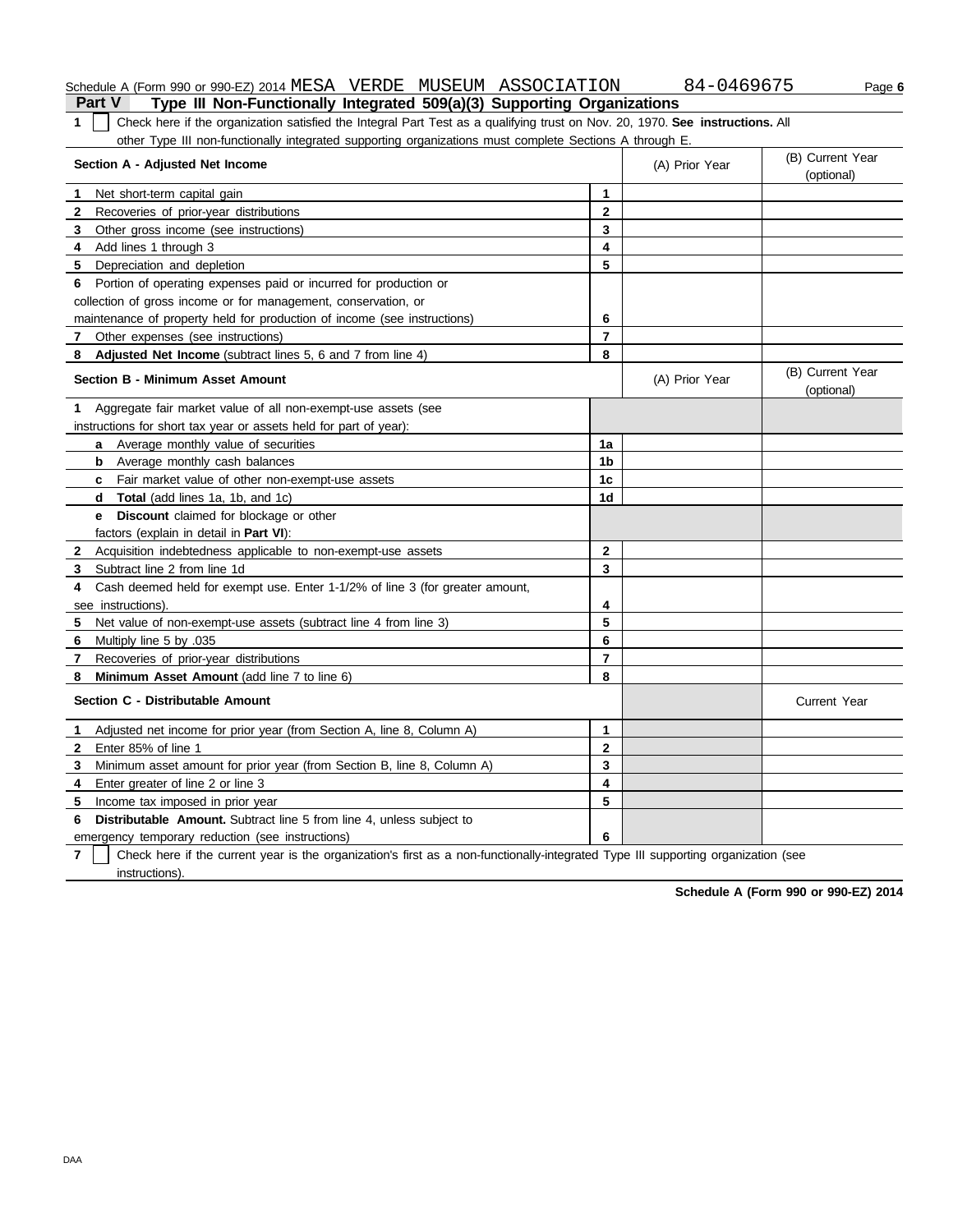Schedule A (Form 990 or 990-EZ) 2014 MESA VERDE MUSEUM ASSOCIATION 84-0469675 Page **6**

## Part V Type III Non-Functionally Integrated 509(a)(3) Supporting Organizations

**1** ☐ Check here if the organization satisfied the Integral Part Test as a qualifying trust on Nov. 20, 1970. **See instructions.** All other Type III non-functionally integrated supporting organizations must complete Sections A through E.

| **Section A - Adjusted Net Income** | | (A) Prior Year | (B) Current Year (optional) |
|---|---|---|---|
| **1** Net short-term capital gain | **1** | | |
| **2** Recoveries of prior-year distributions | **2** | | |
| **3** Other gross income (see instructions) | **3** | | |
| **4** Add lines 1 through 3 | **4** | | |
| **5** Depreciation and depletion | **5** | | |
| **6** Portion of operating expenses paid or incurred for production or collection of gross income or for management, conservation, or maintenance of property held for production of income (see instructions) | **6** | | |
| **7** Other expenses (see instructions) | **7** | | |
| **8** **Adjusted Net Income** (subtract lines 5, 6 and 7 from line 4) | **8** | | |

| **Section B - Minimum Asset Amount** | | (A) Prior Year | (B) Current Year (optional) |
|---|---|---|---|
| **1** Aggregate fair market value of all non-exempt-use assets (see instructions for short tax year or assets held for part of year): | | | |
| **a** Average monthly value of securities | **1a** | | |
| **b** Average monthly cash balances | **1b** | | |
| **c** Fair market value of other non-exempt-use assets | **1c** | | |
| **d** **Total** (add lines 1a, 1b, and 1c) | **1d** | | |
| **e** **Discount** claimed for blockage or other factors (explain in detail in **Part VI**): | | | |
| **2** Acquisition indebtedness applicable to non-exempt-use assets | **2** | | |
| **3** Subtract line 2 from line 1d | **3** | | |
| **4** Cash deemed held for exempt use. Enter 1-1/2% of line 3 (for greater amount, see instructions). | **4** | | |
| **5** Net value of non-exempt-use assets (subtract line 4 from line 3) | **5** | | |
| **6** Multiply line 5 by .035 | **6** | | |
| **7** Recoveries of prior-year distributions | **7** | | |
| **8** **Minimum Asset Amount** (add line 7 to line 6) | **8** | | |

| **Section C - Distributable Amount** | | | Current Year |
|---|---|---|---|
| **1** Adjusted net income for prior year (from Section A, line 8, Column A) | **1** | | |
| **2** Enter 85% of line 1 | **2** | | |
| **3** Minimum asset amount for prior year (from Section B, line 8, Column A) | **3** | | |
| **4** Enter greater of line 2 or line 3 | **4** | | |
| **5** Income tax imposed in prior year | **5** | | |
| **6** **Distributable Amount.** Subtract line 5 from line 4, unless subject to emergency temporary reduction (see instructions) | **6** | | |

**7** ☐ Check here if the current year is the organization's first as a non-functionally-integrated Type III supporting organization (see instructions).

**Schedule A (Form 990 or 990-EZ) 2014**

DAA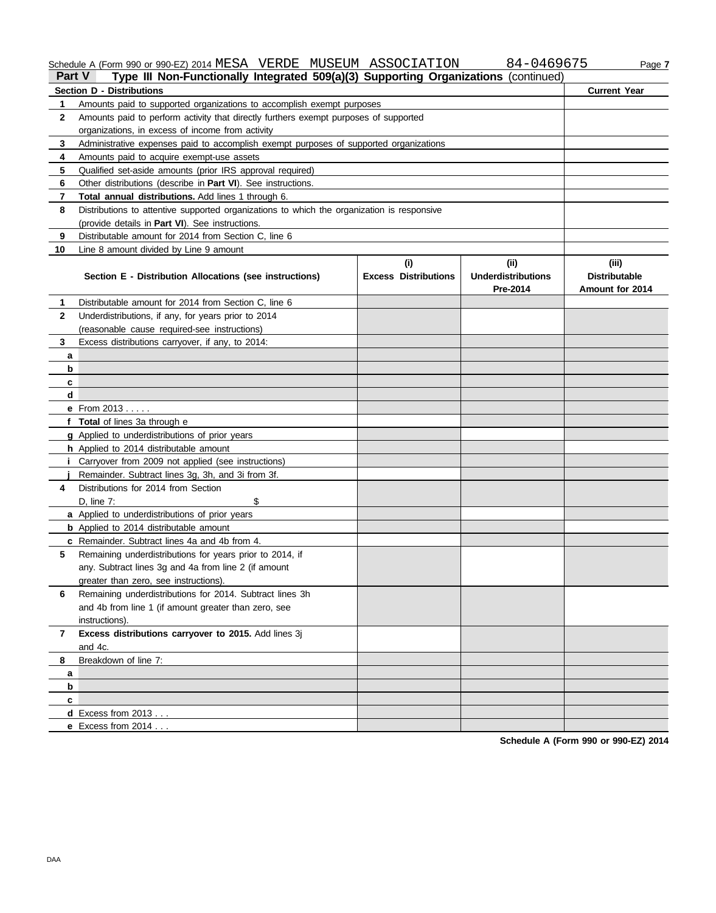Schedule A (Form 990 or 990-EZ) 2014 MESA VERDE MUSEUM ASSOCIATION 84-0469675

## Part V Type III Non-Functionally Integrated 509(a)(3) Supporting Organizations (continued)

| Section D - Distributions | | Current Year |
|---|---|---|
| 1 | Amounts paid to supported organizations to accomplish exempt purposes | |
| 2 | Amounts paid to perform activity that directly furthers exempt purposes of supported organizations, in excess of income from activity | |
| 3 | Administrative expenses paid to accomplish exempt purposes of supported organizations | |
| 4 | Amounts paid to acquire exempt-use assets | |
| 5 | Qualified set-aside amounts (prior IRS approval required) | |
| 6 | Other distributions (describe in **Part VI**). See instructions. | |
| 7 | **Total annual distributions.** Add lines 1 through 6. | |
| 8 | Distributions to attentive supported organizations to which the organization is responsive (provide details in **Part VI**). See instructions. | |
| 9 | Distributable amount for 2014 from Section C, line 6 | |
| 10 | Line 8 amount divided by Line 9 amount | |

| | Section E - Distribution Allocations (see instructions) | (i) Excess Distributions | (ii) Underdistributions Pre-2014 | (iii) Distributable Amount for 2014 |
|---|---|---|---|---|
| 1 | Distributable amount for 2014 from Section C, line 6 | | | |
| 2 | Underdistributions, if any, for years prior to 2014 (reasonable cause required-see instructions) | | | |
| 3 | Excess distributions carryover, if any, to 2014: | | | |
| a | | | | |
| b | | | | |
| c | | | | |
| d | | | | |
| e | From 2013 . . . . . | | | |
| f | **Total** of lines 3a through e | | | |
| g | Applied to underdistributions of prior years | | | |
| h | Applied to 2014 distributable amount | | | |
| i | Carryover from 2009 not applied (see instructions) | | | |
| j | Remainder. Subtract lines 3g, 3h, and 3i from 3f. | | | |
| 4 | Distributions for 2014 from Section D, line 7: $ | | | |
| a | Applied to underdistributions of prior years | | | |
| b | Applied to 2014 distributable amount | | | |
| c | Remainder. Subtract lines 4a and 4b from 4. | | | |
| 5 | Remaining underdistributions for years prior to 2014, if any. Subtract lines 3g and 4a from line 2 (if amount greater than zero, see instructions). | | | |
| 6 | Remaining underdistributions for 2014. Subtract lines 3h and 4b from line 1 (if amount greater than zero, see instructions). | | | |
| 7 | **Excess distributions carryover to 2015.** Add lines 3j and 4c. | | | |
| 8 | Breakdown of line 7: | | | |
| a | | | | |
| b | | | | |
| c | | | | |
| d | Excess from 2013 . . . | | | |
| e | Excess from 2014 . . . | | | |

**Schedule A (Form 990 or 990-EZ) 2014**

DAA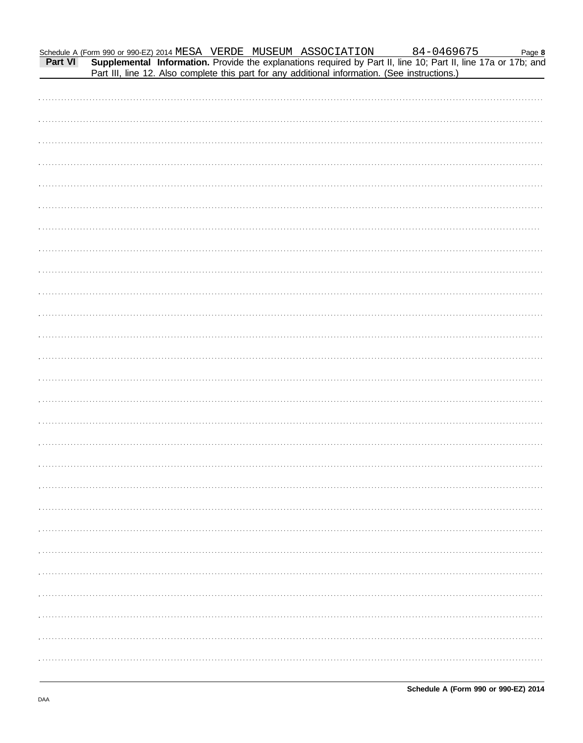Schedule A (Form 990 or 990-EZ) 2014 MESA VERDE MUSEUM ASSOCIATION 84-0469675

**Part VI** **Supplemental Information.** Provide the explanations required by Part II, line 10; Part II, line 17a or 17b; and Part III, line 12. Also complete this part for any additional information. (See instructions.)

**Schedule A (Form 990 or 990-EZ) 2014**

DAA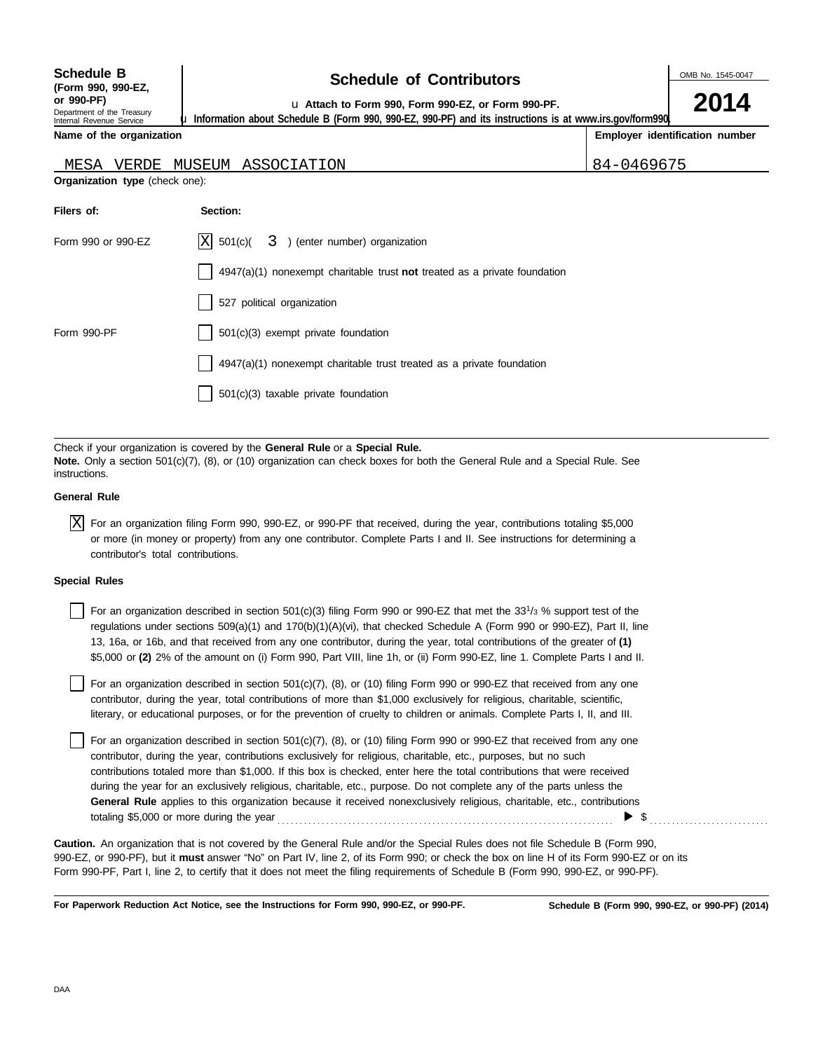**Schedule B**
**(Form 990, 990-EZ, or 990-PF)**
Department of the Treasury
Internal Revenue Service

# Schedule of Contributors

u **Attach to Form 990, Form 990-EZ, or Form 990-PF.**

u **Information about Schedule B (Form 990, 990-EZ, 990-PF) and its instructions is at www.irs.gov/form990.**

OMB No. 1545-0047

**2014**

| **Name of the organization** | **Employer identification number** |
|---|---|
| MESA VERDE MUSEUM ASSOCIATION | 84-0469675 |

**Organization type** (check one):

| **Filers of:** | **Section:** |
|---|---|
| Form 990 or 990-EZ | [X] 501(c)( 3 ) (enter number) organization |
| | [ ] 4947(a)(1) nonexempt charitable trust **not** treated as a private foundation |
| | [ ] 527 political organization |
| Form 990-PF | [ ] 501(c)(3) exempt private foundation |
| | [ ] 4947(a)(1) nonexempt charitable trust treated as a private foundation |
| | [ ] 501(c)(3) taxable private foundation |

Check if your organization is covered by the **General Rule** or a **Special Rule.**
**Note.** Only a section 501(c)(7), (8), or (10) organization can check boxes for both the General Rule and a Special Rule. See instructions.

**General Rule**

[X] For an organization filing Form 990, 990-EZ, or 990-PF that received, during the year, contributions totaling $5,000 or more (in money or property) from any one contributor. Complete Parts I and II. See instructions for determining a contributor's total contributions.

**Special Rules**

[ ] For an organization described in section 501(c)(3) filing Form 990 or 990-EZ that met the $33^1/_3$ % support test of the regulations under sections 509(a)(1) and 170(b)(1)(A)(vi), that checked Schedule A (Form 990 or 990-EZ), Part II, line 13, 16a, or 16b, and that received from any one contributor, during the year, total contributions of the greater of **(1)** $5,000 or **(2)** 2% of the amount on (i) Form 990, Part VIII, line 1h, or (ii) Form 990-EZ, line 1. Complete Parts I and II.

[ ] For an organization described in section 501(c)(7), (8), or (10) filing Form 990 or 990-EZ that received from any one contributor, during the year, total contributions of more than $1,000 exclusively for religious, charitable, scientific, literary, or educational purposes, or for the prevention of cruelty to children or animals. Complete Parts I, II, and III.

[ ] For an organization described in section 501(c)(7), (8), or (10) filing Form 990 or 990-EZ that received from any one contributor, during the year, contributions exclusively for religious, charitable, etc., purposes, but no such contributions totaled more than $1,000. If this box is checked, enter here the total contributions that were received during the year for an exclusively religious, charitable, etc., purpose. Do not complete any of the parts unless the **General Rule** applies to this organization because it received nonexclusively religious, charitable, etc., contributions totaling $5,000 or more during the year ▶ $

**Caution.** An organization that is not covered by the General Rule and/or the Special Rules does not file Schedule B (Form 990, 990-EZ, or 990-PF), but it **must** answer "No" on Part IV, line 2, of its Form 990; or check the box on line H of its Form 990-EZ or on its Form 990-PF, Part I, line 2, to certify that it does not meet the filing requirements of Schedule B (Form 990, 990-EZ, or 990-PF).

**For Paperwork Reduction Act Notice, see the Instructions for Form 990, 990-EZ, or 990-PF.** **Schedule B (Form 990, 990-EZ, or 990-PF) (2014)**

DAA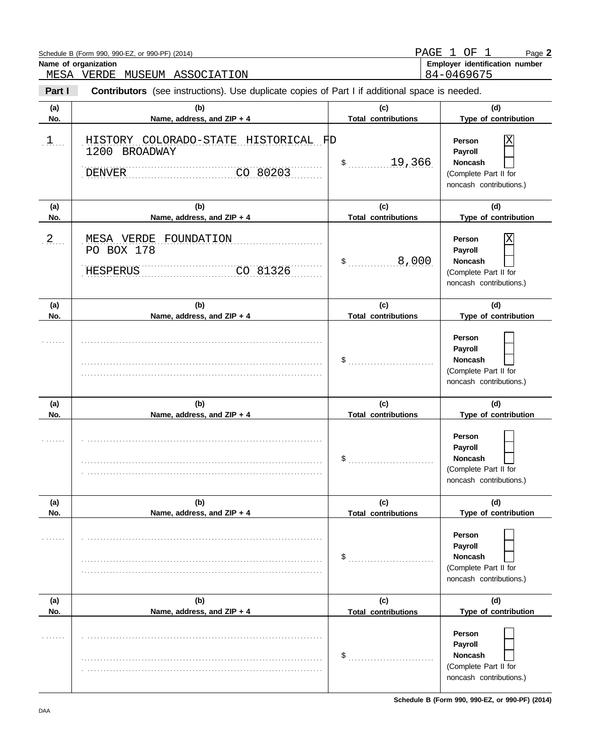Schedule B (Form 990, 990-EZ, or 990-PF) (2014)

PAGE 1 OF 1 Page **2**

**Name of organization**
MESA VERDE MUSEUM ASSOCIATION

**Employer identification number**
84-0469675

**Part I** **Contributors** (see instructions). Use duplicate copies of Part I if additional space is needed.

| (a) No. | (b) Name, address, and ZIP + 4 | (c) Total contributions | (d) Type of contribution |
|---|---|---|---|
| 1 | HISTORY COLORADO-STATE HISTORICAL FD<br>1200 BROADWAY<br>DENVER CO 80203 | $ 19,366 | Person [X]<br>Payroll [ ]<br>Noncash [ ]<br>(Complete Part II for noncash contributions.) |
| 2 | MESA VERDE FOUNDATION<br>PO BOX 178<br>HESPERUS CO 81326 | $ 8,000 | Person [X]<br>Payroll [ ]<br>Noncash [ ]<br>(Complete Part II for noncash contributions.) |
| | | $ | Person [ ]<br>Payroll [ ]<br>Noncash [ ]<br>(Complete Part II for noncash contributions.) |
| | | $ | Person [ ]<br>Payroll [ ]<br>Noncash [ ]<br>(Complete Part II for noncash contributions.) |
| | | $ | Person [ ]<br>Payroll [ ]<br>Noncash [ ]<br>(Complete Part II for noncash contributions.) |
| | | $ | Person [ ]<br>Payroll [ ]<br>Noncash [ ]<br>(Complete Part II for noncash contributions.) |

**Schedule B (Form 990, 990-EZ, or 990-PF) (2014)**

DAA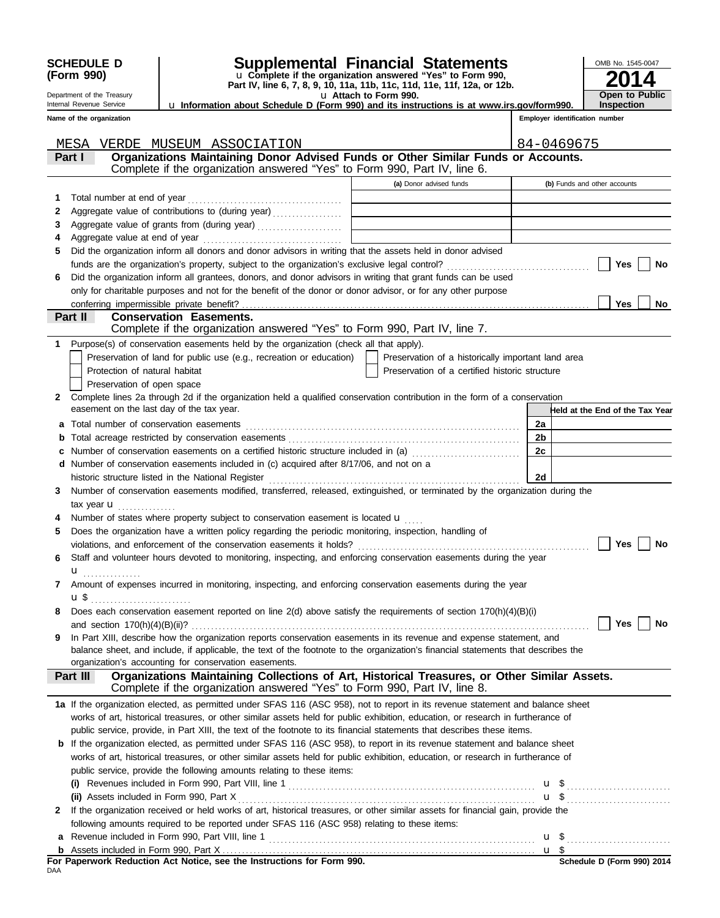**SCHEDULE D (Form 990)**

Department of the Treasury
Internal Revenue Service

# Supplemental Financial Statements

u Complete if the organization answered "Yes" to Form 990, Part IV, line 6, 7, 8, 9, 10, 11a, 11b, 11c, 11d, 11e, 11f, 12a, or 12b.
u Attach to Form 990.
u Information about Schedule D (Form 990) and its instructions is at www.irs.gov/form990.

OMB No. 1545-0047
**2014**
**Open to Public Inspection**

| Name of the organization | Employer identification number |
|---|---|
| MESA VERDE MUSEUM ASSOCIATION | 84-0469675 |

## Part I — Organizations Maintaining Donor Advised Funds or Other Similar Funds or Accounts.
Complete if the organization answered "Yes" to Form 990, Part IV, line 6.

| | | (a) Donor advised funds | (b) Funds and other accounts |
|---|---|---|---|
| 1 | Total number at end of year | | |
| 2 | Aggregate value of contributions to (during year) | | |
| 3 | Aggregate value of grants from (during year) | | |
| 4 | Aggregate value at end of year | | |

5 Did the organization inform all donors and donor advisors in writing that the assets held in donor advised funds are the organization's property, subject to the organization's exclusive legal control? ☐ Yes ☐ No

6 Did the organization inform all grantees, donors, and donor advisors in writing that grant funds can be used only for charitable purposes and not for the benefit of the donor or donor advisor, or for any other purpose conferring impermissible private benefit? ☐ Yes ☐ No

## Part II — Conservation Easements.
Complete if the organization answered "Yes" to Form 990, Part IV, line 7.

1 Purpose(s) of conservation easements held by the organization (check all that apply).
- ☐ Preservation of land for public use (e.g., recreation or education)
- ☐ Preservation of a historically important land area
- ☐ Protection of natural habitat
- ☐ Preservation of a certified historic structure
- ☐ Preservation of open space

2 Complete lines 2a through 2d if the organization held a qualified conservation contribution in the form of a conservation easement on the last day of the tax year.

| | | | Held at the End of the Tax Year |
|---|---|---|---|
| a | Total number of conservation easements | 2a | |
| b | Total acreage restricted by conservation easements | 2b | |
| c | Number of conservation easements on a certified historic structure included in (a) | 2c | |
| d | Number of conservation easements included in (c) acquired after 8/17/06, and not on a historic structure listed in the National Register | 2d | |

3 Number of conservation easements modified, transferred, released, extinguished, or terminated by the organization during the tax year u

4 Number of states where property subject to conservation easement is located u

5 Does the organization have a written policy regarding the periodic monitoring, inspection, handling of violations, and enforcement of the conservation easements it holds? ☐ Yes ☐ No

6 Staff and volunteer hours devoted to monitoring, inspecting, and enforcing conservation easements during the year u

7 Amount of expenses incurred in monitoring, inspecting, and enforcing conservation easements during the year u $

8 Does each conservation easement reported on line 2(d) above satisfy the requirements of section 170(h)(4)(B)(i) and section 170(h)(4)(B)(ii)? ☐ Yes ☐ No

9 In Part XIII, describe how the organization reports conservation easements in its revenue and expense statement, and balance sheet, and include, if applicable, the text of the footnote to the organization's financial statements that describes the organization's accounting for conservation easements.

## Part III — Organizations Maintaining Collections of Art, Historical Treasures, or Other Similar Assets.
Complete if the organization answered "Yes" to Form 990, Part IV, line 8.

1a If the organization elected, as permitted under SFAS 116 (ASC 958), not to report in its revenue statement and balance sheet works of art, historical treasures, or other similar assets held for public exhibition, education, or research in furtherance of public service, provide, in Part XIII, the text of the footnote to its financial statements that describes these items.

b If the organization elected, as permitted under SFAS 116 (ASC 958), to report in its revenue statement and balance sheet works of art, historical treasures, or other similar assets held for public exhibition, education, or research in furtherance of public service, provide the following amounts relating to these items:

(i) Revenues included in Form 990, Part VIII, line 1 u $

(ii) Assets included in Form 990, Part X u $

2 If the organization received or held works of art, historical treasures, or other similar assets for financial gain, provide the following amounts required to be reported under SFAS 116 (ASC 958) relating to these items:

a Revenue included in Form 990, Part VIII, line 1 u $

b Assets included in Form 990, Part X u $

**For Paperwork Reduction Act Notice, see the Instructions for Form 990.** **Schedule D (Form 990) 2014**

DAA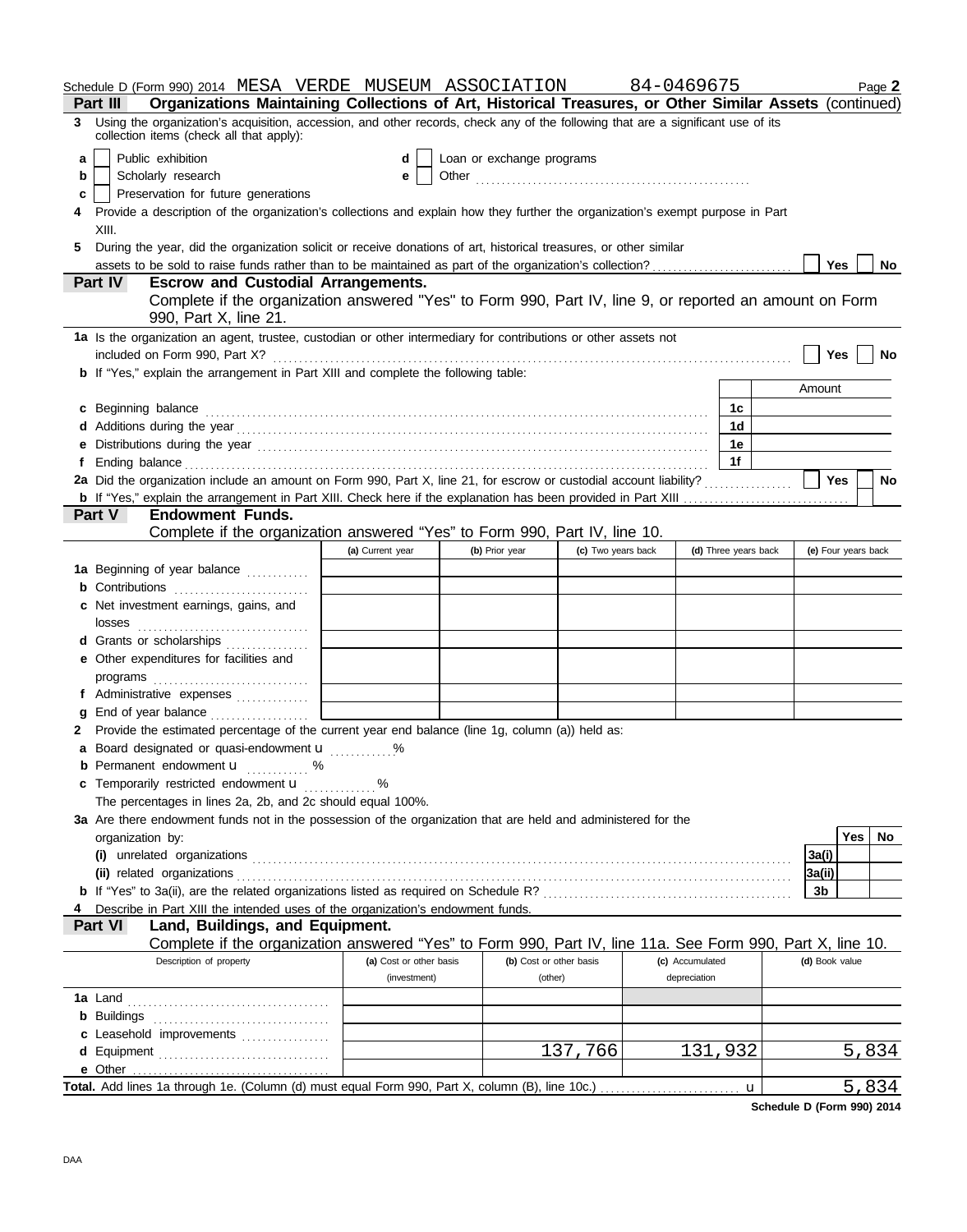Schedule D (Form 990) 2014 MESA VERDE MUSEUM ASSOCIATION 84-0469675 Page **2**

**Part III Organizations Maintaining Collections of Art, Historical Treasures, or Other Similar Assets** (continued)

**3** Using the organization's acquisition, accession, and other records, check any of the following that are a significant use of its collection items (check all that apply):

- **a** ☐ Public exhibition
- **b** ☐ Scholarly research
- **c** ☐ Preservation for future generations
- **d** ☐ Loan or exchange programs
- **e** ☐ Other

**4** Provide a description of the organization's collections and explain how they further the organization's exempt purpose in Part XIII.

**5** During the year, did the organization solicit or receive donations of art, historical treasures, or other similar assets to be sold to raise funds rather than to be maintained as part of the organization's collection? ☐ Yes ☐ No

**Part IV Escrow and Custodial Arrangements.**

Complete if the organization answered "Yes" to Form 990, Part IV, line 9, or reported an amount on Form 990, Part X, line 21.

**1a** Is the organization an agent, trustee, custodian or other intermediary for contributions or other assets not included on Form 990, Part X? ☐ Yes ☐ No

**b** If "Yes," explain the arrangement in Part XIII and complete the following table:

| | | Amount |
|---|---|---|
| **c** Beginning balance | 1c | |
| **d** Additions during the year | 1d | |
| **e** Distributions during the year | 1e | |
| **f** Ending balance | 1f | |

**2a** Did the organization include an amount on Form 990, Part X, line 21, for escrow or custodial account liability? ☐ Yes ☐ No

**b** If "Yes," explain the arrangement in Part XIII. Check here if the explanation has been provided in Part XIII ☐

**Part V Endowment Funds.**

Complete if the organization answered "Yes" to Form 990, Part IV, line 10.

| | (a) Current year | (b) Prior year | (c) Two years back | (d) Three years back | (e) Four years back |
|---|---|---|---|---|---|
| **1a** Beginning of year balance | | | | | |
| **b** Contributions | | | | | |
| **c** Net investment earnings, gains, and losses | | | | | |
| **d** Grants or scholarships | | | | | |
| **e** Other expenditures for facilities and programs | | | | | |
| **f** Administrative expenses | | | | | |
| **g** End of year balance | | | | | |

**2** Provide the estimated percentage of the current year end balance (line 1g, column (a)) held as:

- **a** Board designated or quasi-endowment u ............%
- **b** Permanent endowment u ............ %
- **c** Temporarily restricted endowment u ............ %

The percentages in lines 2a, 2b, and 2c should equal 100%.

**3a** Are there endowment funds not in the possession of the organization that are held and administered for the organization by:

| | | Yes | No |
|---|---|---|---|
| **(i)** unrelated organizations | 3a(i) | | |
| **(ii)** related organizations | 3a(ii) | | |
| **b** If "Yes" to 3a(ii), are the related organizations listed as required on Schedule R? | 3b | | |

**4** Describe in Part XIII the intended uses of the organization's endowment funds.

**Part VI Land, Buildings, and Equipment.**

Complete if the organization answered "Yes" to Form 990, Part IV, line 11a. See Form 990, Part X, line 10.

| Description of property | (a) Cost or other basis (investment) | (b) Cost or other basis (other) | (c) Accumulated depreciation | (d) Book value |
|---|---|---|---|---|
| **1a** Land | | | | |
| **b** Buildings | | | | |
| **c** Leasehold improvements | | | | |
| **d** Equipment | | 137,766 | 131,932 | 5,834 |
| **e** Other | | | | |
| **Total.** Add lines 1a through 1e. (Column (d) must equal Form 990, Part X, column (B), line 10c.) u | | | | 5,834 |

**Schedule D (Form 990) 2014**

DAA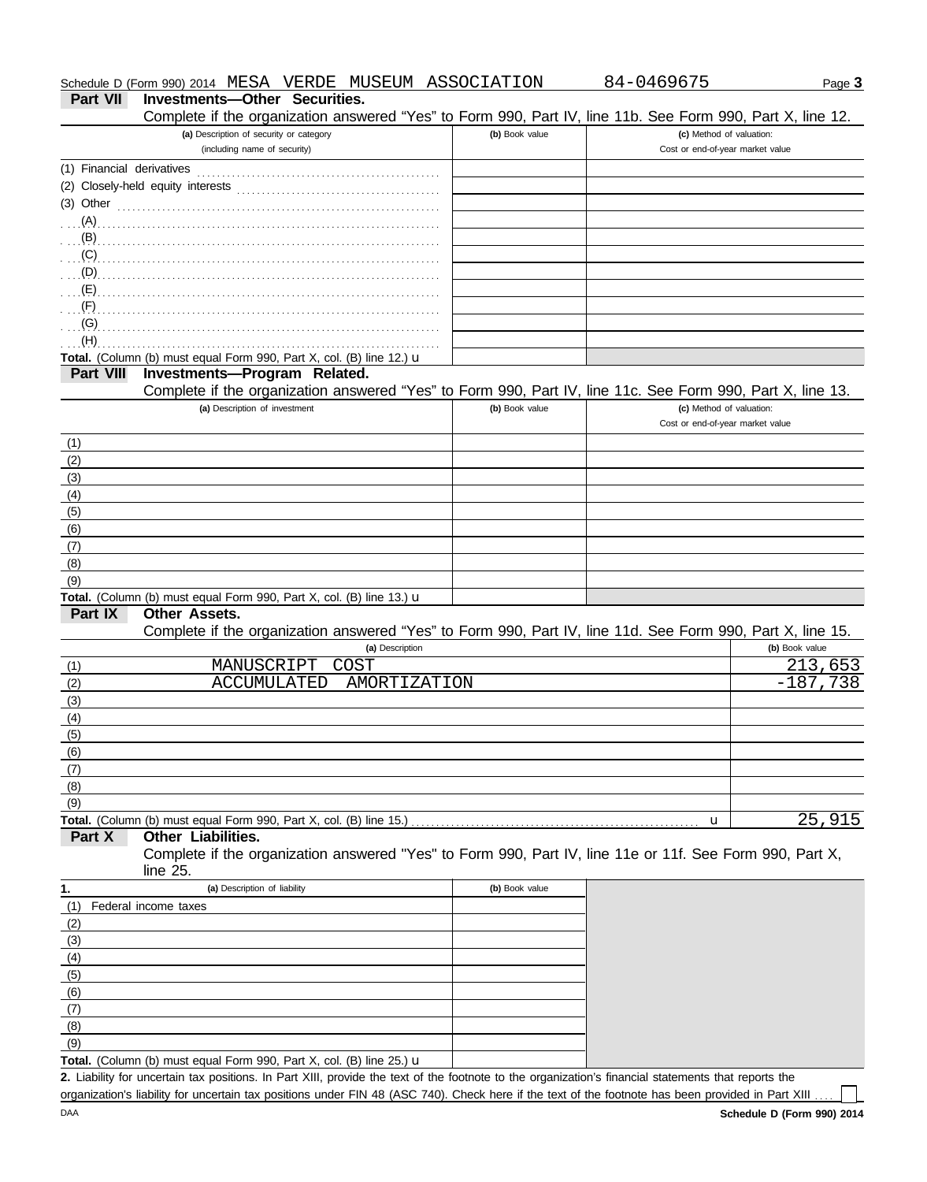Schedule D (Form 990) 2014 MESA VERDE MUSEUM ASSOCIATION 84-0469675

## Part VII Investments—Other Securities.

Complete if the organization answered "Yes" to Form 990, Part IV, line 11b. See Form 990, Part X, line 12.

| (a) Description of security or category (including name of security) | (b) Book value | (c) Method of valuation: Cost or end-of-year market value |
|---|---|---|
| (1) Financial derivatives | | |
| (2) Closely-held equity interests | | |
| (3) Other | | |
| (A) | | |
| (B) | | |
| (C) | | |
| (D) | | |
| (E) | | |
| (F) | | |
| (G) | | |
| (H) | | |
| **Total.** (Column (b) must equal Form 990, Part X, col. (B) line 12.) u | | |

## Part VIII Investments—Program Related.

Complete if the organization answered "Yes" to Form 990, Part IV, line 11c. See Form 990, Part X, line 13.

| (a) Description of investment | (b) Book value | (c) Method of valuation: Cost or end-of-year market value |
|---|---|---|
| (1) | | |
| (2) | | |
| (3) | | |
| (4) | | |
| (5) | | |
| (6) | | |
| (7) | | |
| (8) | | |
| (9) | | |
| **Total.** (Column (b) must equal Form 990, Part X, col. (B) line 13.) u | | |

## Part IX Other Assets.

Complete if the organization answered "Yes" to Form 990, Part IV, line 11d. See Form 990, Part X, line 15.

| | (a) Description | (b) Book value |
|---|---|---|
| (1) | MANUSCRIPT COST | 213,653 |
| (2) | ACCUMULATED AMORTIZATION | -187,738 |
| (3) | | |
| (4) | | |
| (5) | | |
| (6) | | |
| (7) | | |
| (8) | | |
| (9) | | |
| **Total.** (Column (b) must equal Form 990, Part X, col. (B) line 15.) u | | 25,915 |

## Part X Other Liabilities.

Complete if the organization answered "Yes" to Form 990, Part IV, line 11e or 11f. See Form 990, Part X, line 25.

| 1. (a) Description of liability | (b) Book value |
|---|---|
| (1) Federal income taxes | |
| (2) | |
| (3) | |
| (4) | |
| (5) | |
| (6) | |
| (7) | |
| (8) | |
| (9) | |
| **Total.** (Column (b) must equal Form 990, Part X, col. (B) line 25.) u | |

**2.** Liability for uncertain tax positions. In Part XIII, provide the text of the footnote to the organization's financial statements that reports the organization's liability for uncertain tax positions under FIN 48 (ASC 740). Check here if the text of the footnote has been provided in Part XIII ☐

DAA **Schedule D (Form 990) 2014**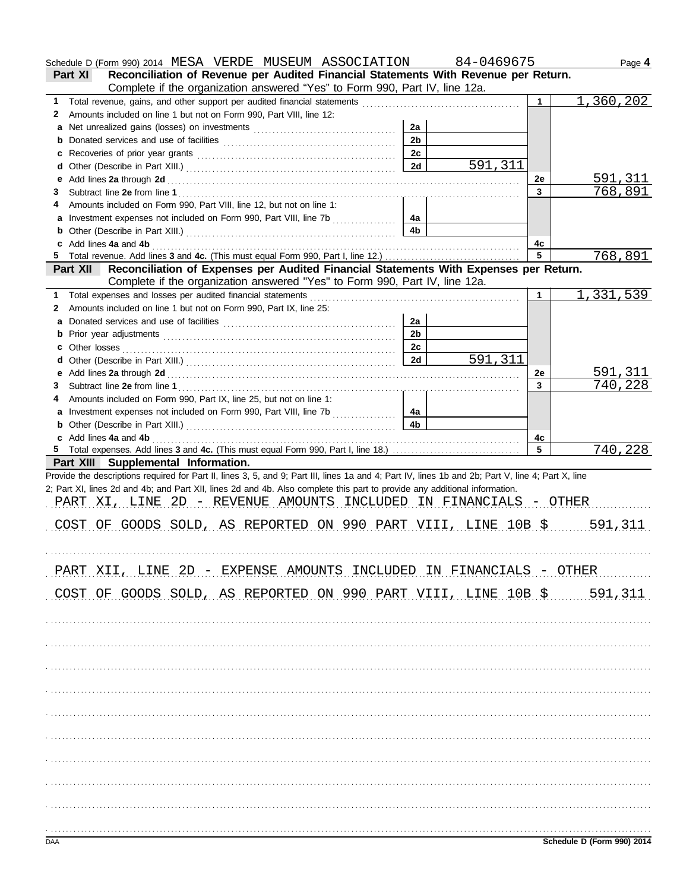Schedule D (Form 990) 2014 MESA VERDE MUSEUM ASSOCIATION 84-0469675 Page **4**

**Part XI — Reconciliation of Revenue per Audited Financial Statements With Revenue per Return.**
Complete if the organization answered "Yes" to Form 990, Part IV, line 12a.

| | | | | | |
|---|---|---|---|---|---|
| **1** | Total revenue, gains, and other support per audited financial statements | | | 1 | 1,360,202 |
| **2** | Amounts included on line 1 but not on Form 990, Part VIII, line 12: | | | | |
| **a** | Net unrealized gains (losses) on investments | 2a | | | |
| **b** | Donated services and use of facilities | 2b | | | |
| **c** | Recoveries of prior year grants | 2c | | | |
| **d** | Other (Describe in Part XIII.) | 2d | 591,311 | | |
| **e** | Add lines **2a** through **2d** | | | 2e | 591,311 |
| **3** | Subtract line **2e** from line **1** | | | 3 | 768,891 |
| **4** | Amounts included on Form 990, Part VIII, line 12, but not on line 1: | | | | |
| **a** | Investment expenses not included on Form 990, Part VIII, line 7b | 4a | | | |
| **b** | Other (Describe in Part XIII.) | 4b | | | |
| **c** | Add lines **4a** and **4b** | | | 4c | |
| **5** | Total revenue. Add lines **3** and **4c.** (This must equal Form 990, Part I, line 12.) | | | 5 | 768,891 |

**Part XII — Reconciliation of Expenses per Audited Financial Statements With Expenses per Return.**
Complete if the organization answered "Yes" to Form 990, Part IV, line 12a.

| | | | | | |
|---|---|---|---|---|---|
| **1** | Total expenses and losses per audited financial statements | | | 1 | 1,331,539 |
| **2** | Amounts included on line 1 but not on Form 990, Part IX, line 25: | | | | |
| **a** | Donated services and use of facilities | 2a | | | |
| **b** | Prior year adjustments | 2b | | | |
| **c** | Other losses | 2c | | | |
| **d** | Other (Describe in Part XIII.) | 2d | 591,311 | | |
| **e** | Add lines **2a** through **2d** | | | 2e | 591,311 |
| **3** | Subtract line **2e** from line **1** | | | 3 | 740,228 |
| **4** | Amounts included on Form 990, Part IX, line 25, but not on line 1: | | | | |
| **a** | Investment expenses not included on Form 990, Part VIII, line 7b | 4a | | | |
| **b** | Other (Describe in Part XIII.) | 4b | | | |
| **c** | Add lines **4a** and **4b** | | | 4c | |
| **5** | Total expenses. Add lines **3** and **4c.** (This must equal Form 990, Part I, line 18.) | | | 5 | 740,228 |

**Part XIII — Supplemental Information.**

Provide the descriptions required for Part II, lines 3, 5, and 9; Part III, lines 1a and 4; Part IV, lines 1b and 2b; Part V, line 4; Part X, line 2; Part XI, lines 2d and 4b; and Part XII, lines 2d and 4b. Also complete this part to provide any additional information.

PART XI, LINE 2D - REVENUE AMOUNTS INCLUDED IN FINANCIALS - OTHER

COST OF GOODS SOLD, AS REPORTED ON 990 PART VIII, LINE 10B $ 591,311

PART XII, LINE 2D - EXPENSE AMOUNTS INCLUDED IN FINANCIALS - OTHER

COST OF GOODS SOLD, AS REPORTED ON 990 PART VIII, LINE 10B $ 591,311

DAA **Schedule D (Form 990) 2014**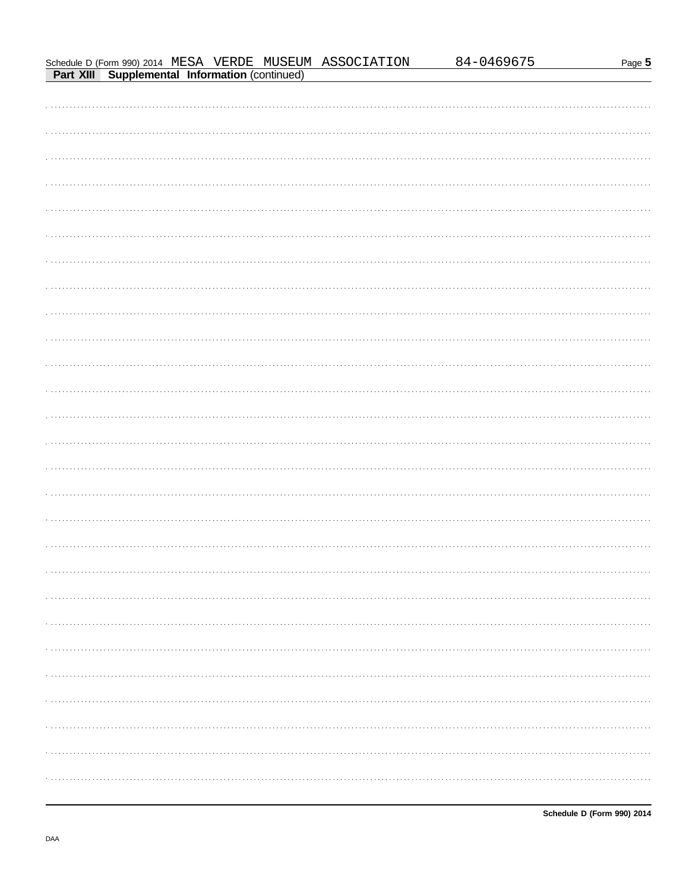Schedule D (Form 990) 2014 MESA VERDE MUSEUM ASSOCIATION 84-0469675

**Part XIII Supplemental Information** (continued)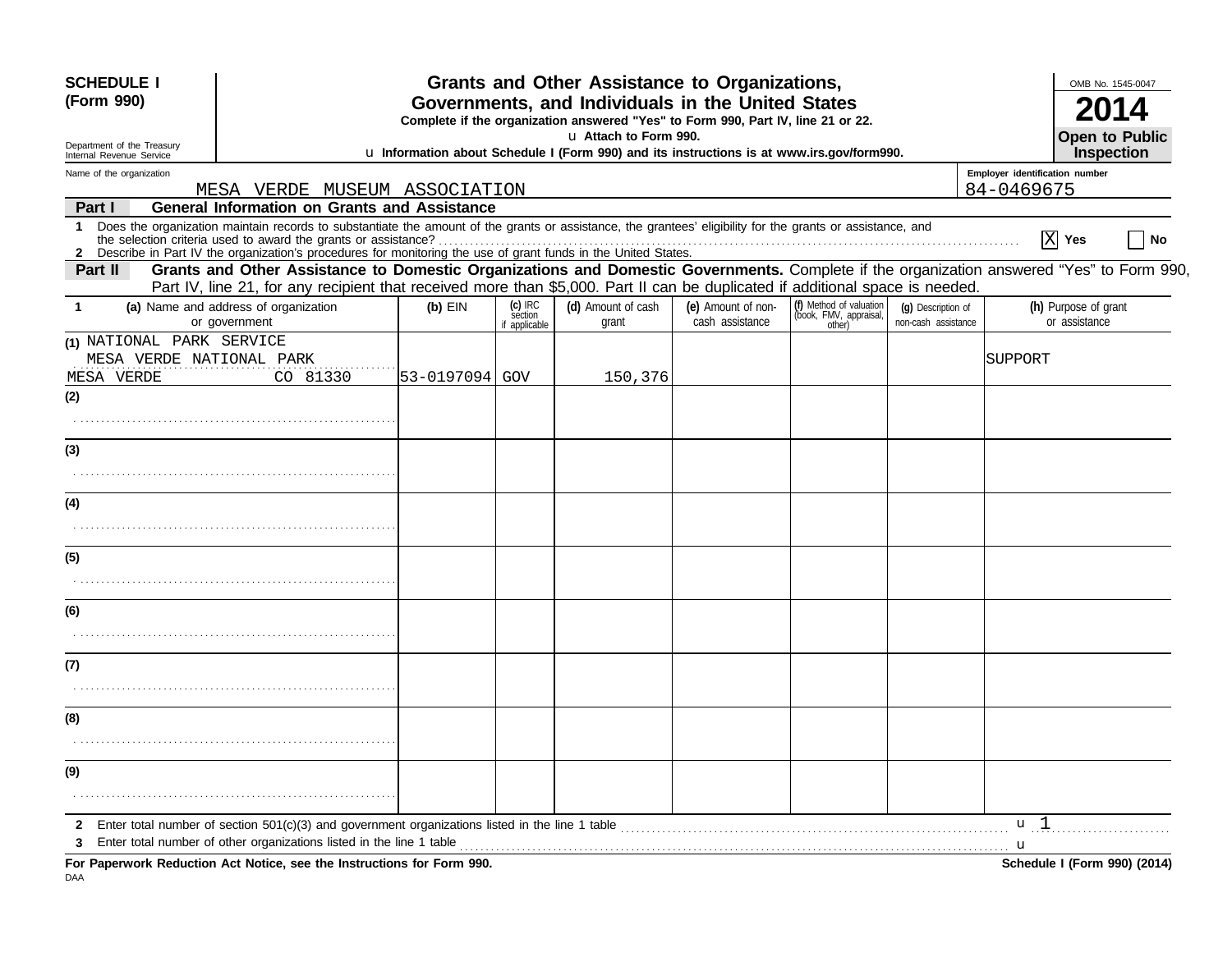**SCHEDULE I**
**(Form 990)**

Department of the Treasury
Internal Revenue Service

# Grants and Other Assistance to Organizations, Governments, and Individuals in the United States

**Complete if the organization answered "Yes" to Form 990, Part IV, line 21 or 22.**

u **Attach to Form 990.**

u **Information about Schedule I (Form 990) and its instructions is at www.irs.gov/form990.**

OMB No. 1545-0047

**2014**

**Open to Public Inspection**

Name of the organization: MESA VERDE MUSEUM ASSOCIATION

Employer identification number: 84-0469675

## Part I — General Information on Grants and Assistance

**1** Does the organization maintain records to substantiate the amount of the grants or assistance, the grantees' eligibility for the grants or assistance, and the selection criteria used to award the grants or assistance? [X] **Yes** [ ] **No**

**2** Describe in Part IV the organization's procedures for monitoring the use of grant funds in the United States.

## Part II — Grants and Other Assistance to Domestic Organizations and Domestic Governments.

Complete if the organization answered "Yes" to Form 990, Part IV, line 21, for any recipient that received more than $5,000. Part II can be duplicated if additional space is needed.

| 1 | (a) Name and address of organization or government | (b) EIN | (c) IRC section if applicable | (d) Amount of cash grant | (e) Amount of non-cash assistance | (f) Method of valuation (book, FMV, appraisal, other) | (g) Description of non-cash assistance | (h) Purpose of grant or assistance |
|---|---|---|---|---|---|---|---|---|
| (1) | NATIONAL PARK SERVICE MESA VERDE NATIONAL PARK MESA VERDE CO 81330 | 53-0197094 | GOV | 150,376 | | | | SUPPORT |
| (2) | | | | | | | | |
| (3) | | | | | | | | |
| (4) | | | | | | | | |
| (5) | | | | | | | | |
| (6) | | | | | | | | |
| (7) | | | | | | | | |
| (8) | | | | | | | | |
| (9) | | | | | | | | |

**2** Enter total number of section 501(c)(3) and government organizations listed in the line 1 table u 1

**3** Enter total number of other organizations listed in the line 1 table u

**For Paperwork Reduction Act Notice, see the Instructions for Form 990.** **Schedule I (Form 990) (2014)**

DAA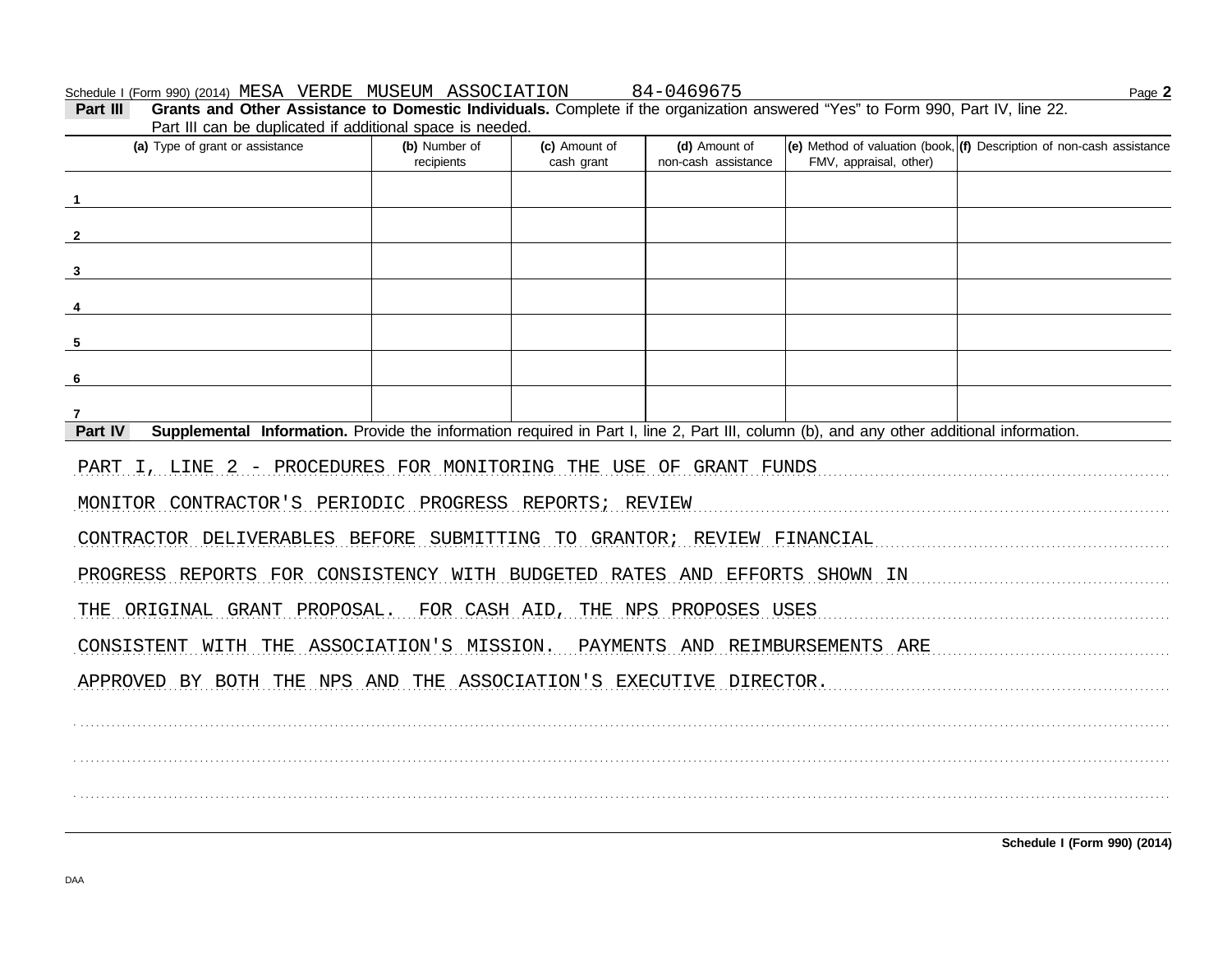Schedule I (Form 990) (2014) MESA VERDE MUSEUM ASSOCIATION 84-0469675 Page **2**

**Part III** **Grants and Other Assistance to Domestic Individuals.** Complete if the organization answered "Yes" to Form 990, Part IV, line 22. Part III can be duplicated if additional space is needed.

| | (a) Type of grant or assistance | (b) Number of recipients | (c) Amount of cash grant | (d) Amount of non-cash assistance | (e) Method of valuation (book, FMV, appraisal, other) | (f) Description of non-cash assistance |
|---|---|---|---|---|---|---|
| 1 | | | | | | |
| 2 | | | | | | |
| 3 | | | | | | |
| 4 | | | | | | |
| 5 | | | | | | |
| 6 | | | | | | |
| 7 | | | | | | |

**Part IV** **Supplemental Information.** Provide the information required in Part I, line 2, Part III, column (b), and any other additional information.

PART I, LINE 2 - PROCEDURES FOR MONITORING THE USE OF GRANT FUNDS

MONITOR CONTRACTOR'S PERIODIC PROGRESS REPORTS; REVIEW CONTRACTOR DELIVERABLES BEFORE SUBMITTING TO GRANTOR; REVIEW FINANCIAL PROGRESS REPORTS FOR CONSISTENCY WITH BUDGETED RATES AND EFFORTS SHOWN IN THE ORIGINAL GRANT PROPOSAL. FOR CASH AID, THE NPS PROPOSES USES CONSISTENT WITH THE ASSOCIATION'S MISSION. PAYMENTS AND REIMBURSEMENTS ARE APPROVED BY BOTH THE NPS AND THE ASSOCIATION'S EXECUTIVE DIRECTOR.

Schedule I (Form 990) (2014)

DAA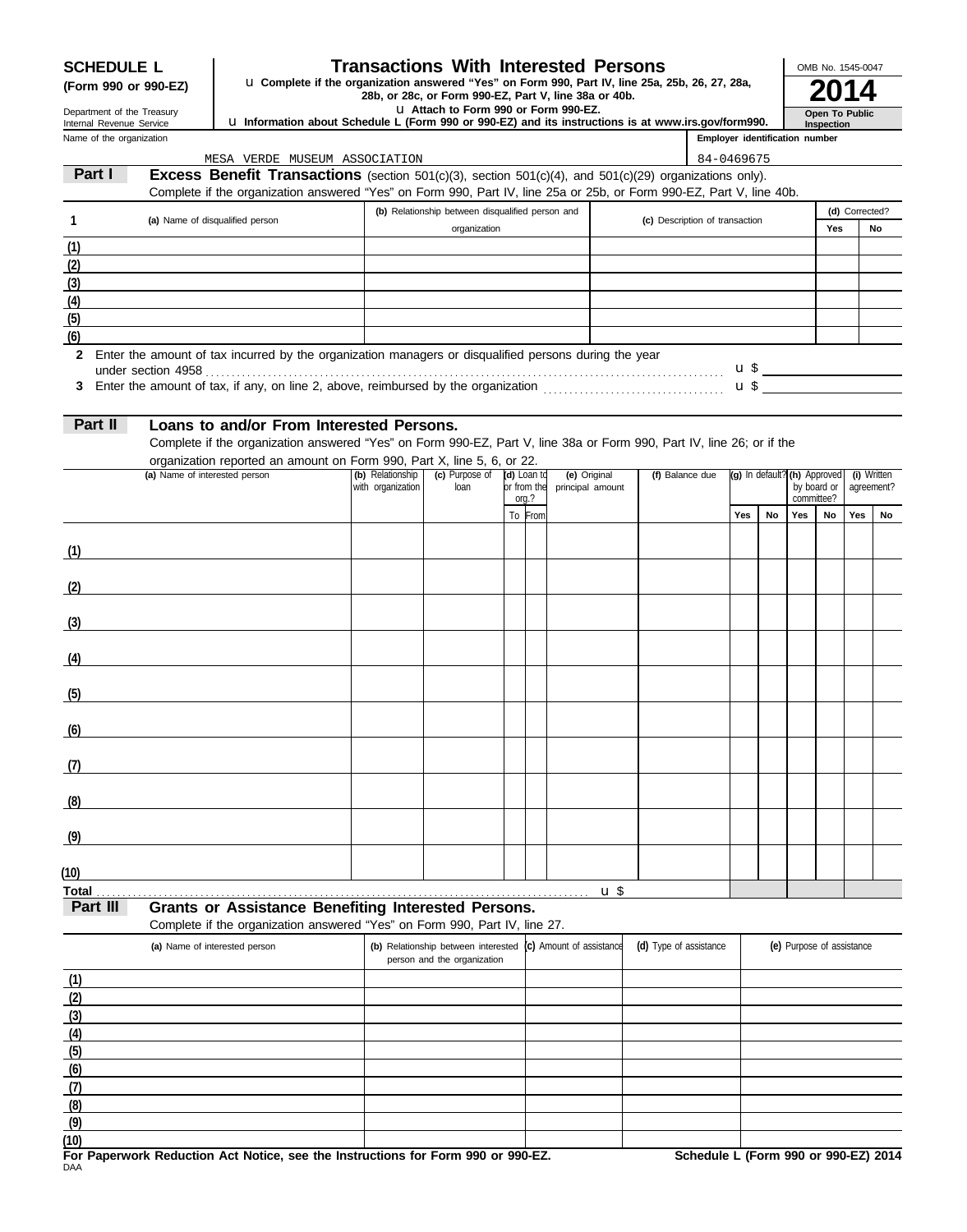**SCHEDULE L**
**(Form 990 or 990-EZ)**

Department of the Treasury
Internal Revenue Service

# Transactions With Interested Persons

u **Complete if the organization answered "Yes" on Form 990, Part IV, line 25a, 25b, 26, 27, 28a, 28b, or 28c, or Form 990-EZ, Part V, line 38a or 40b.**
u **Attach to Form 990 or Form 990-EZ.**
u **Information about Schedule L (Form 990 or 990-EZ) and its instructions is at www.irs.gov/form990.**

OMB No. 1545-0047
**2014**
**Open To Public Inspection**

Name of the organization: MESA VERDE MUSEUM ASSOCIATION
Employer identification number: 84-0469675

## Part I — Excess Benefit Transactions (section 501(c)(3), section 501(c)(4), and 501(c)(29) organizations only).

Complete if the organization answered "Yes" on Form 990, Part IV, line 25a or 25b, or Form 990-EZ, Part V, line 40b.

| 1 | (a) Name of disqualified person | (b) Relationship between disqualified person and organization | (c) Description of transaction | (d) Corrected? Yes | No |
|---|---|---|---|---|---|
| (1) | | | | | |
| (2) | | | | | |
| (3) | | | | | |
| (4) | | | | | |
| (5) | | | | | |
| (6) | | | | | |

**2** Enter the amount of tax incurred by the organization managers or disqualified persons during the year under section 4958 .......... u $

**3** Enter the amount of tax, if any, on line 2, above, reimbursed by the organization .......... u $

## Part II — Loans to and/or From Interested Persons.

Complete if the organization answered "Yes" on Form 990-EZ, Part V, line 38a or Form 990, Part IV, line 26; or if the organization reported an amount on Form 990, Part X, line 5, 6, or 22.

| | (a) Name of interested person | (b) Relationship with organization | (c) Purpose of loan | (d) Loan to or from the org.? To | From | (e) Original principal amount | (f) Balance due | (g) In default? Yes | No | (h) Approved by board or committee? Yes | No | (i) Written agreement? Yes | No |
|---|---|---|---|---|---|---|---|---|---|---|---|---|---|
| (1) | | | | | | | | | | | | | |
| (2) | | | | | | | | | | | | | |
| (3) | | | | | | | | | | | | | |
| (4) | | | | | | | | | | | | | |
| (5) | | | | | | | | | | | | | |
| (6) | | | | | | | | | | | | | |
| (7) | | | | | | | | | | | | | |
| (8) | | | | | | | | | | | | | |
| (9) | | | | | | | | | | | | | |
| (10) | | | | | | | | | | | | | |
| **Total** | | | | | | u $ | | | | | | | |

## Part III — Grants or Assistance Benefiting Interested Persons.

Complete if the organization answered "Yes" on Form 990, Part IV, line 27.

| | (a) Name of interested person | (b) Relationship between interested person and the organization | (c) Amount of assistance | (d) Type of assistance | (e) Purpose of assistance |
|---|---|---|---|---|---|
| (1) | | | | | |
| (2) | | | | | |
| (3) | | | | | |
| (4) | | | | | |
| (5) | | | | | |
| (6) | | | | | |
| (7) | | | | | |
| (8) | | | | | |
| (9) | | | | | |
| (10) | | | | | |

**For Paperwork Reduction Act Notice, see the Instructions for Form 990 or 990-EZ.** **Schedule L (Form 990 or 990-EZ) 2014**

DAA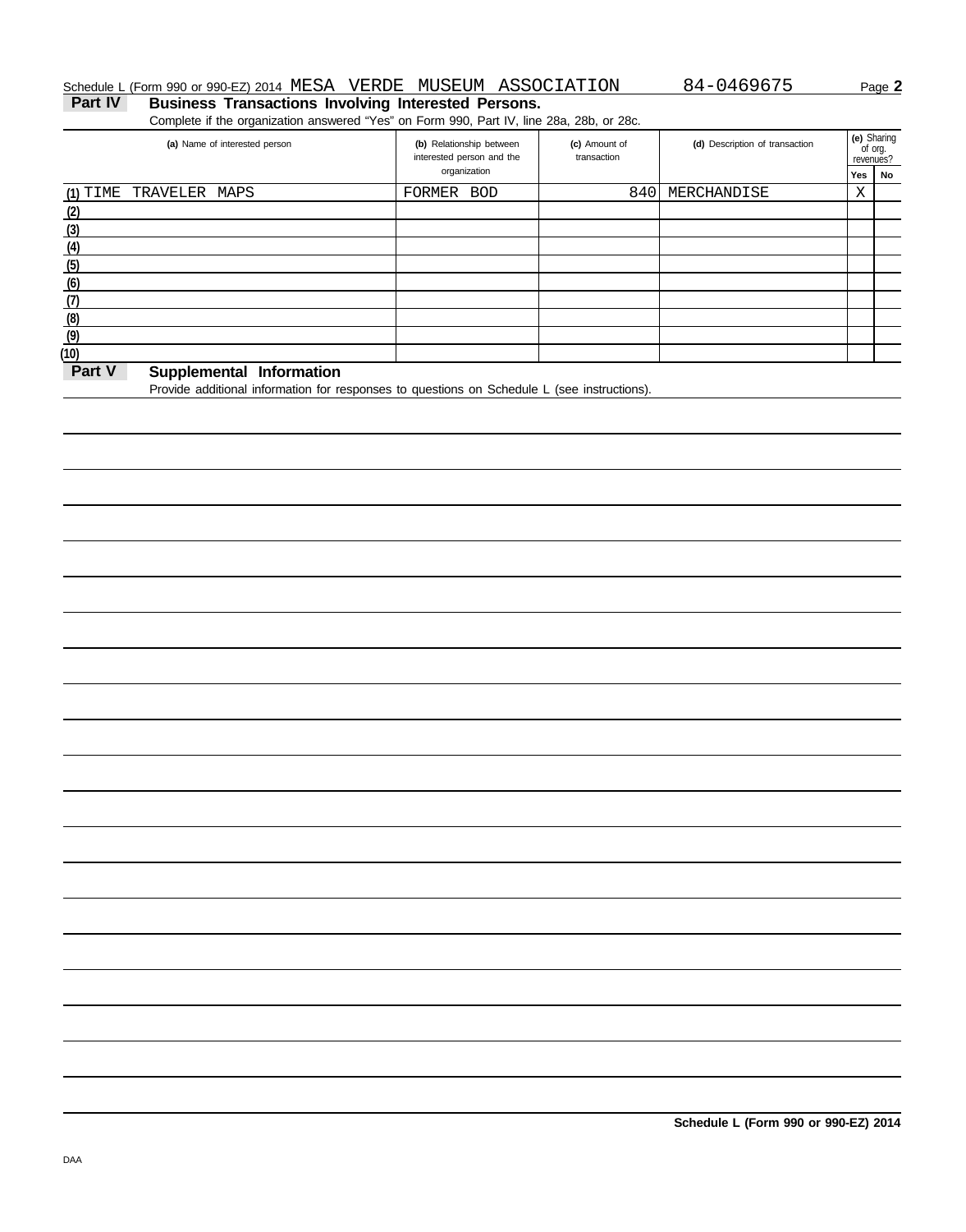Schedule L (Form 990 or 990-EZ) 2014 MESA VERDE MUSEUM ASSOCIATION 84-0469675 Page **2**

## Part IV Business Transactions Involving Interested Persons.

Complete if the organization answered "Yes" on Form 990, Part IV, line 28a, 28b, or 28c.

| (a) Name of interested person | (b) Relationship between interested person and the organization | (c) Amount of transaction | (d) Description of transaction | (e) Sharing of org. revenues? | |
|---|---|---|---|---|---|
| | | | | Yes | No |
| (1) TIME TRAVELER MAPS | FORMER BOD | 840 | MERCHANDISE | X | |
| (2) | | | | | |
| (3) | | | | | |
| (4) | | | | | |
| (5) | | | | | |
| (6) | | | | | |
| (7) | | | | | |
| (8) | | | | | |
| (9) | | | | | |
| (10) | | | | | |

## Part V Supplemental Information

Provide additional information for responses to questions on Schedule L (see instructions).

**Schedule L (Form 990 or 990-EZ) 2014**

DAA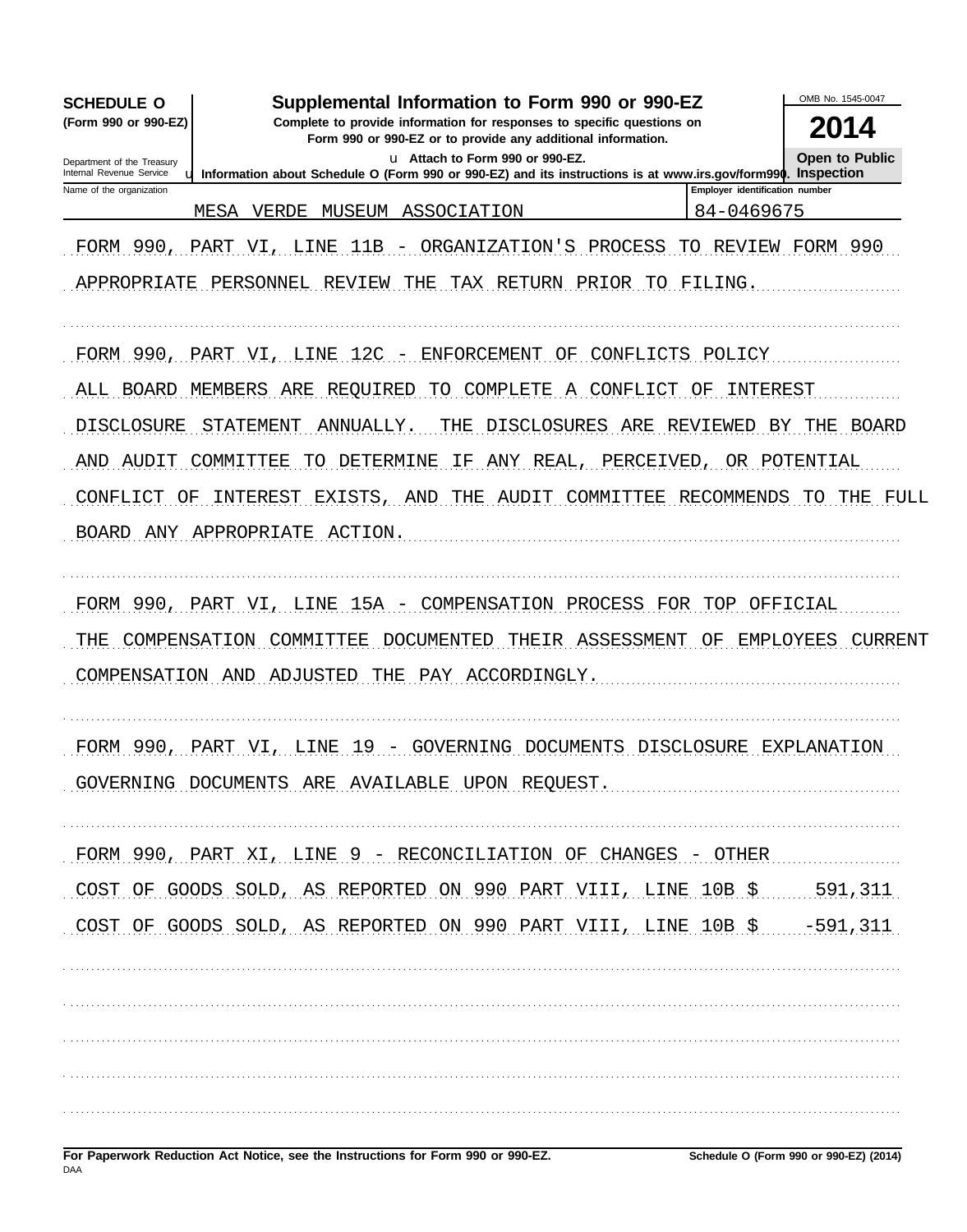**SCHEDULE O** (Form 990 or 990-EZ)

Department of the Treasury
Internal Revenue Service

# Supplemental Information to Form 990 or 990-EZ

**Complete to provide information for responses to specific questions on Form 990 or 990-EZ or to provide any additional information.**

u **Attach to Form 990 or 990-EZ.**

u **Information about Schedule O (Form 990 or 990-EZ) and its instructions is at www.irs.gov/form990.**

OMB No. 1545-0047

**2014**

**Open to Public Inspection**

| Name of the organization | Employer identification number |
|---|---|
| MESA VERDE MUSEUM ASSOCIATION | 84-0469675 |

FORM 990, PART VI, LINE 11B - ORGANIZATION'S PROCESS TO REVIEW FORM 990

APPROPRIATE PERSONNEL REVIEW THE TAX RETURN PRIOR TO FILING.

FORM 990, PART VI, LINE 12C - ENFORCEMENT OF CONFLICTS POLICY

ALL BOARD MEMBERS ARE REQUIRED TO COMPLETE A CONFLICT OF INTEREST DISCLOSURE STATEMENT ANNUALLY. THE DISCLOSURES ARE REVIEWED BY THE BOARD AND AUDIT COMMITTEE TO DETERMINE IF ANY REAL, PERCEIVED, OR POTENTIAL CONFLICT OF INTEREST EXISTS, AND THE AUDIT COMMITTEE RECOMMENDS TO THE FULL BOARD ANY APPROPRIATE ACTION.

FORM 990, PART VI, LINE 15A - COMPENSATION PROCESS FOR TOP OFFICIAL

THE COMPENSATION COMMITTEE DOCUMENTED THEIR ASSESSMENT OF EMPLOYEES CURRENT COMPENSATION AND ADJUSTED THE PAY ACCORDINGLY.

FORM 990, PART VI, LINE 19 - GOVERNING DOCUMENTS DISCLOSURE EXPLANATION

GOVERNING DOCUMENTS ARE AVAILABLE UPON REQUEST.

FORM 990, PART XI, LINE 9 - RECONCILIATION OF CHANGES - OTHER

| | |
|---|---|
| COST OF GOODS SOLD, AS REPORTED ON 990 PART VIII, LINE 10B $ | 591,311 |
| COST OF GOODS SOLD, AS REPORTED ON 990 PART VIII, LINE 10B $ | -591,311 |

**For Paperwork Reduction Act Notice, see the Instructions for Form 990 or 990-EZ.** DAA

**Schedule O (Form 990 or 990-EZ) (2014)**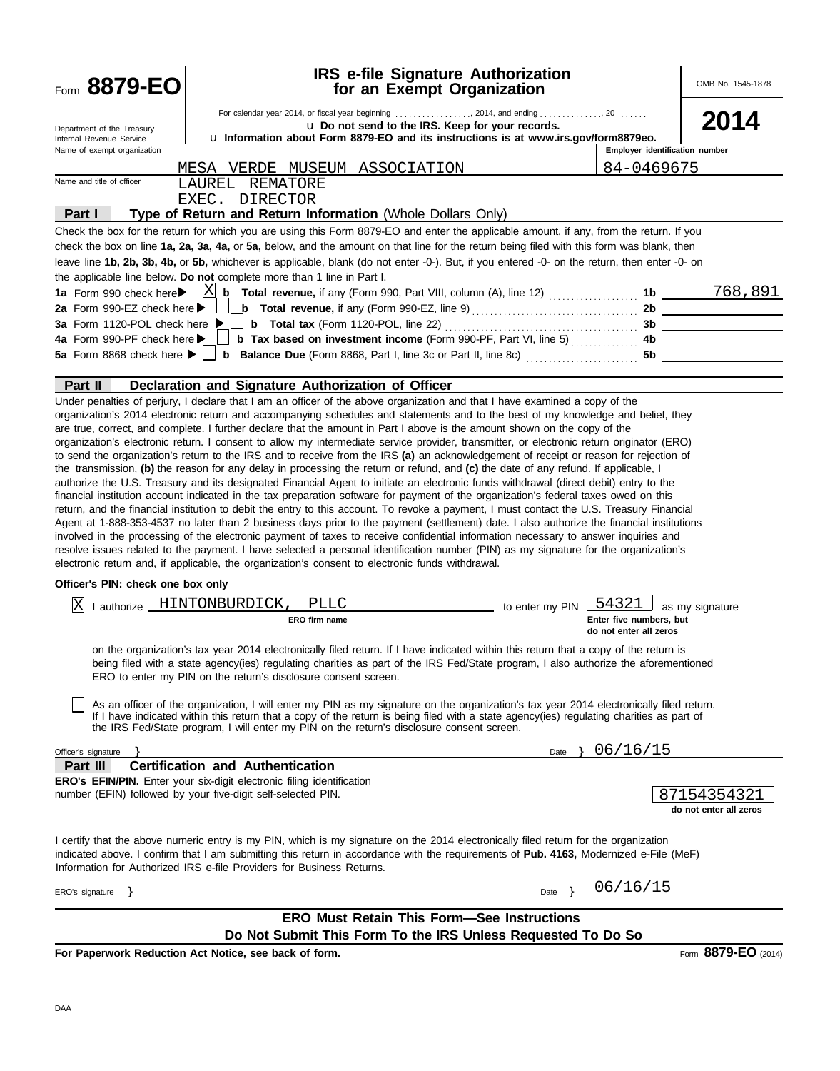Form **8879-EO**

# IRS e-file Signature Authorization for an Exempt Organization

OMB No. 1545-1878

For calendar year 2014, or fiscal year beginning ................., 2014, and ending .............., 20 ......

u **Do not send to the IRS. Keep for your records.**

u **Information about Form 8879-EO and its instructions is at www.irs.gov/form8879eo.**

**2014**

Department of the Treasury
Internal Revenue Service

Name of exempt organization: MESA VERDE MUSEUM ASSOCIATION

Employer identification number: 84-0469675

Name and title of officer: LAUREL REMATORE
EXEC. DIRECTOR

## Part I — Type of Return and Return Information (Whole Dollars Only)

Check the box for the return for which you are using this Form 8879-EO and enter the applicable amount, if any, from the return. If you check the box on line **1a, 2a, 3a, 4a,** or **5a,** below, and the amount on that line for the return being filed with this form was blank, then leave line **1b, 2b, 3b, 4b,** or **5b,** whichever is applicable, blank (do not enter -0-). But, if you entered -0- on the return, then enter -0- on the applicable line below. **Do not** complete more than 1 line in Part I.

| | | | |
|---|---|---|---|
| **1a** Form 990 check here ▶ [X] | **b** **Total revenue,** if any (Form 990, Part VIII, column (A), line 12) | **1b** | 768,891 |
| **2a** Form 990-EZ check here ▶ [ ] | **b** **Total revenue,** if any (Form 990-EZ, line 9) | **2b** | |
| **3a** Form 1120-POL check here ▶ [ ] | **b** **Total tax** (Form 1120-POL, line 22) | **3b** | |
| **4a** Form 990-PF check here ▶ [ ] | **b** **Tax based on investment income** (Form 990-PF, Part VI, line 5) | **4b** | |
| **5a** Form 8868 check here ▶ [ ] | **b** **Balance Due** (Form 8868, Part I, line 3c or Part II, line 8c) | **5b** | |

## Part II — Declaration and Signature Authorization of Officer

Under penalties of perjury, I declare that I am an officer of the above organization and that I have examined a copy of the organization's 2014 electronic return and accompanying schedules and statements and to the best of my knowledge and belief, they are true, correct, and complete. I further declare that the amount in Part I above is the amount shown on the copy of the organization's electronic return. I consent to allow my intermediate service provider, transmitter, or electronic return originator (ERO) to send the organization's return to the IRS and to receive from the IRS **(a)** an acknowledgement of receipt or reason for rejection of the transmission, **(b)** the reason for any delay in processing the return or refund, and **(c)** the date of any refund. If applicable, I authorize the U.S. Treasury and its designated Financial Agent to initiate an electronic funds withdrawal (direct debit) entry to the financial institution account indicated in the tax preparation software for payment of the organization's federal taxes owed on this return, and the financial institution to debit the entry to this account. To revoke a payment, I must contact the U.S. Treasury Financial Agent at 1-888-353-4537 no later than 2 business days prior to the payment (settlement) date. I also authorize the financial institutions involved in the processing of the electronic payment of taxes to receive confidential information necessary to answer inquiries and resolve issues related to the payment. I have selected a personal identification number (PIN) as my signature for the organization's electronic return and, if applicable, the organization's consent to electronic funds withdrawal.

**Officer's PIN: check one box only**

[X] I authorize HINTONBURDICK, PLLC (**ERO firm name**) to enter my PIN 54321 (**Enter five numbers, but do not enter all zeros**) as my signature on the organization's tax year 2014 electronically filed return. If I have indicated within this return that a copy of the return is being filed with a state agency(ies) regulating charities as part of the IRS Fed/State program, I also authorize the aforementioned ERO to enter my PIN on the return's disclosure consent screen.

[ ] As an officer of the organization, I will enter my PIN as my signature on the organization's tax year 2014 electronically filed return. If I have indicated within this return that a copy of the return is being filed with a state agency(ies) regulating charities as part of the IRS Fed/State program, I will enter my PIN on the return's disclosure consent screen.

Officer's signature } Date } 06/16/15

## Part III — Certification and Authentication

**ERO's EFIN/PIN.** Enter your six-digit electronic filing identification number (EFIN) followed by your five-digit self-selected PIN.

87154354321
**do not enter all zeros**

I certify that the above numeric entry is my PIN, which is my signature on the 2014 electronically filed return for the organization indicated above. I confirm that I am submitting this return in accordance with the requirements of **Pub. 4163,** Modernized e-File (MeF) Information for Authorized IRS e-file Providers for Business Returns.

ERO's signature } Date } 06/16/15

**ERO Must Retain This Form—See Instructions**

**Do Not Submit This Form To the IRS Unless Requested To Do So**

**For Paperwork Reduction Act Notice, see back of form.**

Form **8879-EO** (2014)

DAA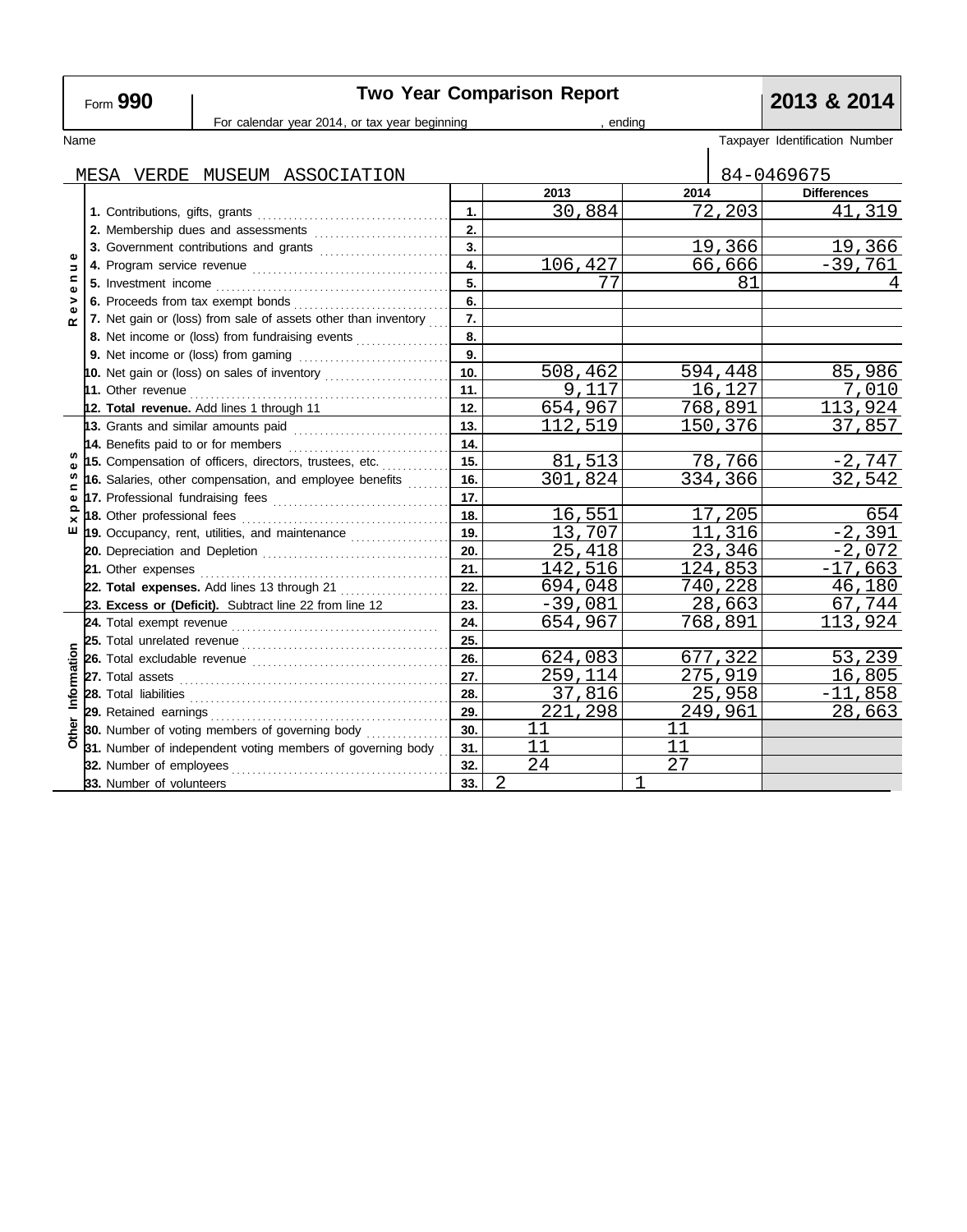Form **990**

# Two Year Comparison Report

**2013 & 2014**

For calendar year 2014, or tax year beginning , ending

Name: MESA VERDE MUSEUM ASSOCIATION

Taxpayer Identification Number: 84-0469675

| Section | Line | # | 2013 | 2014 | Differences |
|---|---|---|---|---|---|
| Revenue | 1. Contributions, gifts, grants | 1. | 30,884 | 72,203 | 41,319 |
| | 2. Membership dues and assessments | 2. | | | |
| | 3. Government contributions and grants | 3. | | 19,366 | 19,366 |
| | 4. Program service revenue | 4. | 106,427 | 66,666 | -39,761 |
| | 5. Investment income | 5. | 77 | 81 | 4 |
| | 6. Proceeds from tax exempt bonds | 6. | | | |
| | 7. Net gain or (loss) from sale of assets other than inventory | 7. | | | |
| | 8. Net income or (loss) from fundraising events | 8. | | | |
| | 9. Net income or (loss) from gaming | 9. | | | |
| | 10. Net gain or (loss) on sales of inventory | 10. | 508,462 | 594,448 | 85,986 |
| | 11. Other revenue | 11. | 9,117 | 16,127 | 7,010 |
| | **12. Total revenue.** Add lines 1 through 11 | 12. | 654,967 | 768,891 | 113,924 |
| Expenses | 13. Grants and similar amounts paid | 13. | 112,519 | 150,376 | 37,857 |
| | 14. Benefits paid to or for members | 14. | | | |
| | 15. Compensation of officers, directors, trustees, etc. | 15. | 81,513 | 78,766 | -2,747 |
| | 16. Salaries, other compensation, and employee benefits | 16. | 301,824 | 334,366 | 32,542 |
| | 17. Professional fundraising fees | 17. | | | |
| | 18. Other professional fees | 18. | 16,551 | 17,205 | 654 |
| | 19. Occupancy, rent, utilities, and maintenance | 19. | 13,707 | 11,316 | -2,391 |
| | 20. Depreciation and Depletion | 20. | 25,418 | 23,346 | -2,072 |
| | 21. Other expenses | 21. | 142,516 | 124,853 | -17,663 |
| | **22. Total expenses.** Add lines 13 through 21 | 22. | 694,048 | 740,228 | 46,180 |
| | **23. Excess or (Deficit).** Subtract line 22 from line 12 | 23. | -39,081 | 28,663 | 67,744 |
| Other Information | 24. Total exempt revenue | 24. | 654,967 | 768,891 | 113,924 |
| | 25. Total unrelated revenue | 25. | | | |
| | 26. Total excludable revenue | 26. | 624,083 | 677,322 | 53,239 |
| | 27. Total assets | 27. | 259,114 | 275,919 | 16,805 |
| | 28. Total liabilities | 28. | 37,816 | 25,958 | -11,858 |
| | 29. Retained earnings | 29. | 221,298 | 249,961 | 28,663 |
| | 30. Number of voting members of governing body | 30. | 11 | 11 | |
| | 31. Number of independent voting members of governing body | 31. | 11 | 11 | |
| | 32. Number of employees | 32. | 24 | 27 | |
| | 33. Number of volunteers | 33. | 2 | 1 | |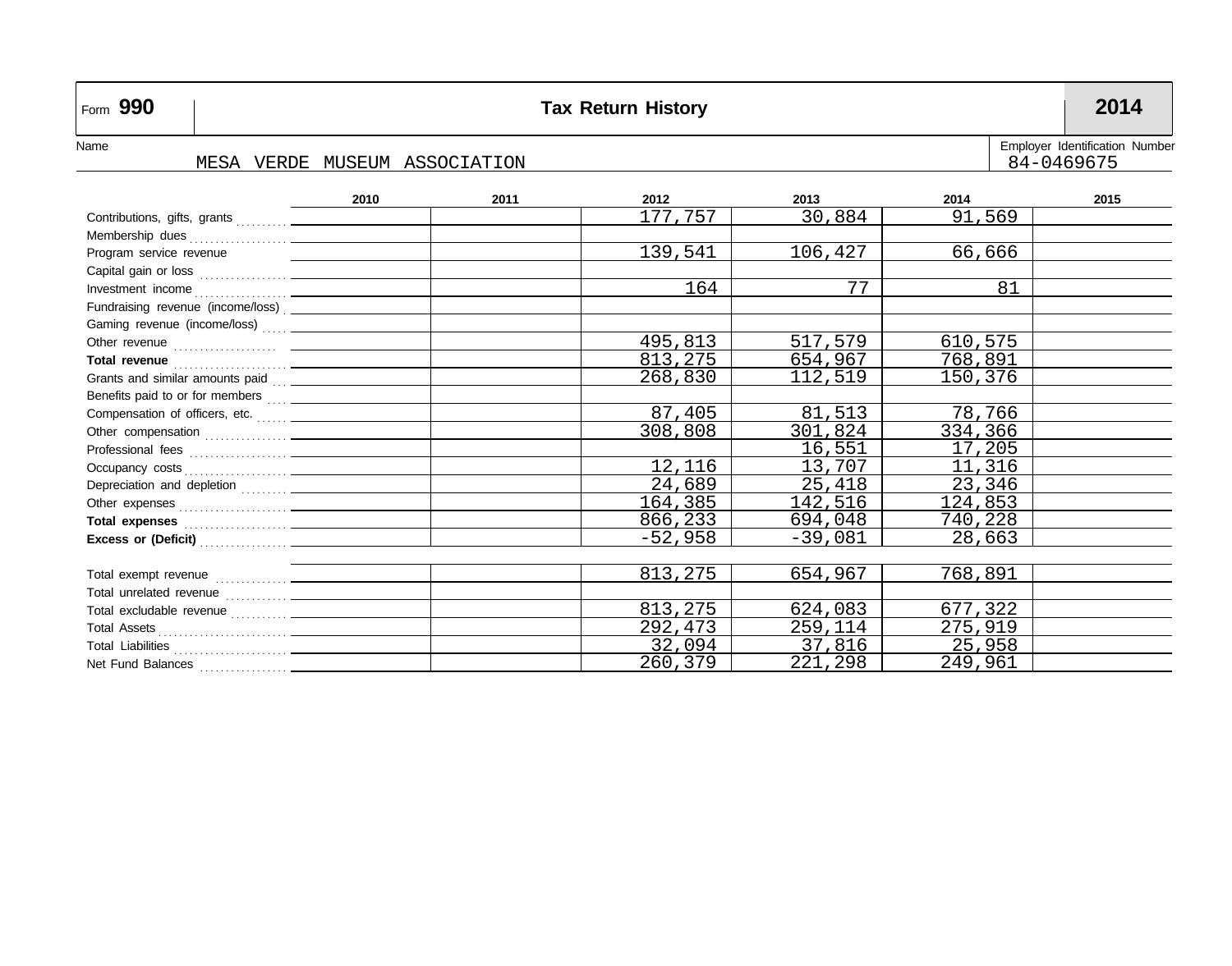Form **990** | **Tax Return History** | **2014**

Name: MESA VERDE MUSEUM ASSOCIATION

Employer Identification Number: 84-0469675

| | 2010 | 2011 | 2012 | 2013 | 2014 | 2015 |
|---|---|---|---|---|---|---|
| Contributions, gifts, grants | | | 177,757 | 30,884 | 91,569 | |
| Membership dues | | | | | | |
| Program service revenue | | | 139,541 | 106,427 | 66,666 | |
| Capital gain or loss | | | | | | |
| Investment income | | | 164 | 77 | 81 | |
| Fundraising revenue (income/loss) | | | | | | |
| Gaming revenue (income/loss) | | | | | | |
| Other revenue | | | 495,813 | 517,579 | 610,575 | |
| **Total revenue** | | | 813,275 | 654,967 | 768,891 | |
| Grants and similar amounts paid | | | 268,830 | 112,519 | 150,376 | |
| Benefits paid to or for members | | | | | | |
| Compensation of officers, etc. | | | 87,405 | 81,513 | 78,766 | |
| Other compensation | | | 308,808 | 301,824 | 334,366 | |
| Professional fees | | | | 16,551 | 17,205 | |
| Occupancy costs | | | 12,116 | 13,707 | 11,316 | |
| Depreciation and depletion | | | 24,689 | 25,418 | 23,346 | |
| Other expenses | | | 164,385 | 142,516 | 124,853 | |
| **Total expenses** | | | 866,233 | 694,048 | 740,228 | |
| **Excess or (Deficit)** | | | -52,958 | -39,081 | 28,663 | |
| | | | | | | |
| Total exempt revenue | | | 813,275 | 654,967 | 768,891 | |
| Total unrelated revenue | | | | | | |
| Total excludable revenue | | | 813,275 | 624,083 | 677,322 | |
| Total Assets | | | 292,473 | 259,114 | 275,919 | |
| Total Liabilities | | | 32,094 | 37,816 | 25,958 | |
| Net Fund Balances | | | 260,379 | 221,298 | 249,961 | |